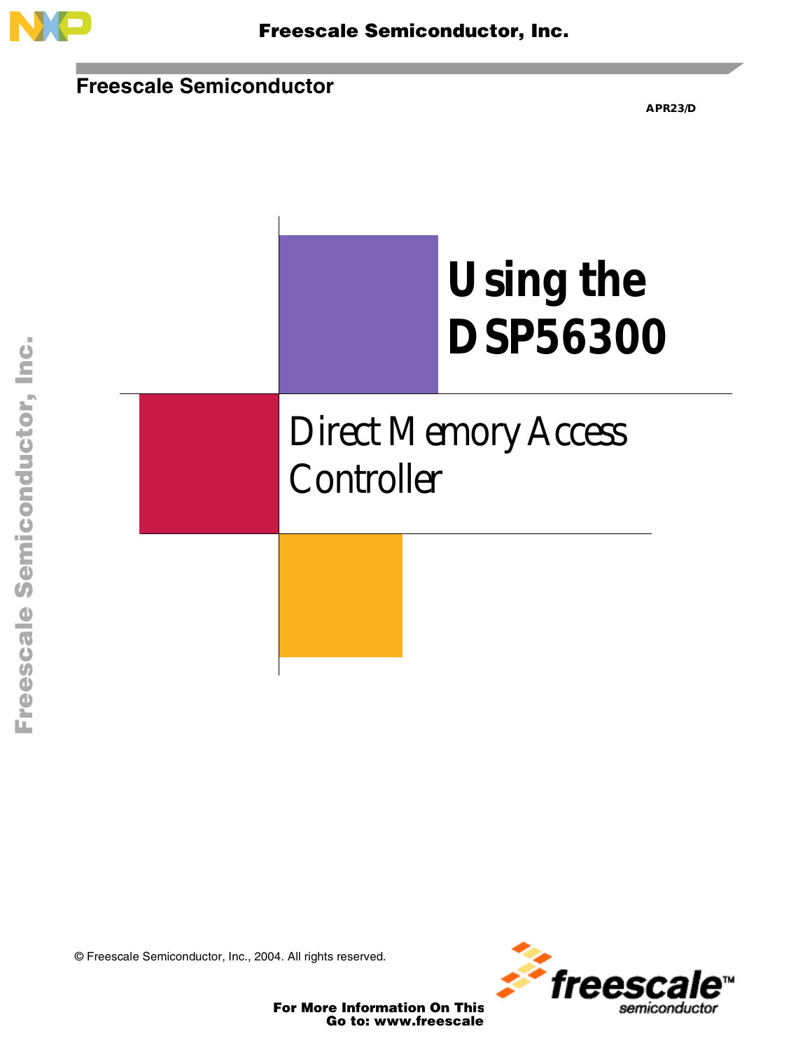Freescale Semiconductor

APR23/D

# Using the DSP56300

## Direct Memory Access Controller

© Freescale Semiconductor, Inc., 2004. All rights reserved.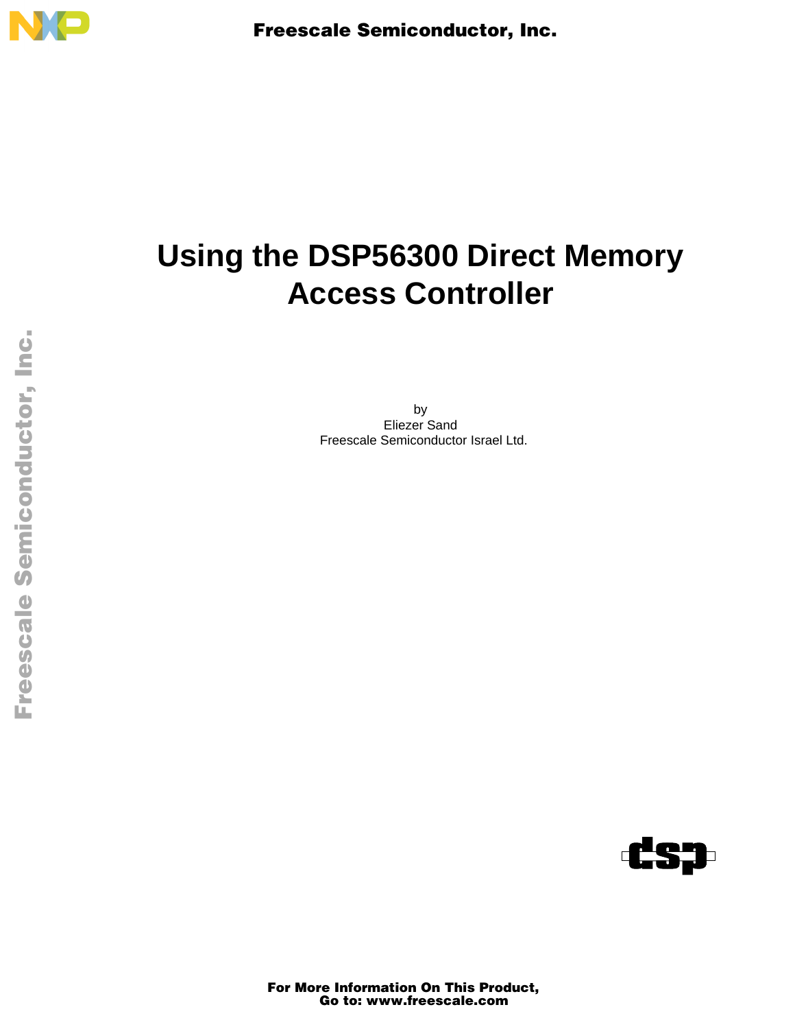# Using the DSP56300 Direct Memory Access Controller

by
Eliezer Sand
Freescale Semiconductor Israel Ltd.

For More Information On This Product,
Go to: www.freescale.com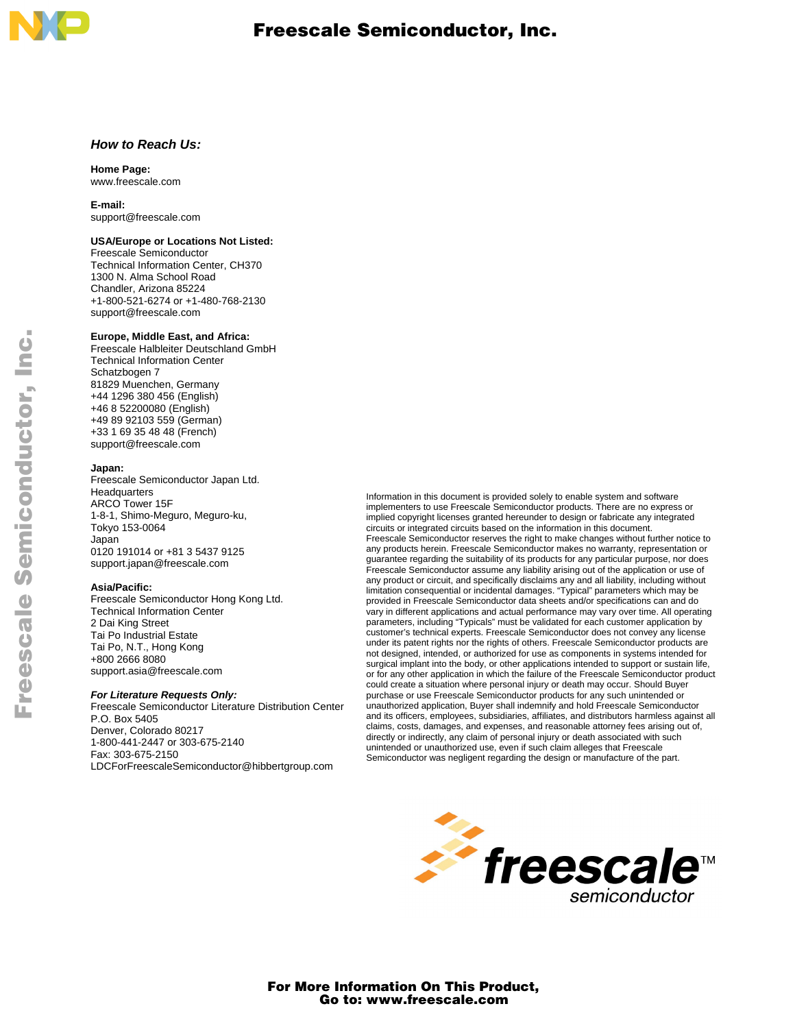### *How to Reach Us:*

**Home Page:**
www.freescale.com

**E-mail:**
support@freescale.com

**USA/Europe or Locations Not Listed:**
Freescale Semiconductor
Technical Information Center, CH370
1300 N. Alma School Road
Chandler, Arizona 85224
+1-800-521-6274 or +1-480-768-2130
support@freescale.com

**Europe, Middle East, and Africa:**
Freescale Halbleiter Deutschland GmbH
Technical Information Center
Schatzbogen 7
81829 Muenchen, Germany
+44 1296 380 456 (English)
+46 8 52200080 (English)
+49 89 92103 559 (German)
+33 1 69 35 48 48 (French)
support@freescale.com

**Japan:**
Freescale Semiconductor Japan Ltd.
Headquarters
ARCO Tower 15F
1-8-1, Shimo-Meguro, Meguro-ku,
Tokyo 153-0064
Japan
0120 191014 or +81 3 5437 9125
support.japan@freescale.com

**Asia/Pacific:**
Freescale Semiconductor Hong Kong Ltd.
Technical Information Center
2 Dai King Street
Tai Po Industrial Estate
Tai Po, N.T., Hong Kong
+800 2666 8080
support.asia@freescale.com

***For Literature Requests Only:***
Freescale Semiconductor Literature Distribution Center
P.O. Box 5405
Denver, Colorado 80217
1-800-441-2447 or 303-675-2140
Fax: 303-675-2150
LDCForFreescaleSemiconductor@hibbertgroup.com

Information in this document is provided solely to enable system and software implementers to use Freescale Semiconductor products. There are no express or implied copyright licenses granted hereunder to design or fabricate any integrated circuits or integrated circuits based on the information in this document.
Freescale Semiconductor reserves the right to make changes without further notice to any products herein. Freescale Semiconductor makes no warranty, representation or guarantee regarding the suitability of its products for any particular purpose, nor does Freescale Semiconductor assume any liability arising out of the application or use of any product or circuit, and specifically disclaims any and all liability, including without limitation consequential or incidental damages. “Typical” parameters which may be provided in Freescale Semiconductor data sheets and/or specifications can and do vary in different applications and actual performance may vary over time. All operating parameters, including “Typicals” must be validated for each customer application by customer's technical experts. Freescale Semiconductor does not convey any license under its patent rights nor the rights of others. Freescale Semiconductor products are not designed, intended, or authorized for use as components in systems intended for surgical implant into the body, or other applications intended to support or sustain life, or for any other application in which the failure of the Freescale Semiconductor product could create a situation where personal injury or death may occur. Should Buyer purchase or use Freescale Semiconductor products for any such unintended or unauthorized application, Buyer shall indemnify and hold Freescale Semiconductor and its officers, employees, subsidiaries, affiliates, and distributors harmless against all claims, costs, damages, and expenses, and reasonable attorney fees arising out of, directly or indirectly, any claim of personal injury or death associated with such unintended or unauthorized use, even if such claim alleges that Freescale Semiconductor was negligent regarding the design or manufacture of the part.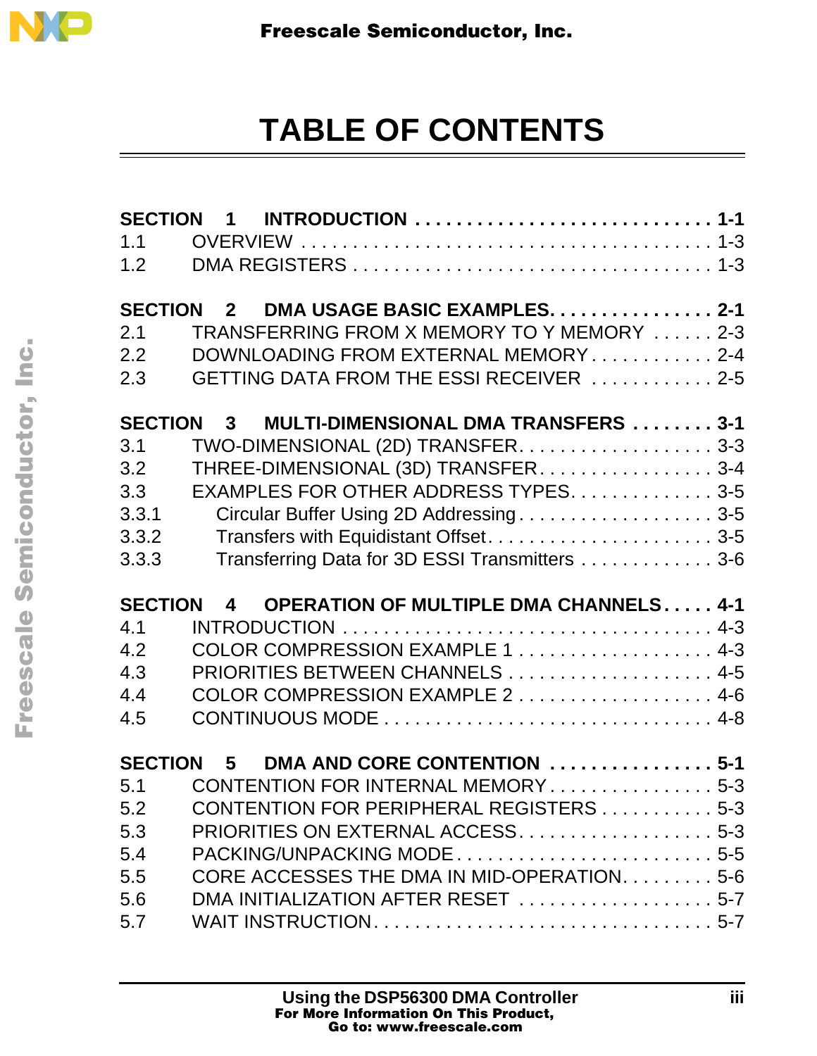# TABLE OF CONTENTS

**SECTION 1 INTRODUCTION . . . . . . . . . . . . . . . . . . . . . . . . . . . . . 1-1**
1.1 OVERVIEW . . . . . . . . . . . . . . . . . . . . . . . . . . . . . . . . . . . . . . . . 1-3
1.2 DMA REGISTERS . . . . . . . . . . . . . . . . . . . . . . . . . . . . . . . . . . 1-3

**SECTION 2 DMA USAGE BASIC EXAMPLES. . . . . . . . . . . . . . . . . 2-1**
2.1 TRANSFERRING FROM X MEMORY TO Y MEMORY . . . . . . 2-3
2.2 DOWNLOADING FROM EXTERNAL MEMORY . . . . . . . . . . . . 2-4
2.3 GETTING DATA FROM THE ESSI RECEIVER . . . . . . . . . . . . 2-5

**SECTION 3 MULTI-DIMENSIONAL DMA TRANSFERS . . . . . . . . 3-1**
3.1 TWO-DIMENSIONAL (2D) TRANSFER. . . . . . . . . . . . . . . . . . . 3-3
3.2 THREE-DIMENSIONAL (3D) TRANSFER. . . . . . . . . . . . . . . . . 3-4
3.3 EXAMPLES FOR OTHER ADDRESS TYPES. . . . . . . . . . . . . . 3-5
3.3.1 Circular Buffer Using 2D Addressing . . . . . . . . . . . . . . . . . . 3-5
3.3.2 Transfers with Equidistant Offset. . . . . . . . . . . . . . . . . . . . . . 3-5
3.3.3 Transferring Data for 3D ESSI Transmitters . . . . . . . . . . . . . 3-6

**SECTION 4 OPERATION OF MULTIPLE DMA CHANNELS. . . . . 4-1**
4.1 INTRODUCTION . . . . . . . . . . . . . . . . . . . . . . . . . . . . . . . . . . . . 4-3
4.2 COLOR COMPRESSION EXAMPLE 1 . . . . . . . . . . . . . . . . . . . 4-3
4.3 PRIORITIES BETWEEN CHANNELS . . . . . . . . . . . . . . . . . . . . 4-5
4.4 COLOR COMPRESSION EXAMPLE 2 . . . . . . . . . . . . . . . . . . . 4-6
4.5 CONTINUOUS MODE . . . . . . . . . . . . . . . . . . . . . . . . . . . . . . . 4-8

**SECTION 5 DMA AND CORE CONTENTION . . . . . . . . . . . . . . . . 5-1**
5.1 CONTENTION FOR INTERNAL MEMORY. . . . . . . . . . . . . . . . . 5-3
5.2 CONTENTION FOR PERIPHERAL REGISTERS . . . . . . . . . . . 5-3
5.3 PRIORITIES ON EXTERNAL ACCESS. . . . . . . . . . . . . . . . . . . 5-3
5.4 PACKING/UNPACKING MODE. . . . . . . . . . . . . . . . . . . . . . . . . 5-5
5.5 CORE ACCESSES THE DMA IN MID-OPERATION. . . . . . . . . 5-6
5.6 DMA INITIALIZATION AFTER RESET . . . . . . . . . . . . . . . . . . 5-7
5.7 WAIT INSTRUCTION. . . . . . . . . . . . . . . . . . . . . . . . . . . . . . . . 5-7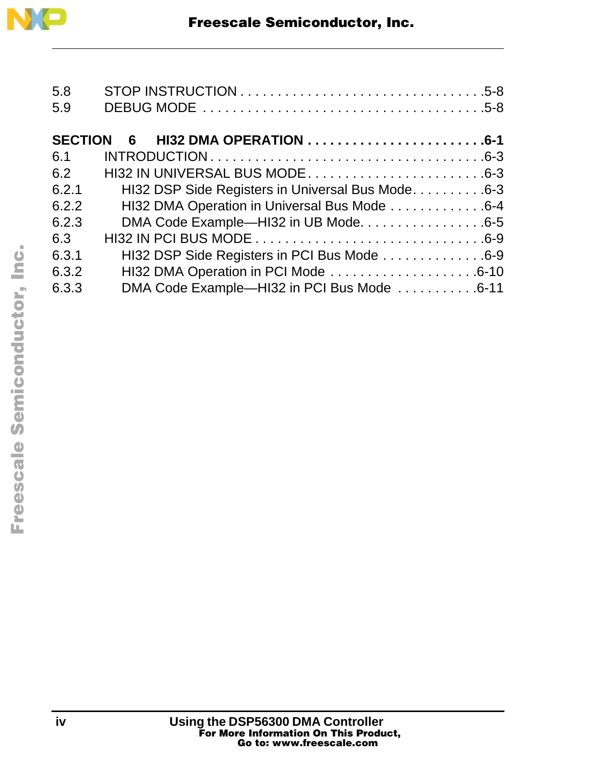5.8 STOP INSTRUCTION . . . . . . . . . . . . . . . . . . . . . . . . . . . . . . . . .5-8
5.9 DEBUG MODE . . . . . . . . . . . . . . . . . . . . . . . . . . . . . . . . . . . .5-8

**SECTION 6 HI32 DMA OPERATION . . . . . . . . . . . . . . . . . . . . . . . . .6-1**

6.1 INTRODUCTION . . . . . . . . . . . . . . . . . . . . . . . . . . . . . . . . . . . . . . .6-3
6.2 HI32 IN UNIVERSAL BUS MODE. . . . . . . . . . . . . . . . . . . . . . . . .6-3
6.2.1 HI32 DSP Side Registers in Universal Bus Mode. . . . . . . . . .6-3
6.2.2 HI32 DMA Operation in Universal Bus Mode . . . . . . . . . . . . .6-4
6.2.3 DMA Code Example—HI32 in UB Mode. . . . . . . . . . . . . . . . .6-5
6.3 HI32 IN PCI BUS MODE . . . . . . . . . . . . . . . . . . . . . . . . . . . . . . .6-9
6.3.1 HI32 DSP Side Registers in PCI Bus Mode . . . . . . . . . . . . . .6-9
6.3.2 HI32 DMA Operation in PCI Mode . . . . . . . . . . . . . . . . . . . .6-10
6.3.3 DMA Code Example—HI32 in PCI Bus Mode . . . . . . . . . . .6-11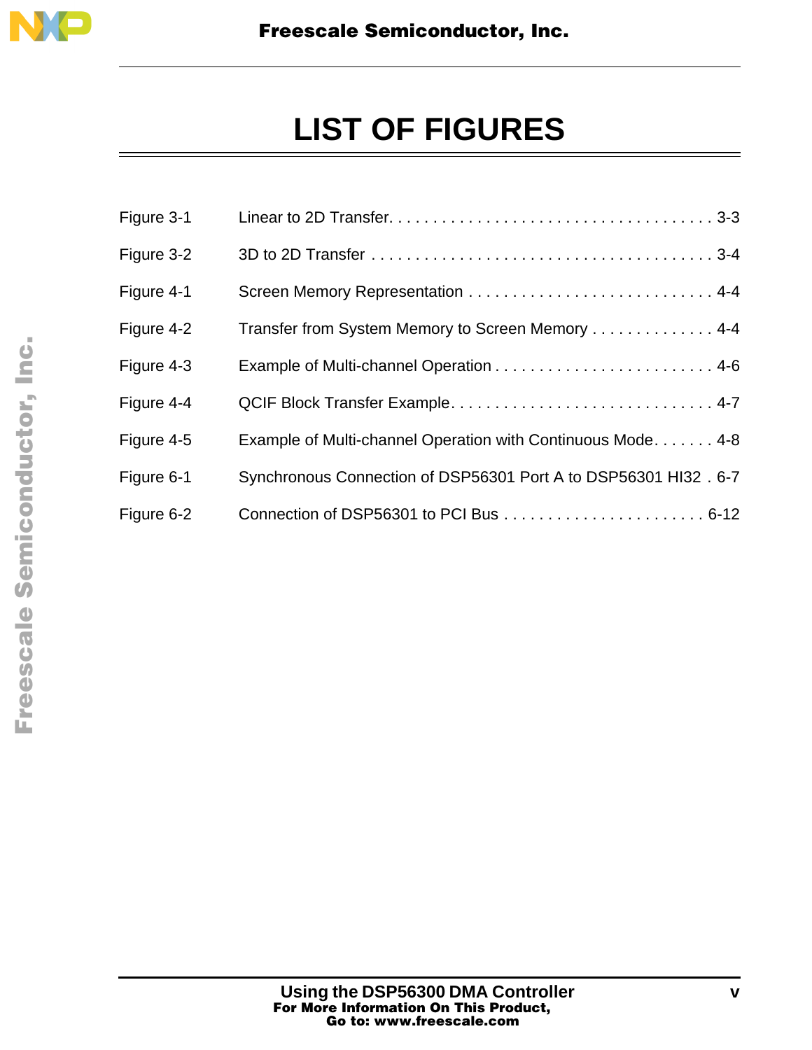# LIST OF FIGURES

| | | |
|---|---|---|
| Figure 3-1 | Linear to 2D Transfer | 3-3 |
| Figure 3-2 | 3D to 2D Transfer | 3-4 |
| Figure 4-1 | Screen Memory Representation | 4-4 |
| Figure 4-2 | Transfer from System Memory to Screen Memory | 4-4 |
| Figure 4-3 | Example of Multi-channel Operation | 4-6 |
| Figure 4-4 | QCIF Block Transfer Example | 4-7 |
| Figure 4-5 | Example of Multi-channel Operation with Continuous Mode | 4-8 |
| Figure 6-1 | Synchronous Connection of DSP56301 Port A to DSP56301 HI32 | 6-7 |
| Figure 6-2 | Connection of DSP56301 to PCI Bus | 6-12 |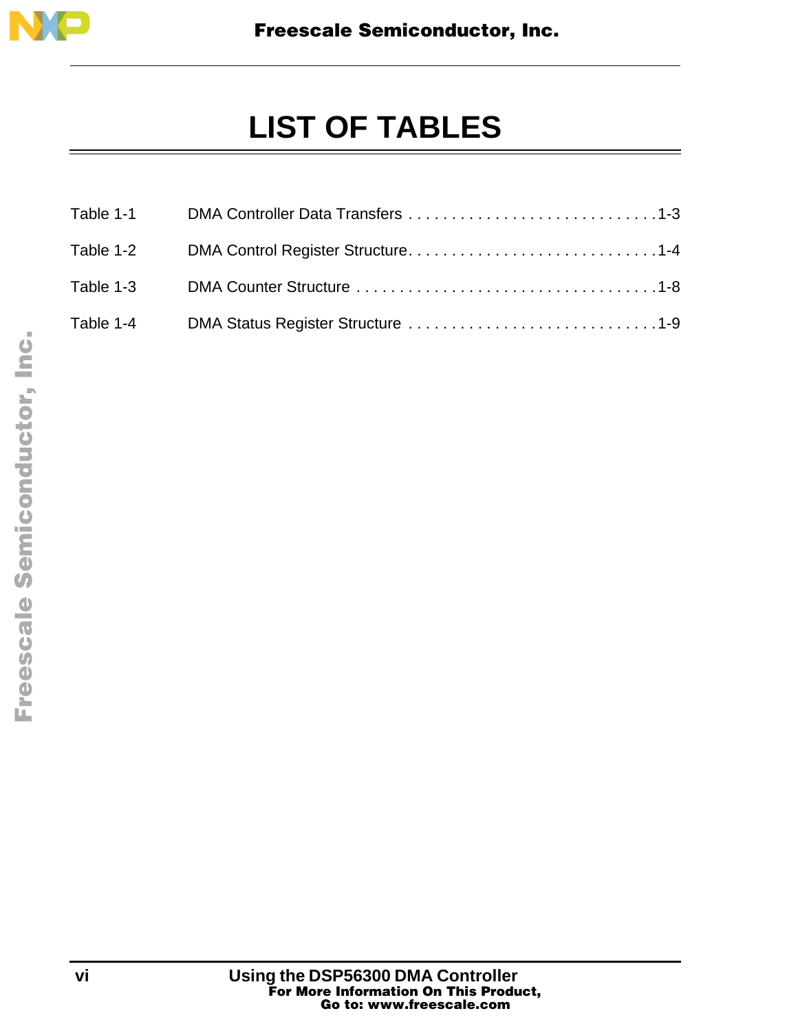# LIST OF TABLES

Table 1-1 DMA Controller Data Transfers . . . . . . . . . . . . . . . . . . . . . . . . . . . . . .1-3

Table 1-2 DMA Control Register Structure. . . . . . . . . . . . . . . . . . . . . . . . . . . . . .1-4

Table 1-3 DMA Counter Structure . . . . . . . . . . . . . . . . . . . . . . . . . . . . . . . . . . . .1-8

Table 1-4 DMA Status Register Structure . . . . . . . . . . . . . . . . . . . . . . . . . . . . . .1-9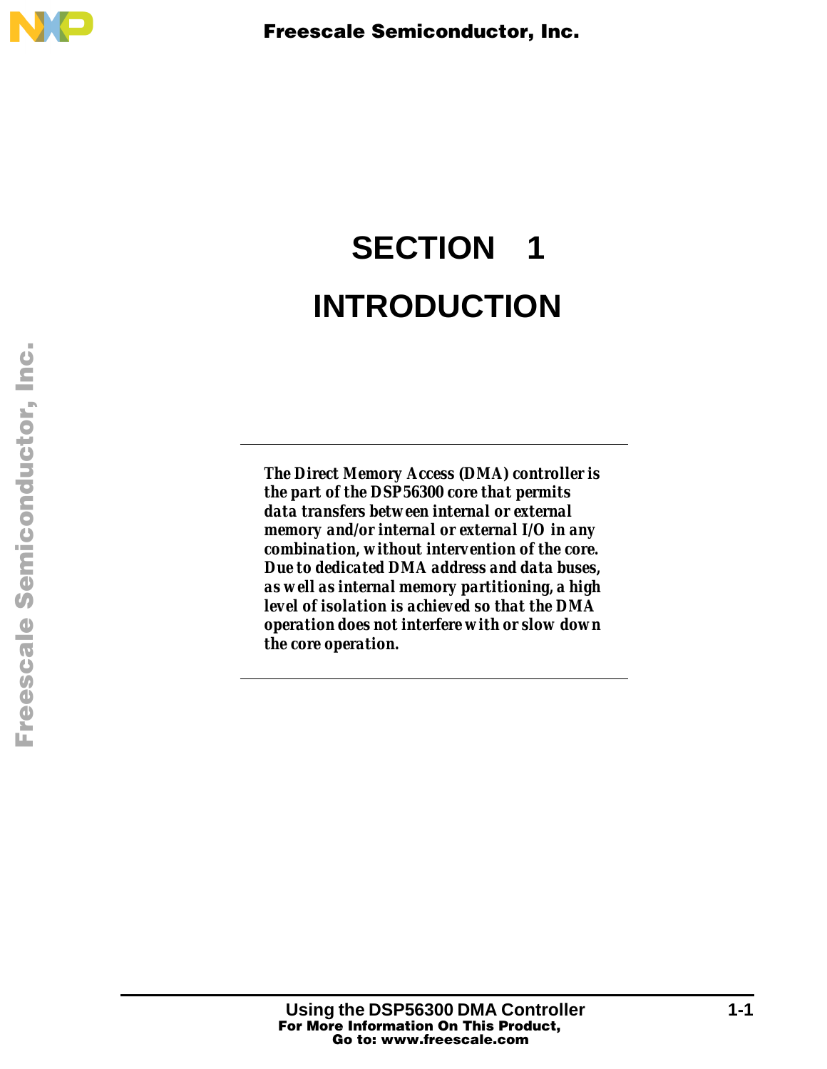# SECTION 1

# INTRODUCTION

---

***The Direct Memory Access (DMA) controller is the part of the DSP56300 core that permits data transfers between internal or external memory and/or internal or external I/O in any combination, without intervention of the core. Due to dedicated DMA address and data buses, as well as internal memory partitioning, a high level of isolation is achieved so that the DMA operation does not interfere with or slow down the core operation.***

---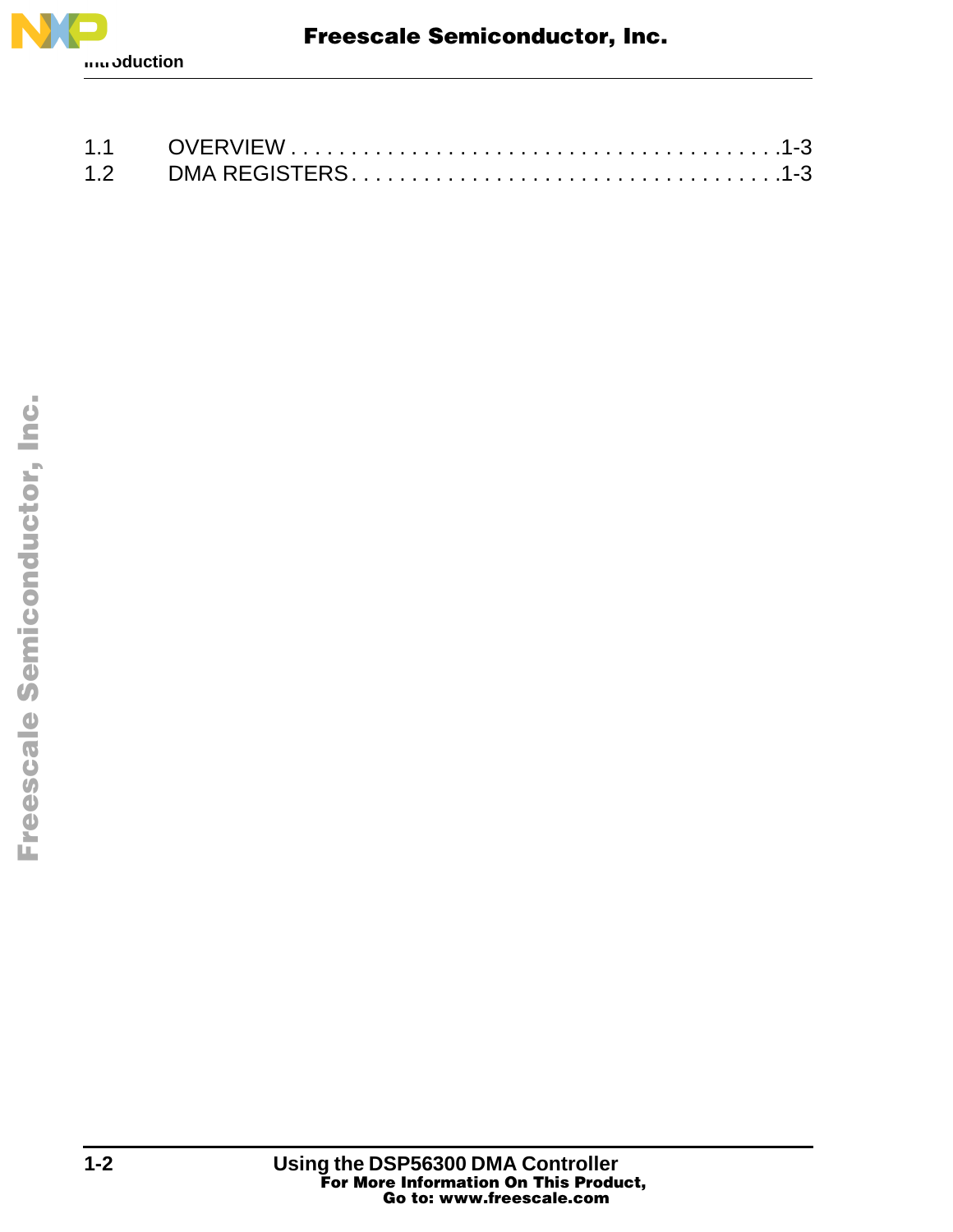1.1 OVERVIEW . . . . . . . . . . . . . . . . . . . . . . . . . . . . . . . . . . . . . . . . .1-3
1.2 DMA REGISTERS . . . . . . . . . . . . . . . . . . . . . . . . . . . . . . . . . . . .1-3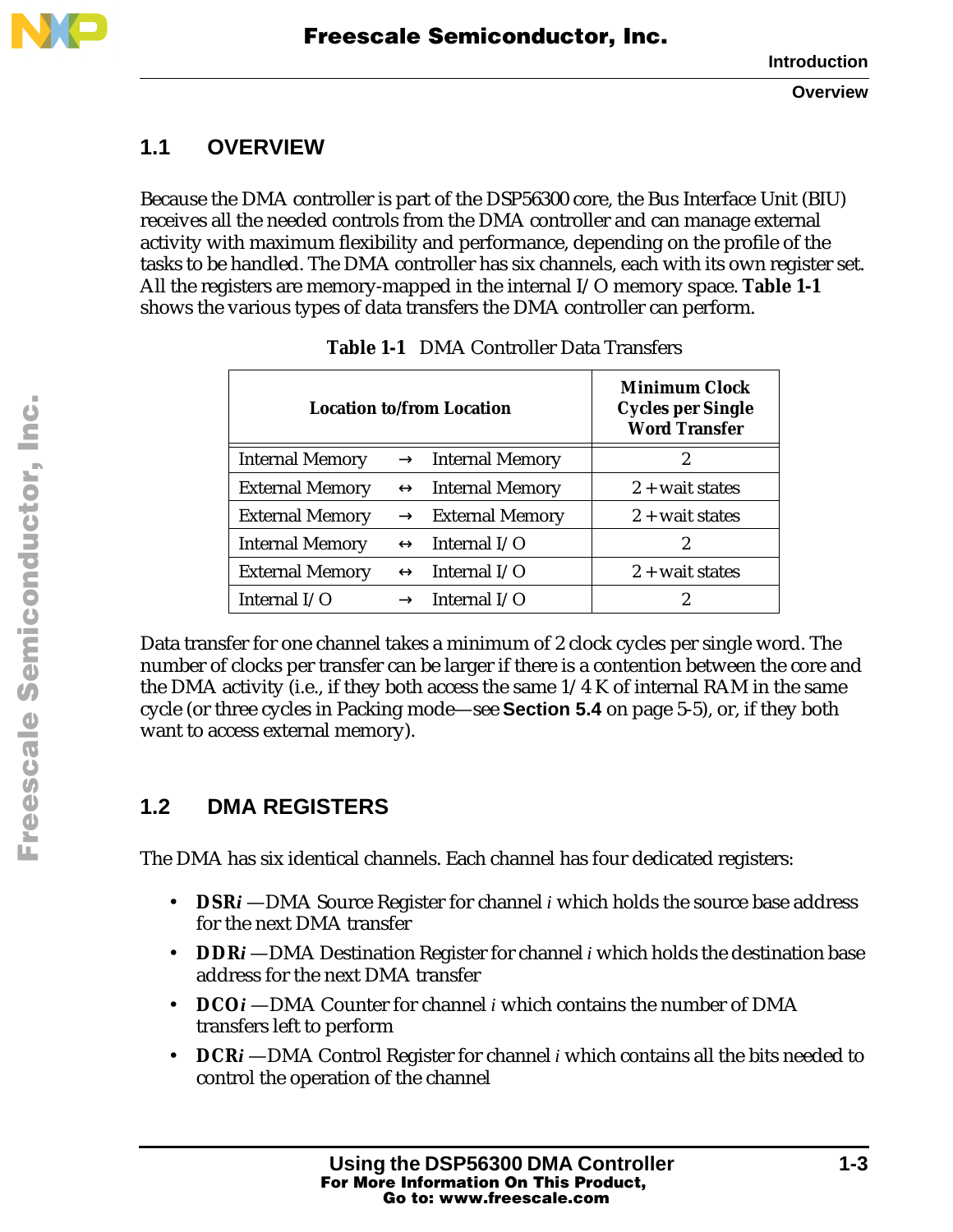## 1.1 OVERVIEW

Because the DMA controller is part of the DSP56300 core, the Bus Interface Unit (BIU) receives all the needed controls from the DMA controller and can manage external activity with maximum flexibility and performance, depending on the profile of the tasks to be handled. The DMA controller has six channels, each with its own register set. All the registers are memory-mapped in the internal I/O memory space. **Table 1-1** shows the various types of data transfers the DMA controller can perform.

**Table 1-1** DMA Controller Data Transfers

| Location to/from Location | | | Minimum Clock Cycles per Single Word Transfer |
|---|---|---|---|
| Internal Memory | → | Internal Memory | 2 |
| External Memory | ↔ | Internal Memory | 2 + wait states |
| External Memory | → | External Memory | 2 + wait states |
| Internal Memory | ↔ | Internal I/O | 2 |
| External Memory | ↔ | Internal I/O | 2 + wait states |
| Internal I/O | → | Internal I/O | 2 |

Data transfer for one channel takes a minimum of 2 clock cycles per single word. The number of clocks per transfer can be larger if there is a contention between the core and the DMA activity (i.e., if they both access the same 1/4 K of internal RAM in the same cycle (or three cycles in Packing mode—see **Section 5.4** on page 5-5), or, if they both want to access external memory).

## 1.2 DMA REGISTERS

The DMA has six identical channels. Each channel has four dedicated registers:

- ***DSRi*** —DMA Source Register for channel *i* which holds the source base address for the next DMA transfer
- ***DDRi*** —DMA Destination Register for channel *i* which holds the destination base address for the next DMA transfer
- ***DCOi*** —DMA Counter for channel *i* which contains the number of DMA transfers left to perform
- ***DCRi*** —DMA Control Register for channel *i* which contains all the bits needed to control the operation of the channel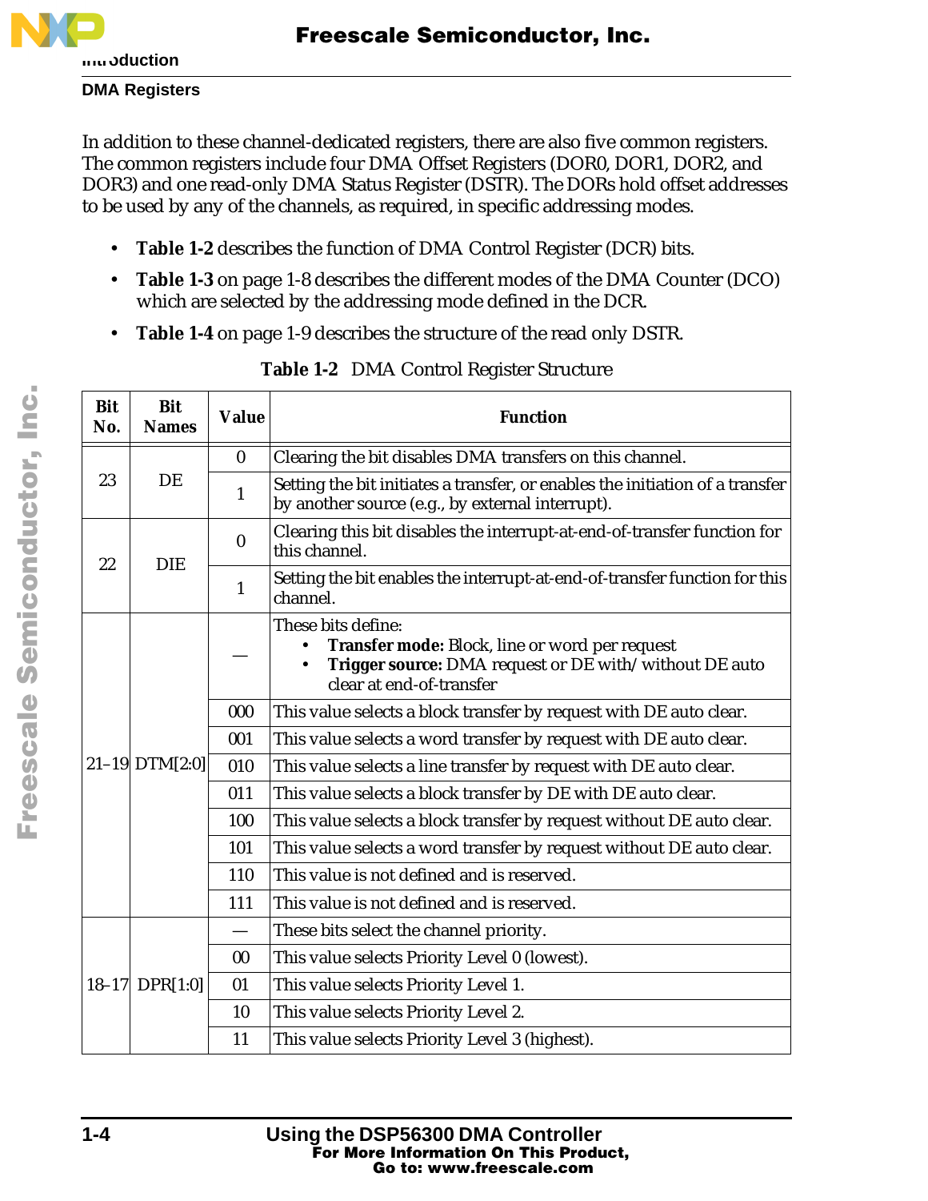In addition to these channel-dedicated registers, there are also five common registers. The common registers include four DMA Offset Registers (DOR0, DOR1, DOR2, and DOR3) and one read-only DMA Status Register (DSTR). The DORs hold offset addresses to be used by any of the channels, as required, in specific addressing modes.

- **Table 1-2** describes the function of DMA Control Register (DCR) bits.
- **Table 1-3** on page 1-8 describes the different modes of the DMA Counter (DCO) which are selected by the addressing mode defined in the DCR.
- **Table 1-4** on page 1-9 describes the structure of the read only DSTR.

**Table 1-2** DMA Control Register Structure

| Bit No. | Bit Names | Value | Function |
|---|---|---|---|
| 23 | DE | 0 | Clearing the bit disables DMA transfers on this channel. |
| | | 1 | Setting the bit initiates a transfer, or enables the initiation of a transfer by another source (e.g., by external interrupt). |
| 22 | DIE | 0 | Clearing this bit disables the interrupt-at-end-of-transfer function for this channel. |
| | | 1 | Setting the bit enables the interrupt-at-end-of-transfer function for this channel. |
| 21–19 | DTM[2:0] | — | These bits define:<br>• **Transfer mode:** Block, line or word per request<br>• **Trigger source:** DMA request or DE with/without DE auto clear at end-of-transfer |
| | | 000 | This value selects a block transfer by request with DE auto clear. |
| | | 001 | This value selects a word transfer by request with DE auto clear. |
| | | 010 | This value selects a line transfer by request with DE auto clear. |
| | | 011 | This value selects a block transfer by DE with DE auto clear. |
| | | 100 | This value selects a block transfer by request without DE auto clear. |
| | | 101 | This value selects a word transfer by request without DE auto clear. |
| | | 110 | This value is not defined and is reserved. |
| | | 111 | This value is not defined and is reserved. |
| 18–17 | DPR[1:0] | — | These bits select the channel priority. |
| | | 00 | This value selects Priority Level 0 (lowest). |
| | | 01 | This value selects Priority Level 1. |
| | | 10 | This value selects Priority Level 2. |
| | | 11 | This value selects Priority Level 3 (highest). |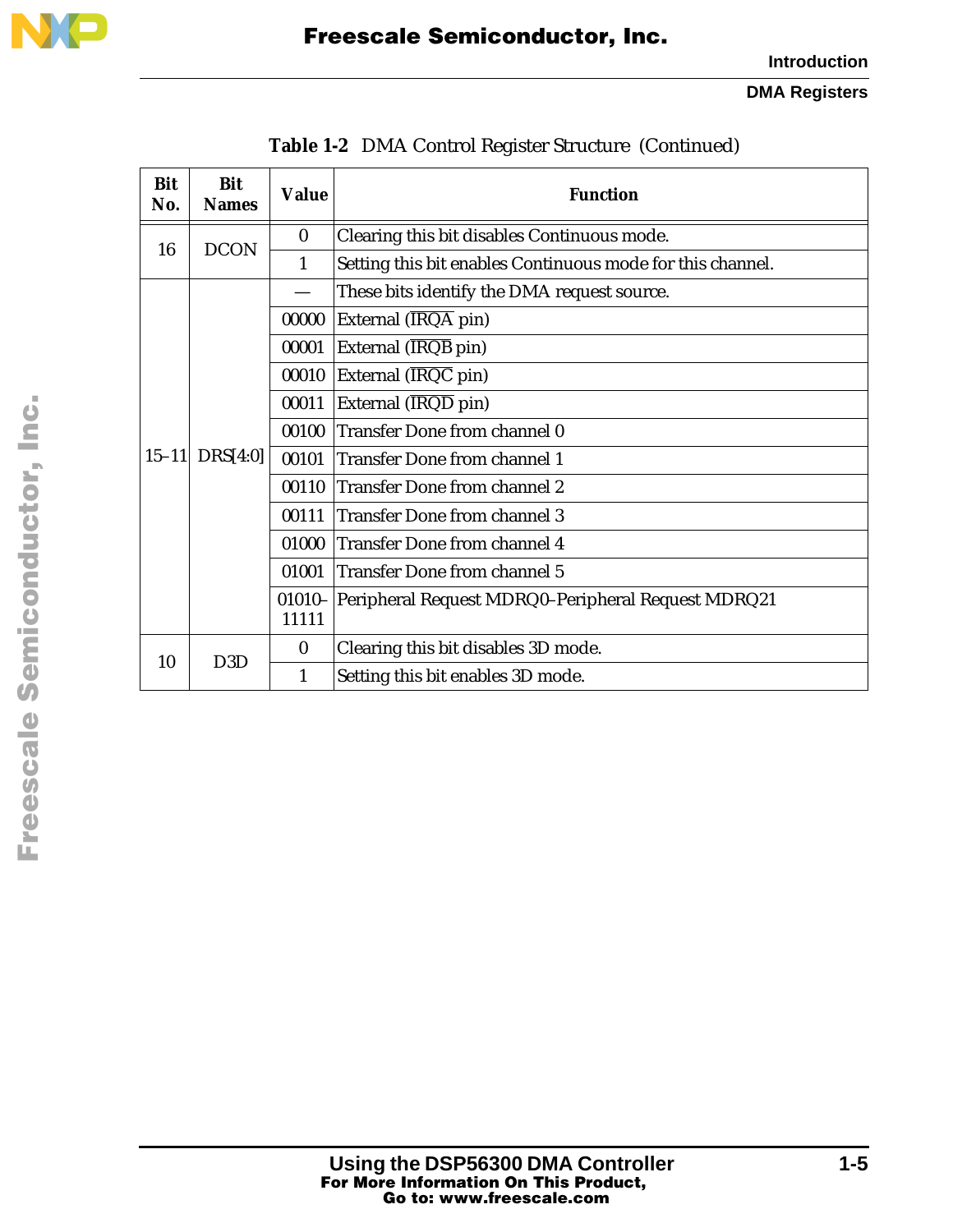**Table 1-2** DMA Control Register Structure (Continued)

| Bit No. | Bit Names | Value | Function |
|---|---|---|---|
| 16 | DCON | 0 | Clearing this bit disables Continuous mode. |
| | | 1 | Setting this bit enables Continuous mode for this channel. |
| 15–11 | DRS[4:0] | — | These bits identify the DMA request source. |
| | | 00000 | External ($\overline{\text{IRQA}}$ pin) |
| | | 00001 | External ($\overline{\text{IRQB}}$ pin) |
| | | 00010 | External ($\overline{\text{IRQC}}$ pin) |
| | | 00011 | External ($\overline{\text{IRQD}}$ pin) |
| | | 00100 | Transfer Done from channel 0 |
| | | 00101 | Transfer Done from channel 1 |
| | | 00110 | Transfer Done from channel 2 |
| | | 00111 | Transfer Done from channel 3 |
| | | 01000 | Transfer Done from channel 4 |
| | | 01001 | Transfer Done from channel 5 |
| | | 01010–11111 | Peripheral Request MDRQ0–Peripheral Request MDRQ21 |
| 10 | D3D | 0 | Clearing this bit disables 3D mode. |
| | | 1 | Setting this bit enables 3D mode. |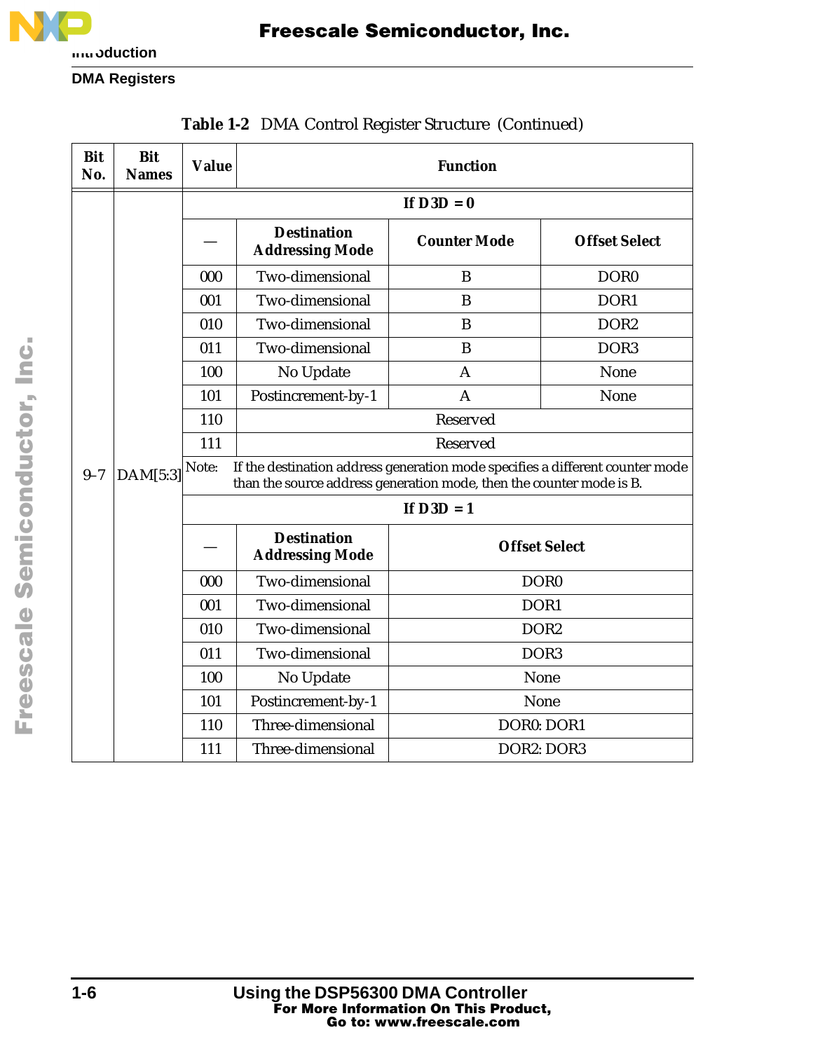Table 1-2 DMA Control Register Structure (Continued)

| Bit No. | Bit Names | Value | Function | | |
|---|---|---|---|---|---|
| 9–7 | DAM[5:3] | **If D3D = 0** | | | |
| | | — | **Destination Addressing Mode** | **Counter Mode** | **Offset Select** |
| | | 000 | Two-dimensional | B | DOR0 |
| | | 001 | Two-dimensional | B | DOR1 |
| | | 010 | Two-dimensional | B | DOR2 |
| | | 011 | Two-dimensional | B | DOR3 |
| | | 100 | No Update | A | None |
| | | 101 | Postincrement-by-1 | A | None |
| | | 110 | Reserved | | |
| | | 111 | Reserved | | |
| | | Note: | If the destination address generation mode specifies a different counter mode than the source address generation mode, then the counter mode is B. | | |
| | | **If D3D = 1** | | | |
| | | — | **Destination Addressing Mode** | **Offset Select** | |
| | | 000 | Two-dimensional | DOR0 | |
| | | 001 | Two-dimensional | DOR1 | |
| | | 010 | Two-dimensional | DOR2 | |
| | | 011 | Two-dimensional | DOR3 | |
| | | 100 | No Update | None | |
| | | 101 | Postincrement-by-1 | None | |
| | | 110 | Three-dimensional | DOR0: DOR1 | |
| | | 111 | Three-dimensional | DOR2: DOR3 | |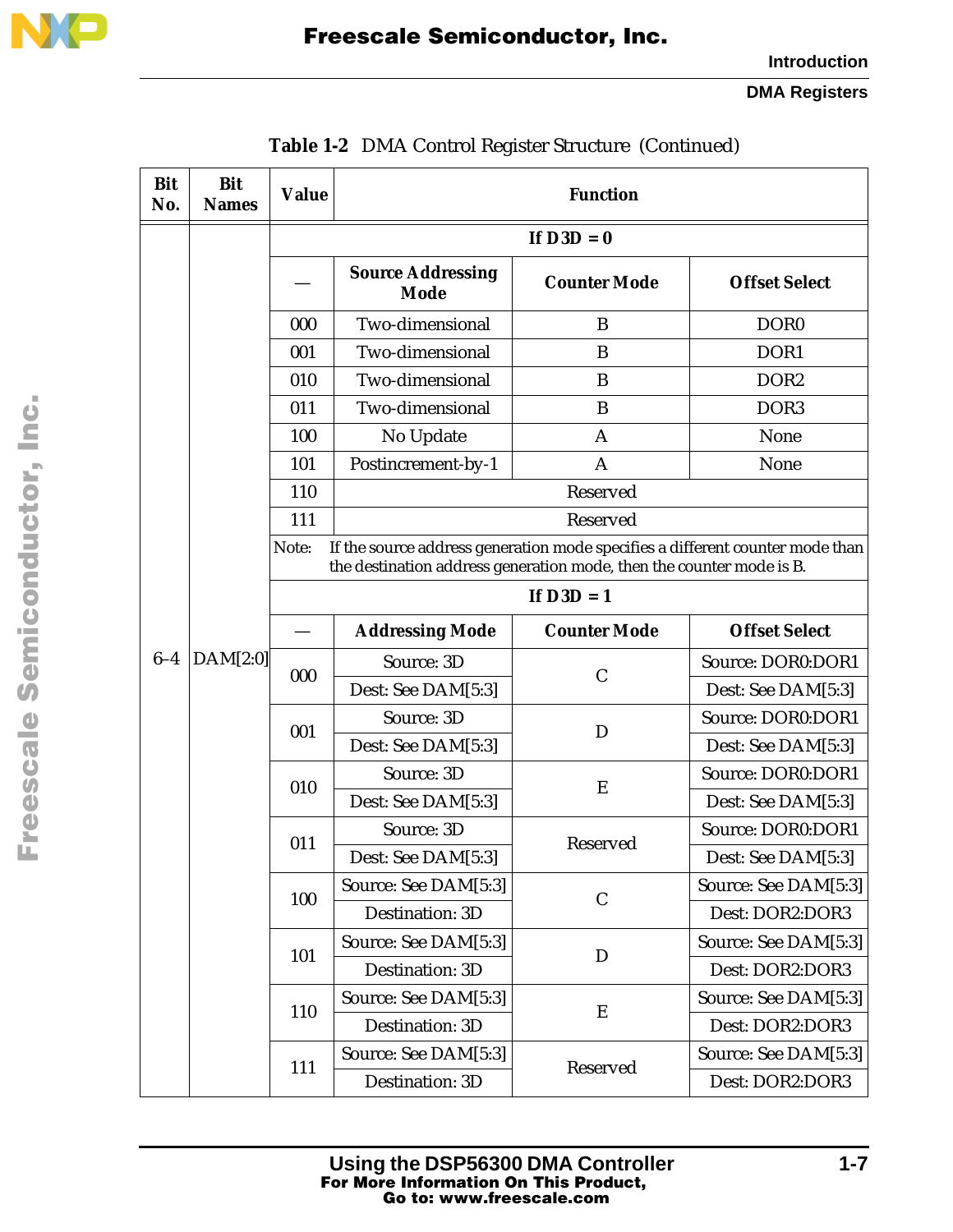**Table 1-2** DMA Control Register Structure (Continued)

| Bit No. | Bit Names | Value | Function | | |
|---|---|---|---|---|---|
| 6–4 | DAM[2:0] | **If D3D = 0** | | | |
| | | — | **Source Addressing Mode** | **Counter Mode** | **Offset Select** |
| | | 000 | Two-dimensional | B | DOR0 |
| | | 001 | Two-dimensional | B | DOR1 |
| | | 010 | Two-dimensional | B | DOR2 |
| | | 011 | Two-dimensional | B | DOR3 |
| | | 100 | No Update | A | None |
| | | 101 | Postincrement-by-1 | A | None |
| | | 110 | Reserved | | |
| | | 111 | Reserved | | |
| | | Note: | If the source address generation mode specifies a different counter mode than the destination address generation mode, then the counter mode is B. | | |
| | | **If D3D = 1** | | | |
| | | — | **Addressing Mode** | **Counter Mode** | **Offset Select** |
| | | 000 | Source: 3D | C | Source: DOR0:DOR1 |
| | | | Dest: See DAM[5:3] | | Dest: See DAM[5:3] |
| | | 001 | Source: 3D | D | Source: DOR0:DOR1 |
| | | | Dest: See DAM[5:3] | | Dest: See DAM[5:3] |
| | | 010 | Source: 3D | E | Source: DOR0:DOR1 |
| | | | Dest: See DAM[5:3] | | Dest: See DAM[5:3] |
| | | 011 | Source: 3D | Reserved | Source: DOR0:DOR1 |
| | | | Dest: See DAM[5:3] | | Dest: See DAM[5:3] |
| | | 100 | Source: See DAM[5:3] | C | Source: See DAM[5:3] |
| | | | Destination: 3D | | Dest: DOR2:DOR3 |
| | | 101 | Source: See DAM[5:3] | D | Source: See DAM[5:3] |
| | | | Destination: 3D | | Dest: DOR2:DOR3 |
| | | 110 | Source: See DAM[5:3] | E | Source: See DAM[5:3] |
| | | | Destination: 3D | | Dest: DOR2:DOR3 |
| | | 111 | Source: See DAM[5:3] | Reserved | Source: See DAM[5:3] |
| | | | Destination: 3D | | Dest: DOR2:DOR3 |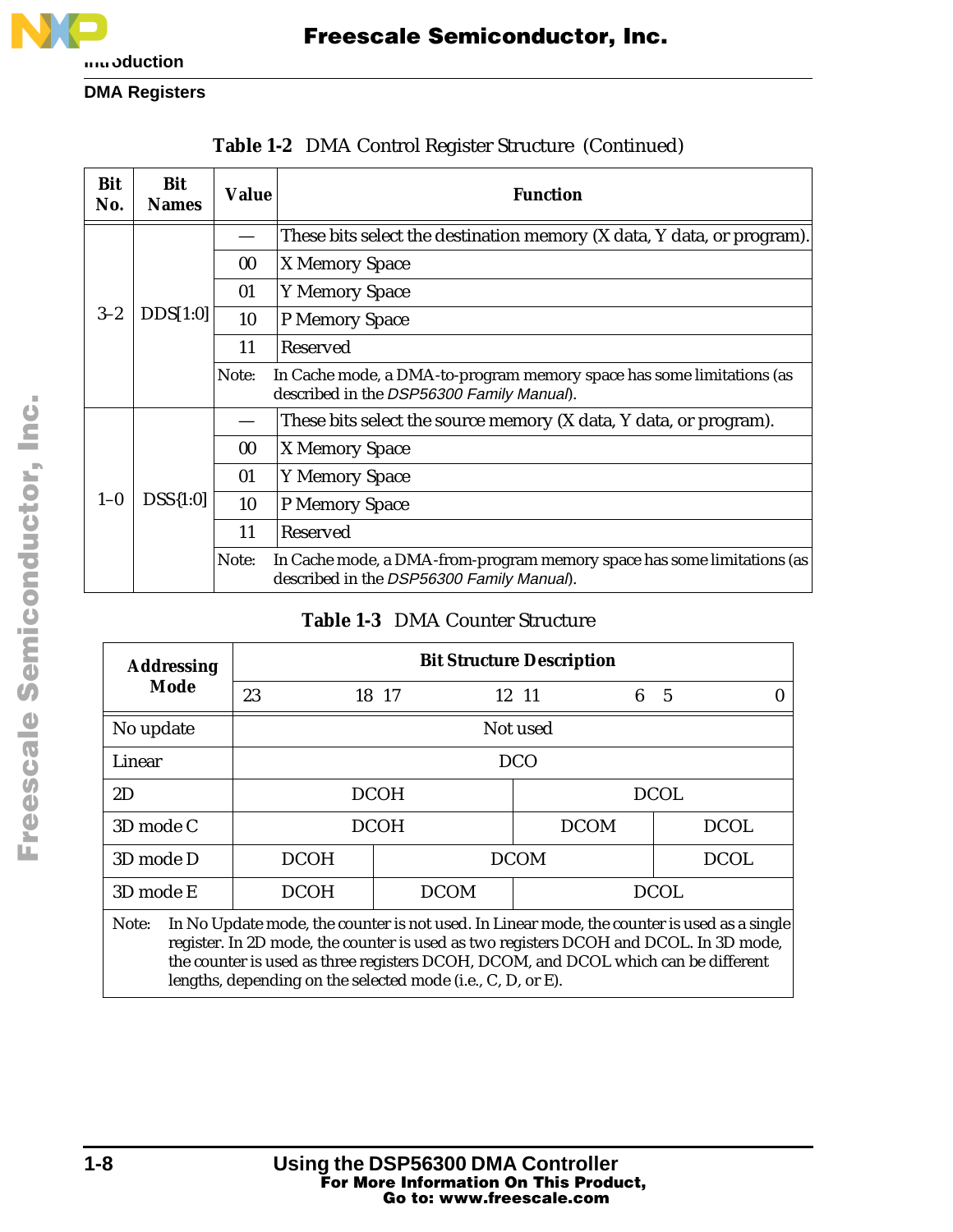**Table 1-2** DMA Control Register Structure (Continued)

| Bit No. | Bit Names | Value | Function |
|---|---|---|---|
| 3–2 | DDS[1:0] | — | These bits select the destination memory (X data, Y data, or program). |
| | | 00 | X Memory Space |
| | | 01 | Y Memory Space |
| | | 10 | P Memory Space |
| | | 11 | Reserved |
| | | Note: | In Cache mode, a DMA-to-program memory space has some limitations (as described in the *DSP56300 Family Manual*). |
| 1–0 | DSS{1:0] | — | These bits select the source memory (X data, Y data, or program). |
| | | 00 | X Memory Space |
| | | 01 | Y Memory Space |
| | | 10 | P Memory Space |
| | | 11 | Reserved |
| | | Note: | In Cache mode, a DMA-from-program memory space has some limitations (as described in the *DSP56300 Family Manual*). |

**Table 1-3** DMA Counter Structure

| Addressing Mode | Bit Structure Description 23–18 | 17–12 | 11–6 | 5–0 |
|---|---|---|---|---|
| No update | Not used | | | |
| Linear | DCO | | | |
| 2D | DCOH (23–12) | | DCOL (11–0) | |
| 3D mode C | DCOH (23–12) | | DCOM (11–6) | DCOL (5–0) |
| 3D mode D | DCOH (23–18) | DCOM (17–6) | | DCOL (5–0) |
| 3D mode E | DCOH (23–18) | DCOM (17–12) | DCOL (11–0) | |

Note: In No Update mode, the counter is not used. In Linear mode, the counter is used as a single register. In 2D mode, the counter is used as two registers DCOH and DCOL. In 3D mode, the counter is used as three registers DCOH, DCOM, and DCOL which can be different lengths, depending on the selected mode (i.e., C, D, or E).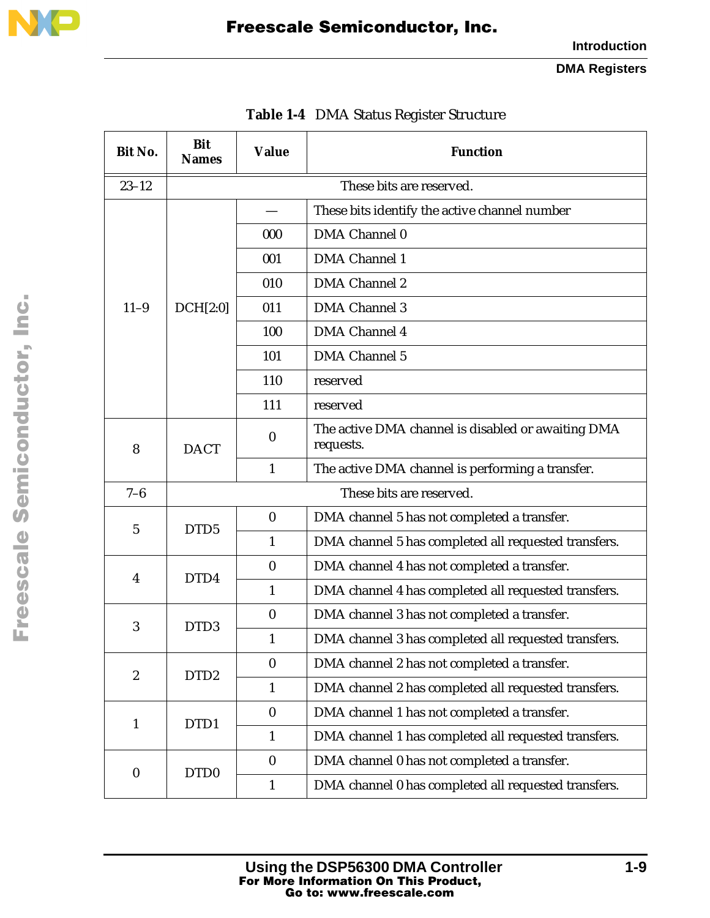**Table 1-4** DMA Status Register Structure

| Bit No. | Bit Names | Value | Function |
|---|---|---|---|
| 23–12 | These bits are reserved. | | |
| 11–9 | DCH[2:0] | — | These bits identify the active channel number |
| | | 000 | DMA Channel 0 |
| | | 001 | DMA Channel 1 |
| | | 010 | DMA Channel 2 |
| | | 011 | DMA Channel 3 |
| | | 100 | DMA Channel 4 |
| | | 101 | DMA Channel 5 |
| | | 110 | reserved |
| | | 111 | reserved |
| 8 | DACT | 0 | The active DMA channel is disabled or awaiting DMA requests. |
| | | 1 | The active DMA channel is performing a transfer. |
| 7–6 | These bits are reserved. | | |
| 5 | DTD5 | 0 | DMA channel 5 has not completed a transfer. |
| | | 1 | DMA channel 5 has completed all requested transfers. |
| 4 | DTD4 | 0 | DMA channel 4 has not completed a transfer. |
| | | 1 | DMA channel 4 has completed all requested transfers. |
| 3 | DTD3 | 0 | DMA channel 3 has not completed a transfer. |
| | | 1 | DMA channel 3 has completed all requested transfers. |
| 2 | DTD2 | 0 | DMA channel 2 has not completed a transfer. |
| | | 1 | DMA channel 2 has completed all requested transfers. |
| 1 | DTD1 | 0 | DMA channel 1 has not completed a transfer. |
| | | 1 | DMA channel 1 has completed all requested transfers. |
| 0 | DTD0 | 0 | DMA channel 0 has not completed a transfer. |
| | | 1 | DMA channel 0 has completed all requested transfers. |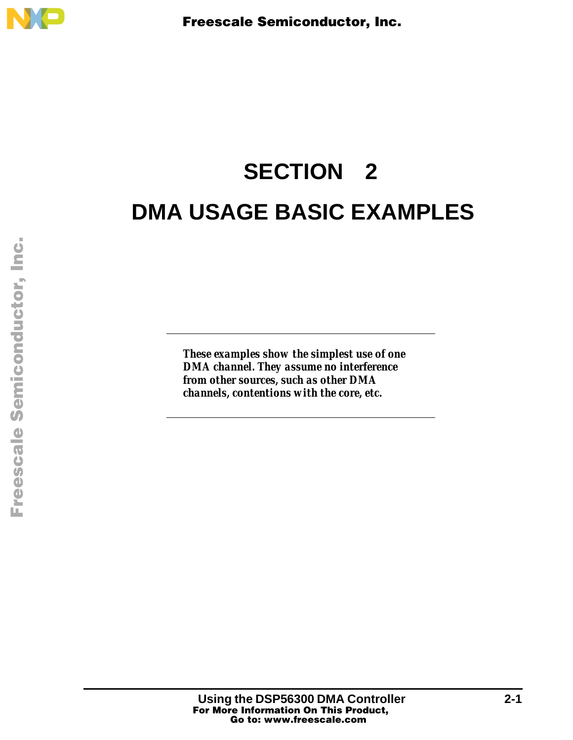# SECTION 2

# DMA USAGE BASIC EXAMPLES

---

***These examples show the simplest use of one DMA channel. They assume no interference from other sources, such as other DMA channels, contentions with the core, etc.***

---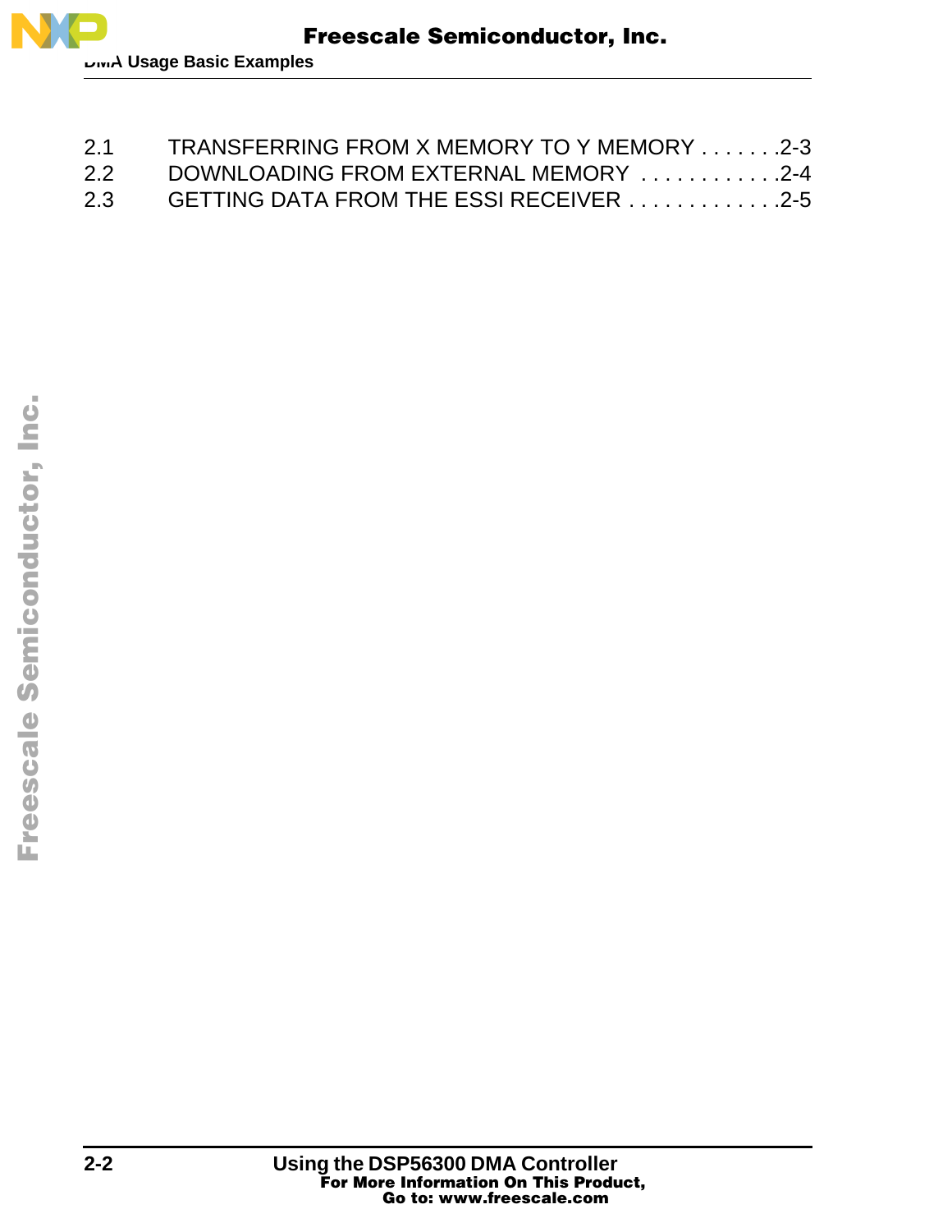2.1 TRANSFERRING FROM X MEMORY TO Y MEMORY . . . . . . .2-3
2.2 DOWNLOADING FROM EXTERNAL MEMORY . . . . . . . . . . . .2-4
2.3 GETTING DATA FROM THE ESSI RECEIVER . . . . . . . . . . . . .2-5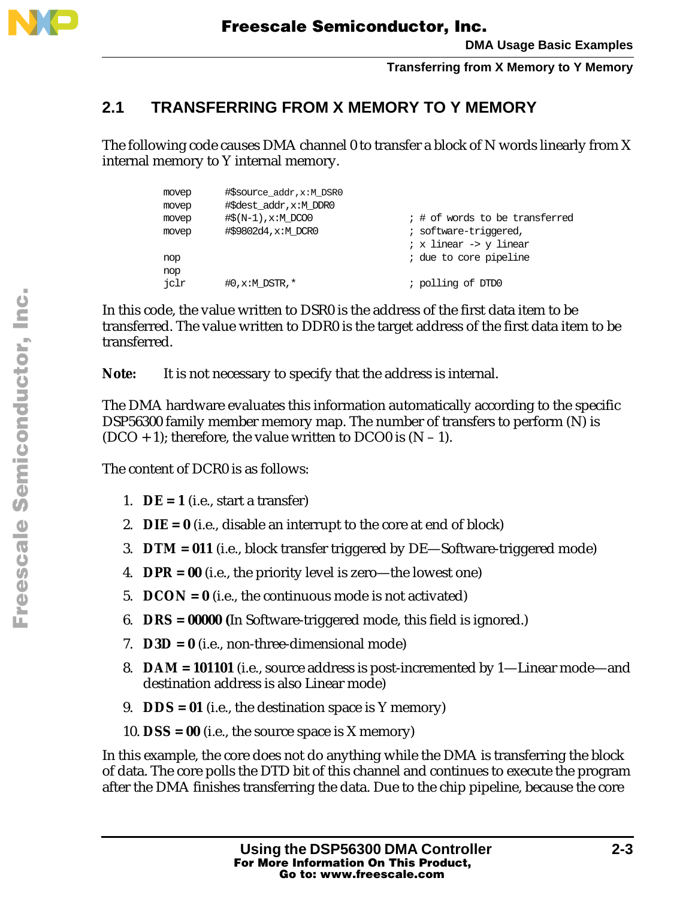## 2.1 TRANSFERRING FROM X MEMORY TO Y MEMORY

The following code causes DMA channel 0 to transfer a block of N words linearly from X internal memory to Y internal memory.

```
movep     #$source_addr,x:M_DSR0
movep     #$dest_addr,x:M_DDR0
movep     #$(N-1),x:M_DCO0                ; # of words to be transferred
movep     #$9802d4,x:M_DCR0               ; software-triggered,
                                          ; x linear -> y linear
nop                                       ; due to core pipeline
nop
jclr      #0,x:M_DSTR,*                   ; polling of DTD0
```

In this code, the value written to DSR0 is the address of the first data item to be transferred. The value written to DDR0 is the target address of the first data item to be transferred.

**Note:** It is not necessary to specify that the address is internal.

The DMA hardware evaluates this information automatically according to the specific DSP56300 family member memory map. The number of transfers to perform (N) is (DCO + 1); therefore, the value written to DCO0 is (N – 1).

The content of DCR0 is as follows:

1. **DE = 1** (i.e., start a transfer)
2. **DIE = 0** (i.e., disable an interrupt to the core at end of block)
3. **DTM = 011** (i.e., block transfer triggered by DE—Software-triggered mode)
4. **DPR = 00** (i.e., the priority level is zero—the lowest one)
5. **DCON = 0** (i.e., the continuous mode is not activated)
6. **DRS = 00000 (**In Software-triggered mode, this field is ignored.)
7. **D3D = 0** (i.e., non-three-dimensional mode)
8. **DAM = 101101** (i.e., source address is post-incremented by 1—Linear mode—and destination address is also Linear mode)
9. **DDS = 01** (i.e., the destination space is Y memory)
10. **DSS = 00** (i.e., the source space is X memory)

In this example, the core does not do anything while the DMA is transferring the block of data. The core polls the DTD bit of this channel and continues to execute the program after the DMA finishes transferring the data. Due to the chip pipeline, because the core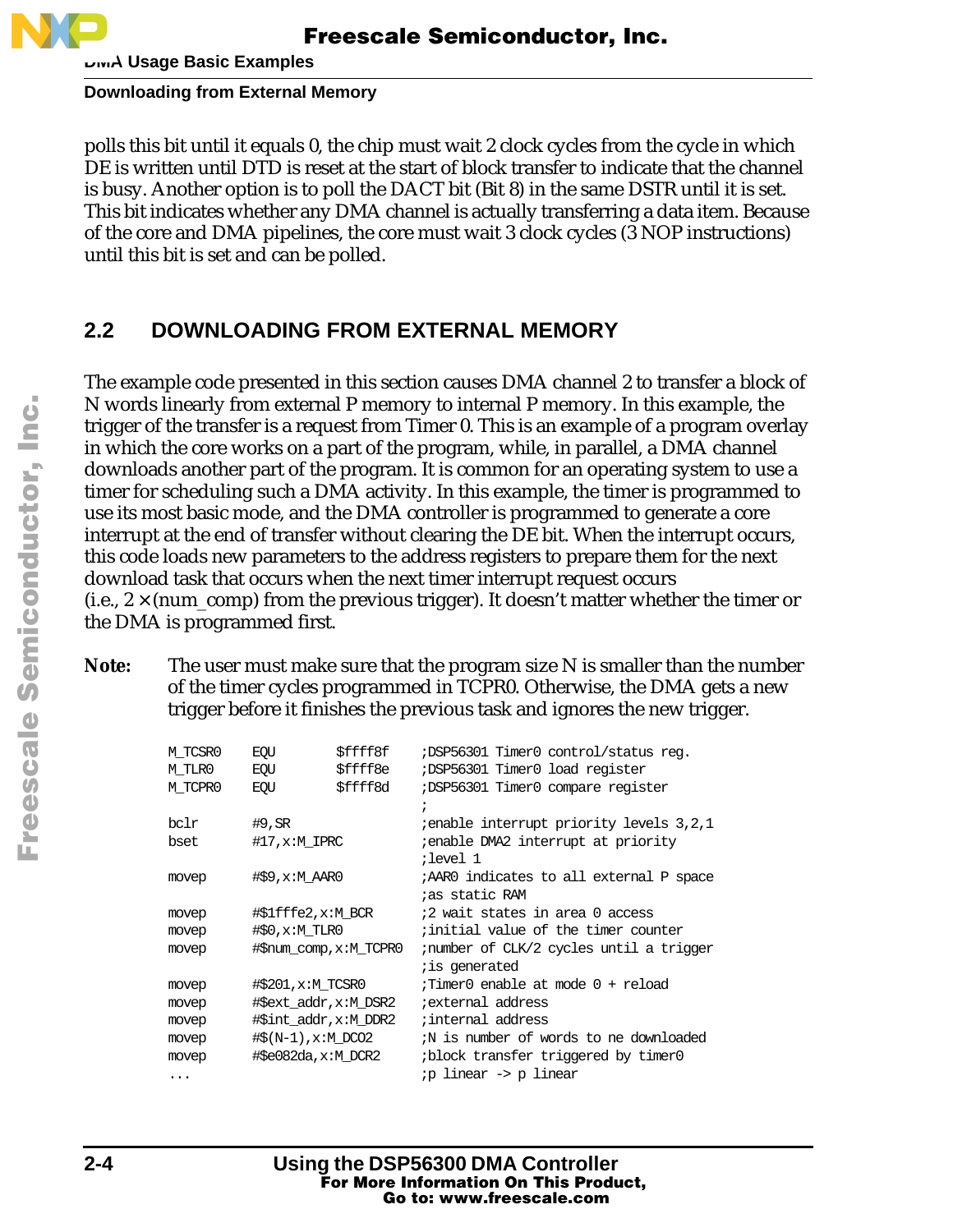polls this bit until it equals 0, the chip must wait 2 clock cycles from the cycle in which DE is written until DTD is reset at the start of block transfer to indicate that the channel is busy. Another option is to poll the DACT bit (Bit 8) in the same DSTR until it is set. This bit indicates whether any DMA channel is actually transferring a data item. Because of the core and DMA pipelines, the core must wait 3 clock cycles (3 NOP instructions) until this bit is set and can be polled.

## 2.2 DOWNLOADING FROM EXTERNAL MEMORY

The example code presented in this section causes DMA channel 2 to transfer a block of N words linearly from external P memory to internal P memory. In this example, the trigger of the transfer is a request from Timer 0. This is an example of a program overlay in which the core works on a part of the program, while, in parallel, a DMA channel downloads another part of the program. It is common for an operating system to use a timer for scheduling such a DMA activity. In this example, the timer is programmed to use its most basic mode, and the DMA controller is programmed to generate a core interrupt at the end of transfer without clearing the DE bit. When the interrupt occurs, this code loads new parameters to the address registers to prepare them for the next download task that occurs when the next timer interrupt request occurs (i.e., 2 × (num_comp) from the previous trigger). It doesn't matter whether the timer or the DMA is programmed first.

**Note:** The user must make sure that the program size N is smaller than the number of the timer cycles programmed in TCPR0. Otherwise, the DMA gets a new trigger before it finishes the previous task and ignores the new trigger.

```
M_TCSR0    EQU        $ffff8f     ;DSP56301 Timer0 control/status reg.
M_TLR0     EQU        $ffff8e     ;DSP56301 Timer0 load register
M_TCPR0    EQU        $ffff8d     ;DSP56301 Timer0 compare register
                                  ;
bclr       #9,SR                  ;enable interrupt priority levels 3,2,1
bset       #17,x:M_IPRC           ;enable DMA2 interrupt at priority
                                  ;level 1
movep      #$9,x:M_AAR0           ;AAR0 indicates to all external P space
                                  ;as static RAM
movep      #$1fffe2,x:M_BCR       ;2 wait states in area 0 access
movep      #$0,x:M_TLR0           ;initial value of the timer counter
movep      #$num_comp,x:M_TCPR0   ;number of CLK/2 cycles until a trigger
                                  ;is generated
movep      #$201,x:M_TCSR0        ;Timer0 enable at mode 0 + reload
movep      #$ext_addr,x:M_DSR2    ;external address
movep      #$int_addr,x:M_DDR2    ;internal address
movep      #$(N-1),x:M_DCO2       ;N is number of words to ne downloaded
movep      #$e082da,x:M_DCR2      ;block transfer triggered by timer0
...                               ;p linear -> p linear
```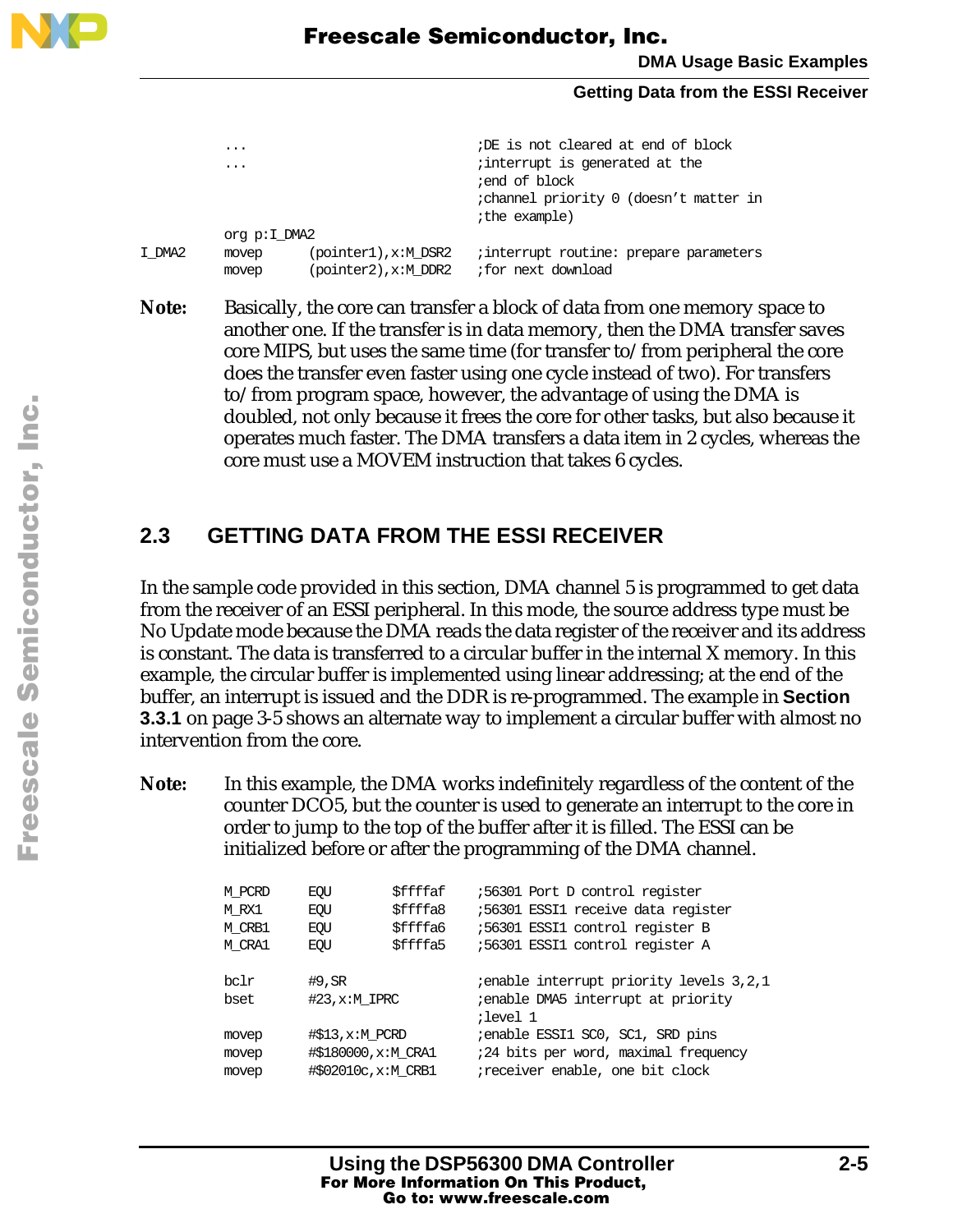```
        ...                                     ;DE is not cleared at end of block
        ...                                     ;interrupt is generated at the
                                                ;end of block
                                                ;channel priority 0 (doesn't matter in
                                                ;the example)
        org p:I_DMA2
I_DMA2  movep      (pointer1),x:M_DSR2          ;interrupt routine: prepare parameters
        movep      (pointer2),x:M_DDR2          ;for next download
```

**Note:** Basically, the core can transfer a block of data from one memory space to another one. If the transfer is in data memory, then the DMA transfer saves core MIPS, but uses the same time (for transfer to/from peripheral the core does the transfer even faster using one cycle instead of two). For transfers to/from program space, however, the advantage of using the DMA is doubled, not only because it frees the core for other tasks, but also because it operates much faster. The DMA transfers a data item in 2 cycles, whereas the core must use a MOVEM instruction that takes 6 cycles.

## 2.3 GETTING DATA FROM THE ESSI RECEIVER

In the sample code provided in this section, DMA channel 5 is programmed to get data from the receiver of an ESSI peripheral. In this mode, the source address type must be No Update mode because the DMA reads the data register of the receiver and its address is constant. The data is transferred to a circular buffer in the internal X memory. In this example, the circular buffer is implemented using linear addressing; at the end of the buffer, an interrupt is issued and the DDR is re-programmed. The example in **Section 3.3.1** on page 3-5 shows an alternate way to implement a circular buffer with almost no intervention from the core.

**Note:** In this example, the DMA works indefinitely regardless of the content of the counter DCO5, but the counter is used to generate an interrupt to the core in order to jump to the top of the buffer after it is filled. The ESSI can be initialized before or after the programming of the DMA channel.

```
M_PCRD     EQU        $ffffaf        ;56301 Port D control register
M_RX1      EQU        $ffffa8        ;56301 ESSI1 receive data register
M_CRB1     EQU        $ffffa6        ;56301 ESSI1 control register B
M_CRA1     EQU        $ffffa5        ;56301 ESSI1 control register A

bclr       #9,SR                     ;enable interrupt priority levels 3,2,1
bset       #23,x:M_IPRC              ;enable DMA5 interrupt at priority
                                     ;level 1
movep      #$13,x:M_PCRD             ;enable ESSI1 SC0, SC1, SRD pins
movep      #$180000,x:M_CRA1         ;24 bits per word, maximal frequency
movep      #$02010c,x:M_CRB1         ;receiver enable, one bit clock
```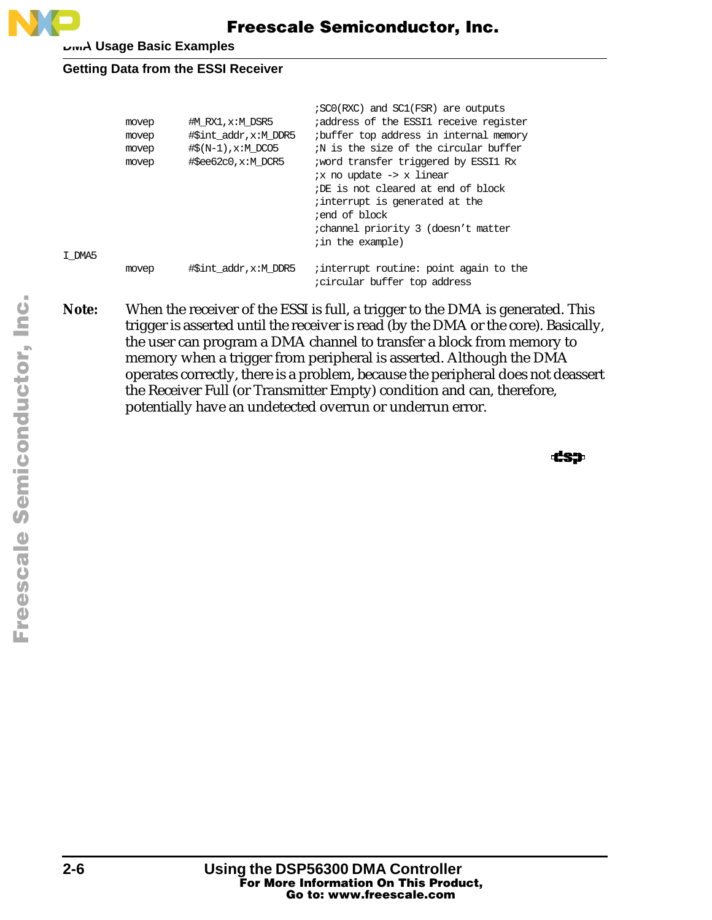## Getting Data from the ESSI Receiver

```
                                                   ;SC0(RXC) and SC1(FSR) are outputs
        movep      #M_RX1,x:M_DSR5                 ;address of the ESSI1 receive register
        movep      #$int_addr,x:M_DDR5             ;buffer top address in internal memory
        movep      #$(N-1),x:M_DCO5                ;N is the size of the circular buffer
        movep      #$ee62c0,x:M_DCR5               ;word transfer triggered by ESSI1 Rx
                                                   ;x no update -> x linear
                                                   ;DE is not cleared at end of block
                                                   ;interrupt is generated at the
                                                   ;end of block
                                                   ;channel priority 3 (doesn't matter
                                                   ;in the example)
I_DMA5
        movep      #$int_addr,x:M_DDR5             ;interrupt routine: point again to the
                                                   ;circular buffer top address
```

**Note:** When the receiver of the ESSI is full, a trigger to the DMA is generated. This trigger is asserted until the receiver is read (by the DMA or the core). Basically, the user can program a DMA channel to transfer a block from memory to memory when a trigger from peripheral is asserted. Although the DMA operates correctly, there is a problem, because the peripheral does not deassert the Receiver Full (or Transmitter Empty) condition and can, therefore, potentially have an undetected overrun or underrun error.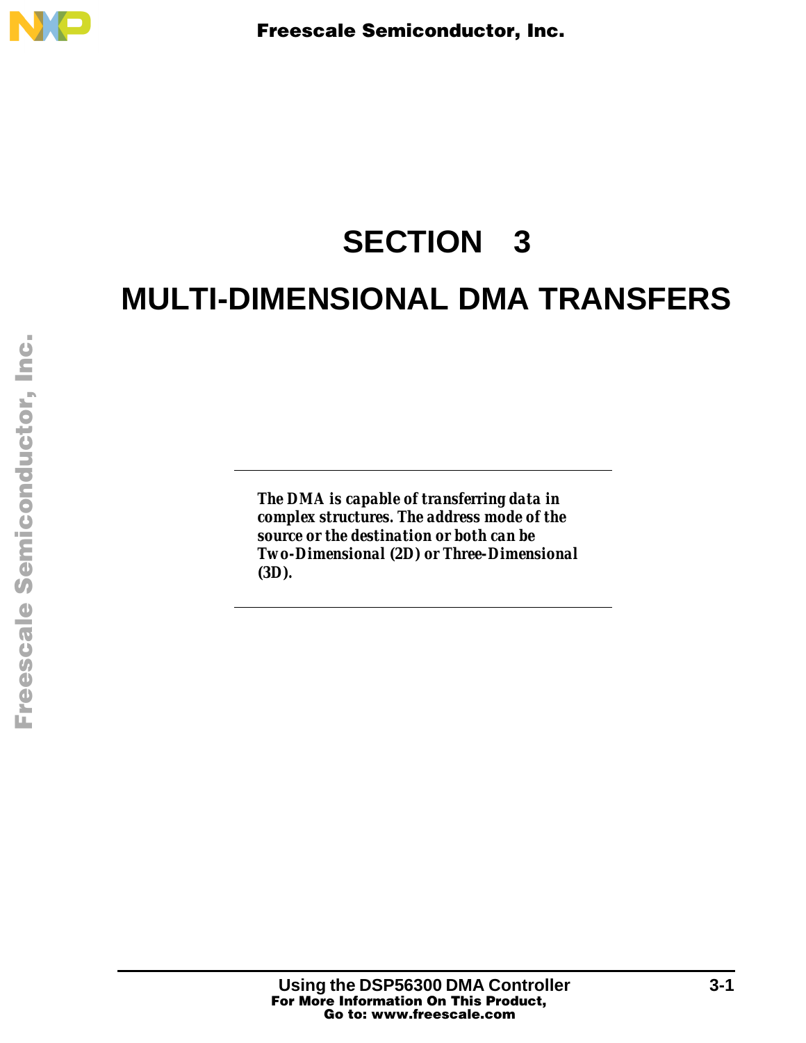# SECTION 3

# MULTI-DIMENSIONAL DMA TRANSFERS

---

***The DMA is capable of transferring data in complex structures. The address mode of the source or the destination or both can be Two-Dimensional (2D) or Three-Dimensional (3D).***

---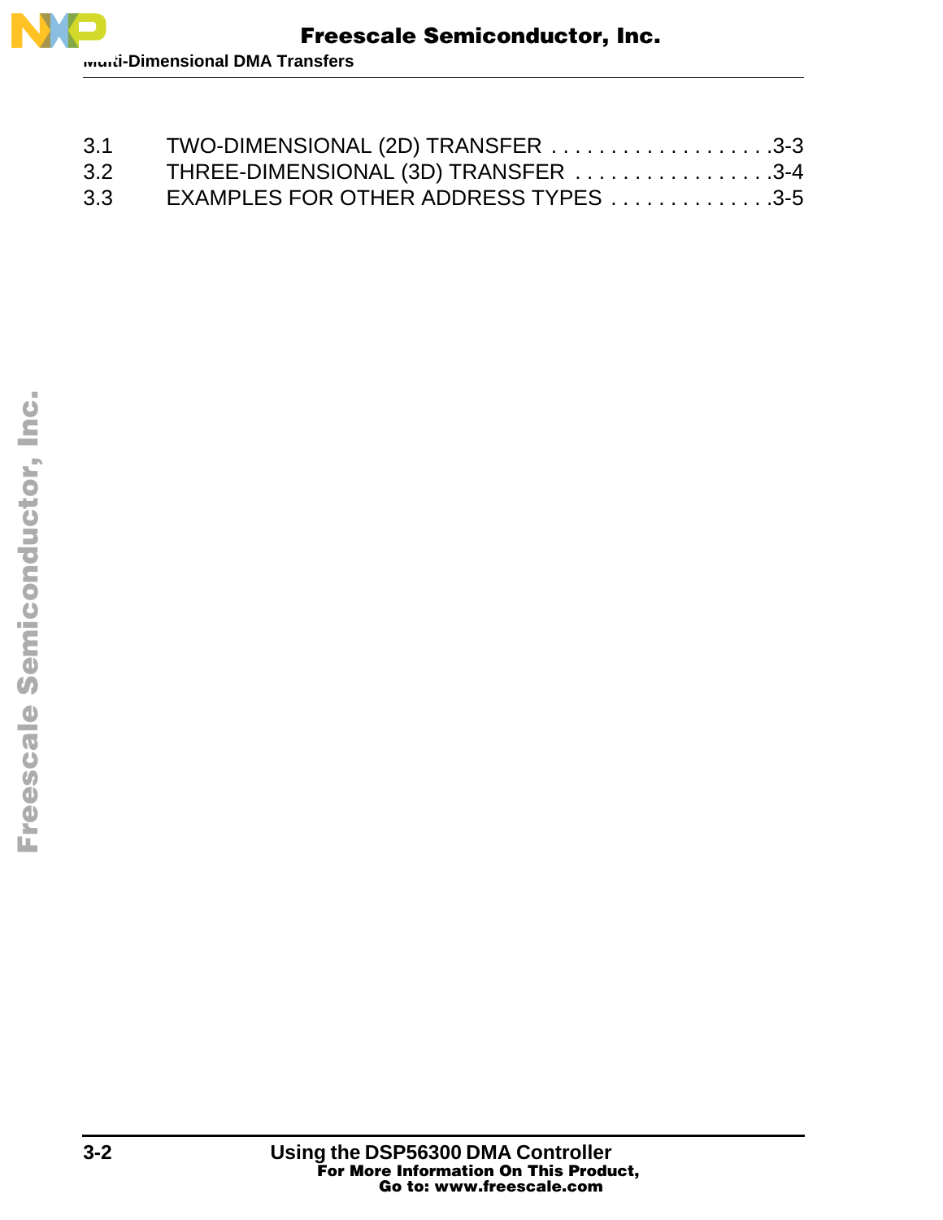| | | |
|---|---|---|
| 3.1 | TWO-DIMENSIONAL (2D) TRANSFER | 3-3 |
| 3.2 | THREE-DIMENSIONAL (3D) TRANSFER | 3-4 |
| 3.3 | EXAMPLES FOR OTHER ADDRESS TYPES | 3-5 |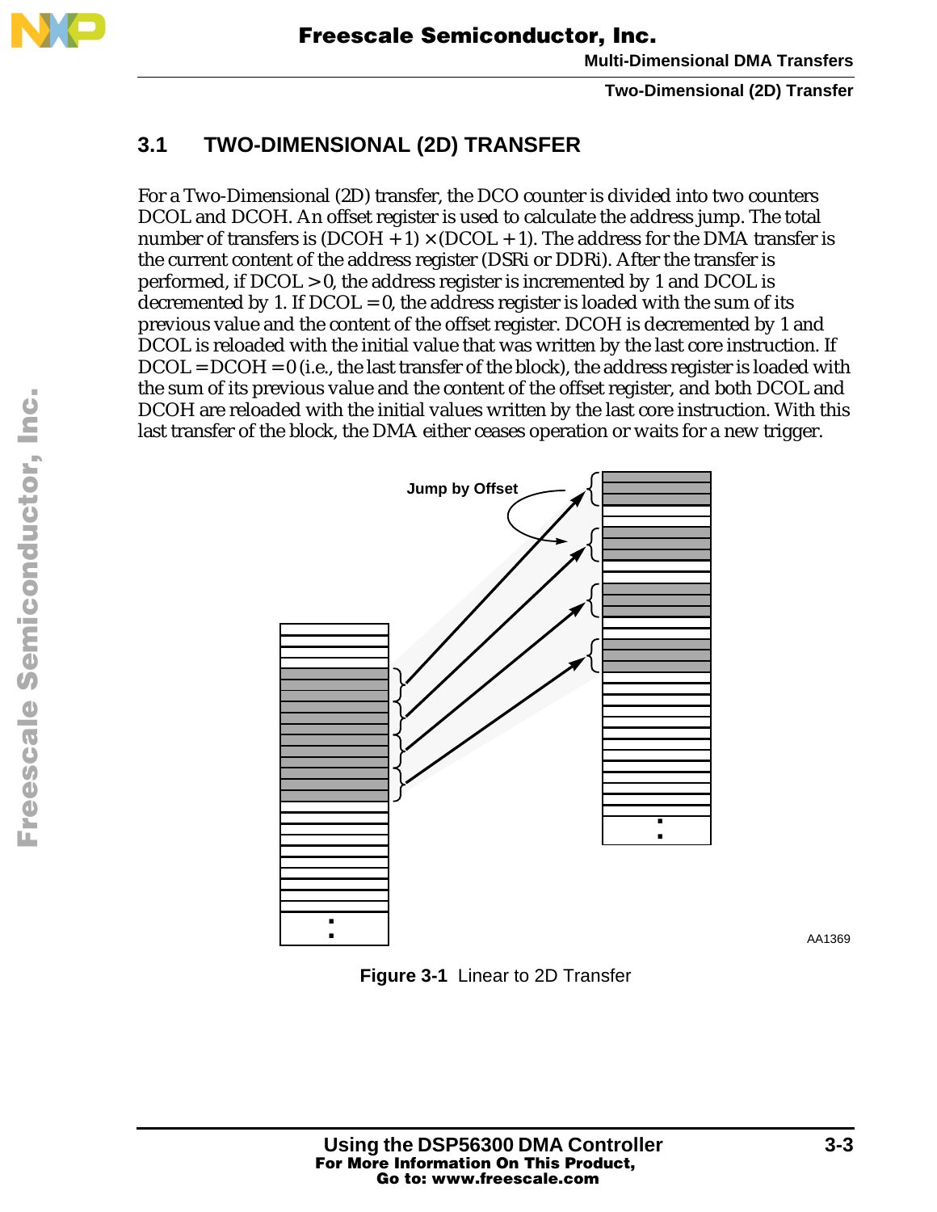## 3.1 TWO-DIMENSIONAL (2D) TRANSFER

For a Two-Dimensional (2D) transfer, the DCO counter is divided into two counters DCOL and DCOH. An offset register is used to calculate the address jump. The total number of transfers is (DCOH + 1) × (DCOL + 1). The address for the DMA transfer is the current content of the address register (DSRi or DDRi). After the transfer is performed, if DCOL > 0, the address register is incremented by 1 and DCOL is decremented by 1. If DCOL = 0, the address register is loaded with the sum of its previous value and the content of the offset register. DCOH is decremented by 1 and DCOL is reloaded with the initial value that was written by the last core instruction. If DCOL = DCOH = 0 (i.e., the last transfer of the block), the address register is loaded with the sum of its previous value and the content of the offset register, and both DCOL and DCOH are reloaded with the initial values written by the last core instruction. With this last transfer of the block, the DMA either ceases operation or waits for a new trigger.

Jump by Offset

AA1369

**Figure 3-1** Linear to 2D Transfer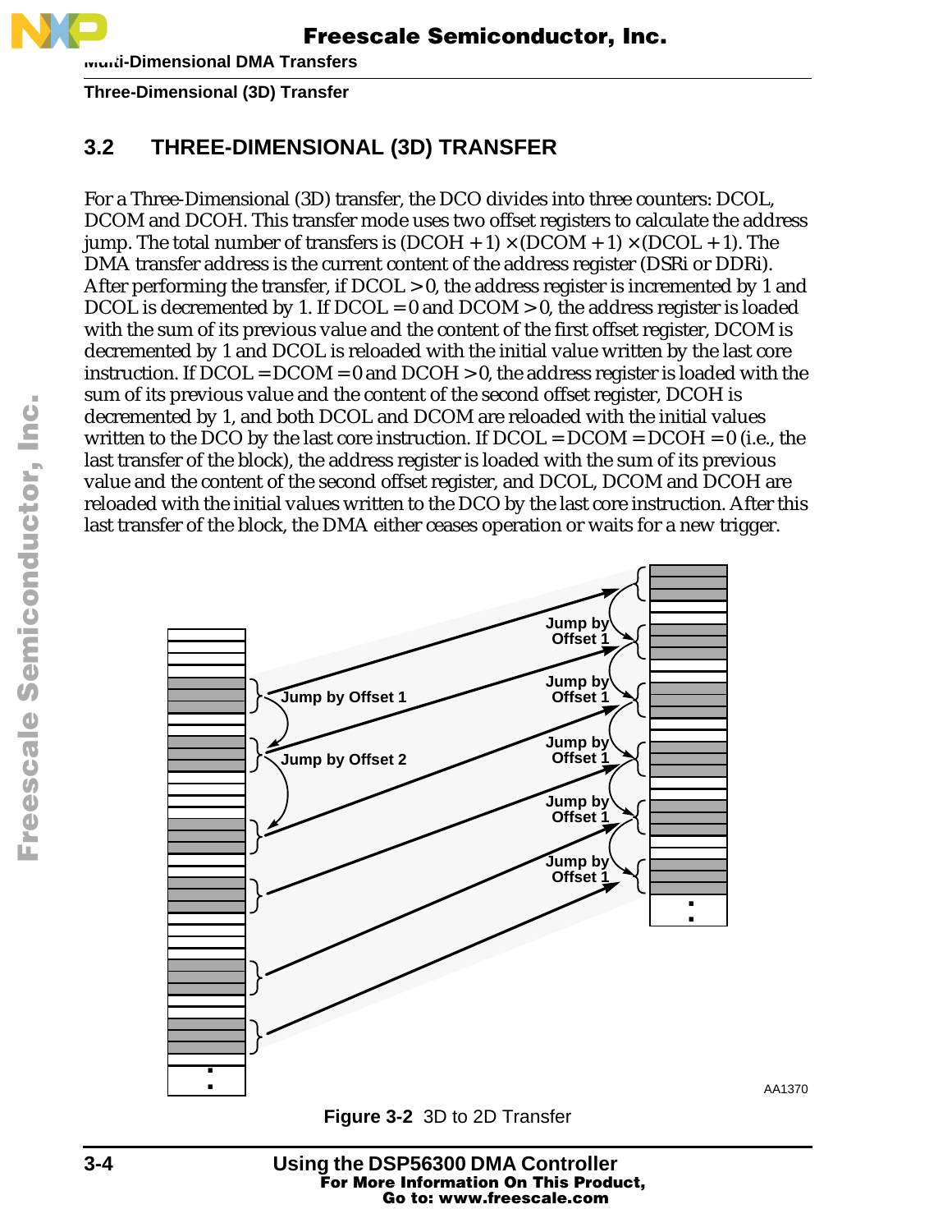## 3.2 THREE-DIMENSIONAL (3D) TRANSFER

For a Three-Dimensional (3D) transfer, the DCO divides into three counters: DCOL, DCOM and DCOH. This transfer mode uses two offset registers to calculate the address jump. The total number of transfers is $(DCOH + 1) \times (DCOM + 1) \times (DCOL + 1)$. The DMA transfer address is the current content of the address register (DSRi or DDRi). After performing the transfer, if $DCOL > 0$, the address register is incremented by 1 and DCOL is decremented by 1. If $DCOL = 0$ and $DCOM > 0$, the address register is loaded with the sum of its previous value and the content of the first offset register, DCOM is decremented by 1 and DCOL is reloaded with the initial value written by the last core instruction. If $DCOL = DCOM = 0$ and $DCOH > 0$, the address register is loaded with the sum of its previous value and the content of the second offset register, DCOH is decremented by 1, and both DCOL and DCOM are reloaded with the initial values written to the DCO by the last core instruction. If $DCOL = DCOM = DCOH = 0$ (i.e., the last transfer of the block), the address register is loaded with the sum of its previous value and the content of the second offset register, and DCOL, DCOM and DCOH are reloaded with the initial values written to the DCO by the last core instruction. After this last transfer of the block, the DMA either ceases operation or waits for a new trigger.

**Figure 3-2** 3D to 2D Transfer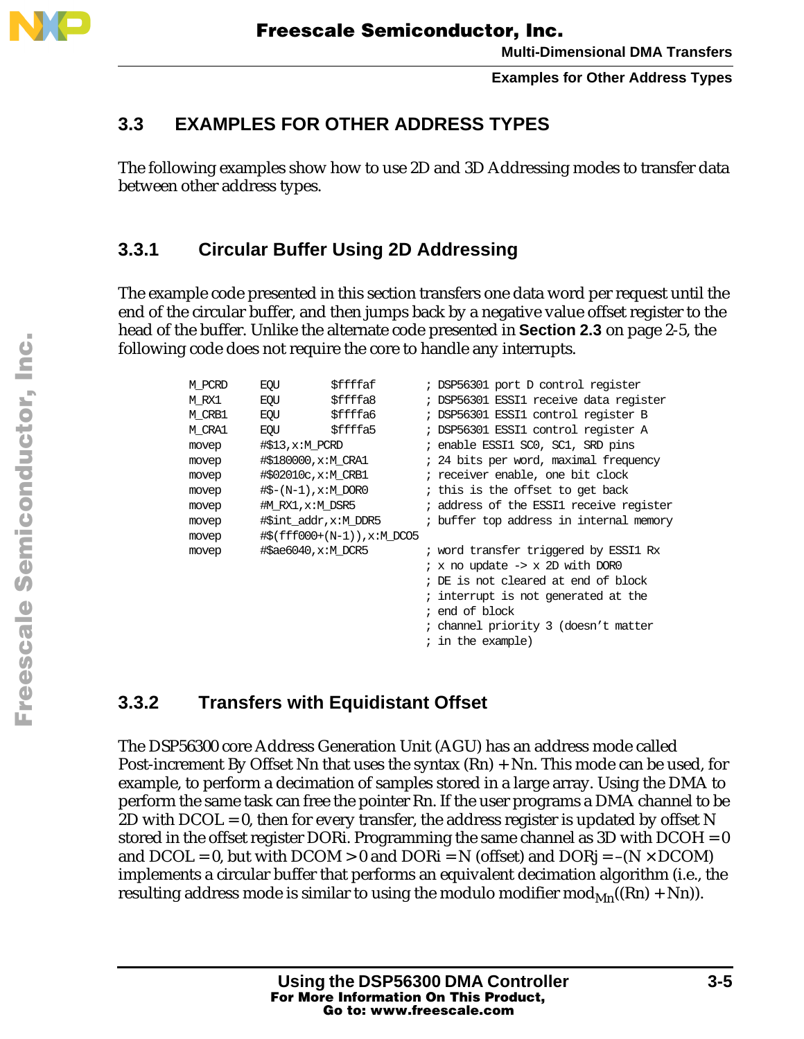## 3.3 EXAMPLES FOR OTHER ADDRESS TYPES

The following examples show how to use 2D and 3D Addressing modes to transfer data between other address types.

### 3.3.1 Circular Buffer Using 2D Addressing

The example code presented in this section transfers one data word per request until the end of the circular buffer, and then jumps back by a negative value offset register to the head of the buffer. Unlike the alternate code presented in **Section 2.3** on page 2-5, the following code does not require the core to handle any interrupts.

```
M_PCRD   EQU     $ffffaf          ; DSP56301 port D control register
M_RX1    EQU     $ffffa8          ; DSP56301 ESSI1 receive data register
M_CRB1   EQU     $ffffa6          ; DSP56301 ESSI1 control register B
M_CRA1   EQU     $ffffa5          ; DSP56301 ESSI1 control register A
movep    #$13,x:M_PCRD            ; enable ESSI1 SC0, SC1, SRD pins
movep    #$180000,x:M_CRA1        ; 24 bits per word, maximal frequency
movep    #$02010c,x:M_CRB1        ; receiver enable, one bit clock
movep    #$-(N-1),x:M_DOR0        ; this is the offset to get back
movep    #M_RX1,x:M_DSR5          ; address of the ESSI1 receive register
movep    #$int_addr,x:M_DDR5      ; buffer top address in internal memory
movep    #$(fff000+(N-1)),x:M_DCO5
movep    #$ae6040,x:M_DCR5        ; word transfer triggered by ESSI1 Rx
                                  ; x no update -> x 2D with DOR0
                                  ; DE is not cleared at end of block
                                  ; interrupt is not generated at the
                                  ; end of block
                                  ; channel priority 3 (doesn't matter
                                  ; in the example)
```

### 3.3.2 Transfers with Equidistant Offset

The DSP56300 core Address Generation Unit (AGU) has an address mode called Post-increment By Offset Nn that uses the syntax (Rn) + Nn. This mode can be used, for example, to perform a decimation of samples stored in a large array. Using the DMA to perform the same task can free the pointer Rn. If the user programs a DMA channel to be 2D with DCOL = 0, then for every transfer, the address register is updated by offset N stored in the offset register DORi. Programming the same channel as 3D with DCOH = 0 and DCOL = 0, but with DCOM > 0 and DORi = N (offset) and DORj = –(N × DCOM) implements a circular buffer that performs an equivalent decimation algorithm (i.e., the resulting address mode is similar to using the modulo modifier $\mathrm{mod}_{Mn}$((Rn) + Nn)).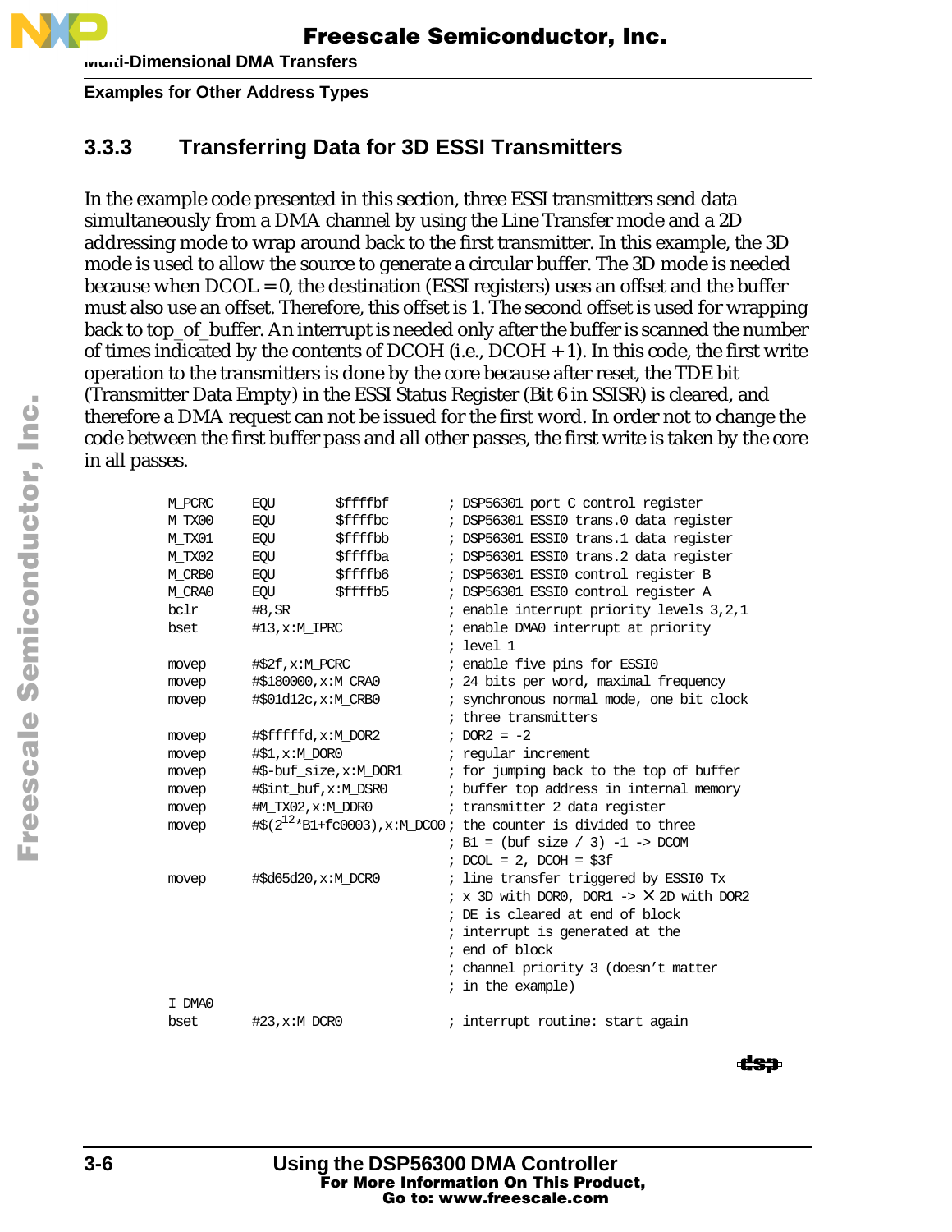### 3.3.3 Transferring Data for 3D ESSI Transmitters

In the example code presented in this section, three ESSI transmitters send data simultaneously from a DMA channel by using the Line Transfer mode and a 2D addressing mode to wrap around back to the first transmitter. In this example, the 3D mode is used to allow the source to generate a circular buffer. The 3D mode is needed because when DCOL = 0, the destination (ESSI registers) uses an offset and the buffer must also use an offset. Therefore, this offset is 1. The second offset is used for wrapping back to top_of_buffer. An interrupt is needed only after the buffer is scanned the number of times indicated by the contents of DCOH (i.e., DCOH + 1). In this code, the first write operation to the transmitters is done by the core because after reset, the TDE bit (Transmitter Data Empty) in the ESSI Status Register (Bit 6 in SSISR) is cleared, and therefore a DMA request can not be issued for the first word. In order not to change the code between the first buffer pass and all other passes, the first write is taken by the core in all passes.

```
M_PCRC    EQU       $ffffbf              ; DSP56301 port C control register
M_TX00    EQU       $ffffbc              ; DSP56301 ESSI0 trans.0 data register
M_TX01    EQU       $ffffbb              ; DSP56301 ESSI0 trans.1 data register
M_TX02    EQU       $ffffba              ; DSP56301 ESSI0 trans.2 data register
M_CRB0    EQU       $ffffb6              ; DSP56301 ESSI0 control register B
M_CRA0    EQU       $ffffb5              ; DSP56301 ESSI0 control register A
bclr      #8,SR                          ; enable interrupt priority levels 3,2,1
bset      #13,x:M_IPRC                   ; enable DMA0 interrupt at priority
                                         ; level 1
movep     #$2f,x:M_PCRC                  ; enable five pins for ESSI0
movep     #$180000,x:M_CRA0              ; 24 bits per word, maximal frequency
movep     #$01d12c,x:M_CRB0              ; synchronous normal mode, one bit clock
                                         ; three transmitters
movep     #$fffffd,x:M_DOR2              ; DOR2 = -2
movep     #$1,x:M_DOR0                   ; regular increment
movep     #$-buf_size,x:M_DOR1           ; for jumping back to the top of buffer
movep     #$int_buf,x:M_DSR0             ; buffer top address in internal memory
movep     #M_TX02,x:M_DDR0               ; transmitter 2 data register
movep     #$(2^12*B1+fc0003),x:M_DCO0    ; the counter is divided to three
                                         ; B1 = (buf_size / 3) -1 -> DCOM
                                         ; DCOL = 2, DCOH = $3f
movep     #$d65d20,x:M_DCR0              ; line transfer triggered by ESSI0 Tx
                                         ; x 3D with DOR0, DOR1 -> X 2D with DOR2
                                         ; DE is cleared at end of block
                                         ; interrupt is generated at the
                                         ; end of block
                                         ; channel priority 3 (doesn't matter
                                         ; in the example)
I_DMA0
bset      #23,x:M_DCR0                   ; interrupt routine: start again
```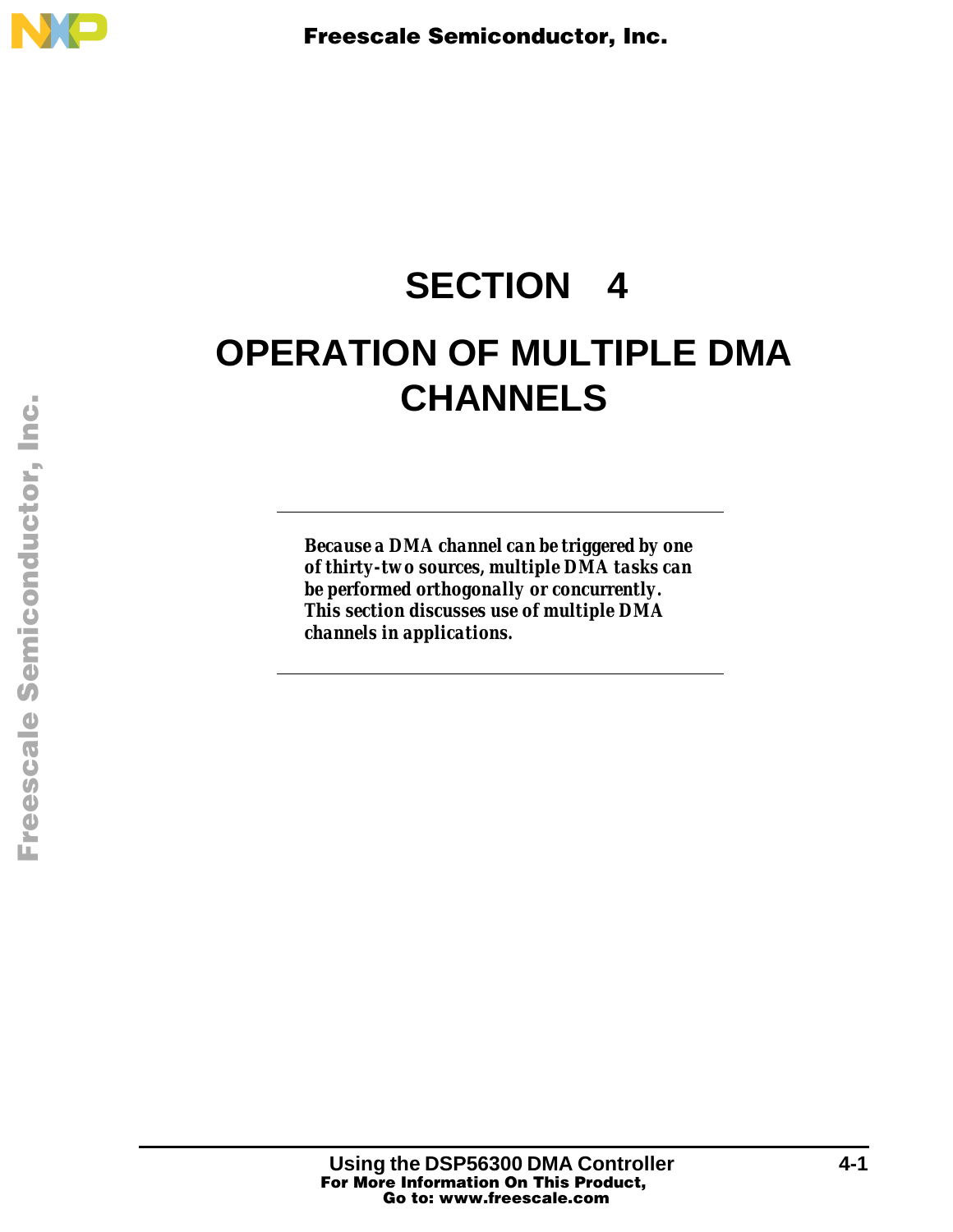# SECTION 4

# OPERATION OF MULTIPLE DMA CHANNELS

*Because a DMA channel can be triggered by one of thirty-two sources, multiple DMA tasks can be performed orthogonally or concurrently. This section discusses use of multiple DMA channels in applications.*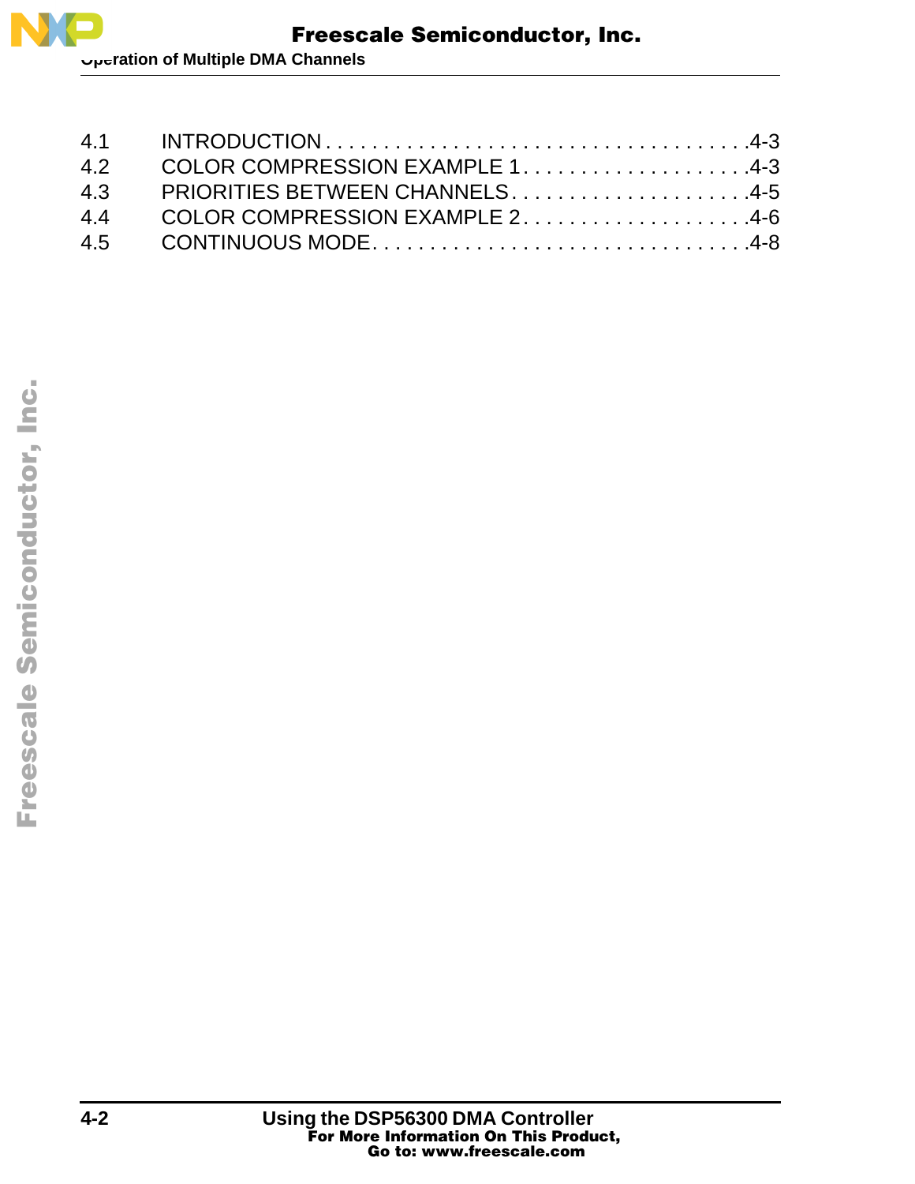| | | |
|---|---|---|
| 4.1 | INTRODUCTION | 4-3 |
| 4.2 | COLOR COMPRESSION EXAMPLE 1 | 4-3 |
| 4.3 | PRIORITIES BETWEEN CHANNELS | 4-5 |
| 4.4 | COLOR COMPRESSION EXAMPLE 2 | 4-6 |
| 4.5 | CONTINUOUS MODE | 4-8 |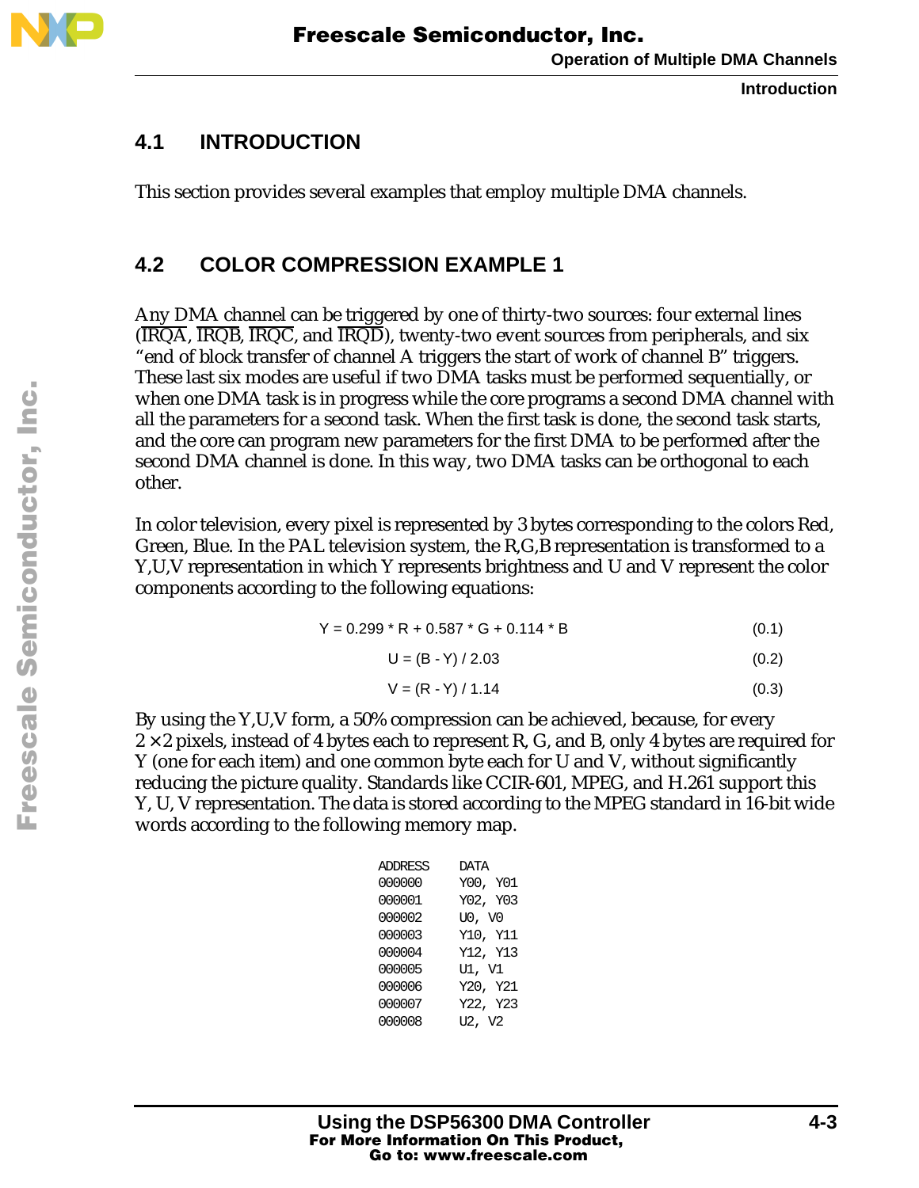## 4.1 INTRODUCTION

This section provides several examples that employ multiple DMA channels.

## 4.2 COLOR COMPRESSION EXAMPLE 1

Any DMA channel can be triggered by one of thirty-two sources: four external lines ($\overline{\text{IRQA}}$, $\overline{\text{IRQB}}$, $\overline{\text{IRQC}}$, and $\overline{\text{IRQD}}$), twenty-two event sources from peripherals, and six "end of block transfer of channel A triggers the start of work of channel B" triggers. These last six modes are useful if two DMA tasks must be performed sequentially, or when one DMA task is in progress while the core programs a second DMA channel with all the parameters for a second task. When the first task is done, the second task starts, and the core can program new parameters for the first DMA to be performed after the second DMA channel is done. In this way, two DMA tasks can be orthogonal to each other.

In color television, every pixel is represented by 3 bytes corresponding to the colors Red, Green, Blue. In the PAL television system, the R,G,B representation is transformed to a Y,U,V representation in which Y represents brightness and U and V represent the color components according to the following equations:

$$Y = 0.299 * R + 0.587 * G + 0.114 * B \quad (0.1)$$

$$U = (B - Y) / 2.03 \quad (0.2)$$

$$V = (R - Y) / 1.14 \quad (0.3)$$

By using the Y,U,V form, a 50% compression can be achieved, because, for every $2 \times 2$ pixels, instead of 4 bytes each to represent R, G, and B, only 4 bytes are required for Y (one for each item) and one common byte each for U and V, without significantly reducing the picture quality. Standards like CCIR-601, MPEG, and H.261 support this Y, U, V representation. The data is stored according to the MPEG standard in 16-bit wide words according to the following memory map.

```
ADDRESS    DATA
000000     Y00, Y01
000001     Y02, Y03
000002     U0, V0
000003     Y10, Y11
000004     Y12, Y13
000005     U1, V1
000006     Y20, Y21
000007     Y22, Y23
000008     U2, V2
```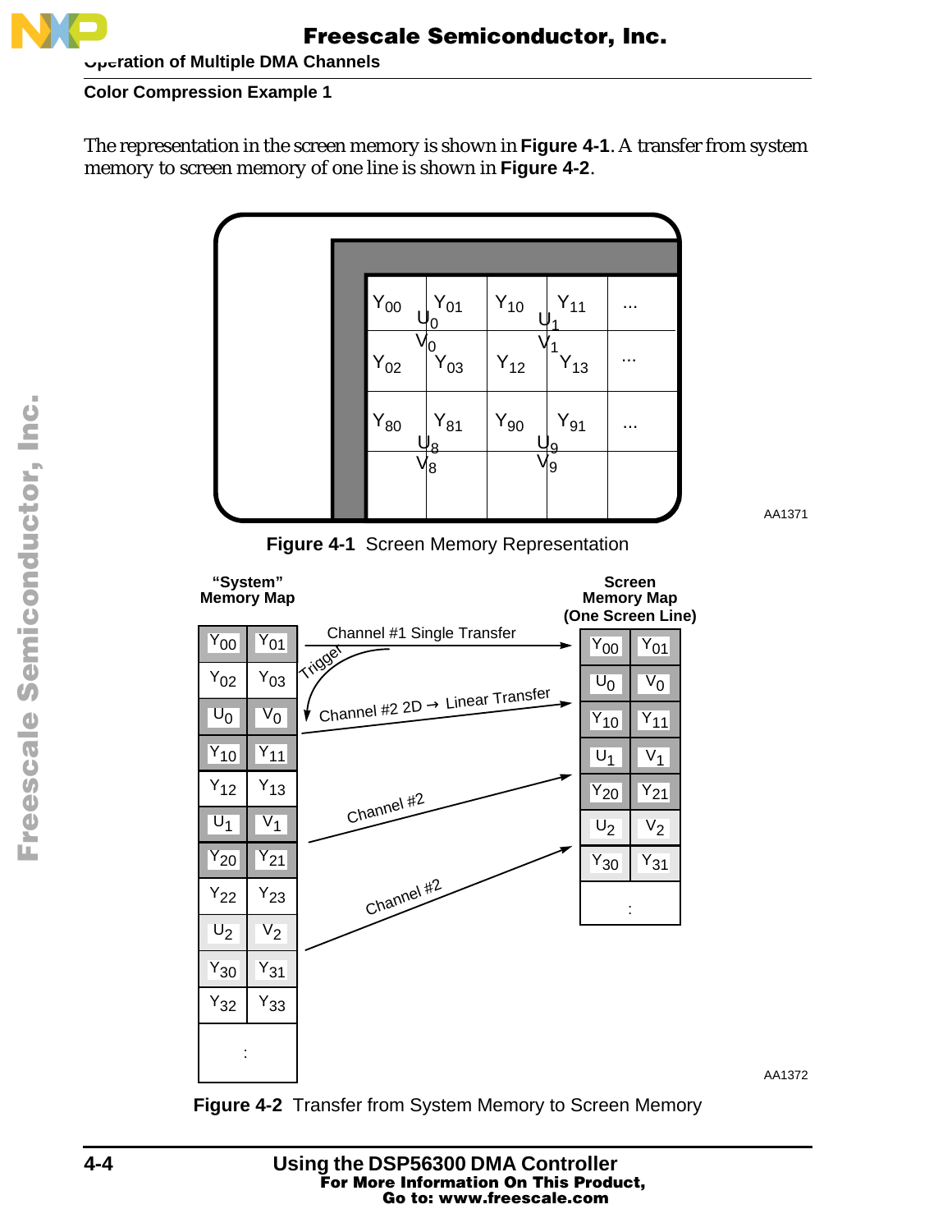### Color Compression Example 1

The representation in the screen memory is shown in **Figure 4-1**. A transfer from system memory to screen memory of one line is shown in **Figure 4-2**.

**Figure 4-1** Screen Memory Representation

**Figure 4-2** Transfer from System Memory to Screen Memory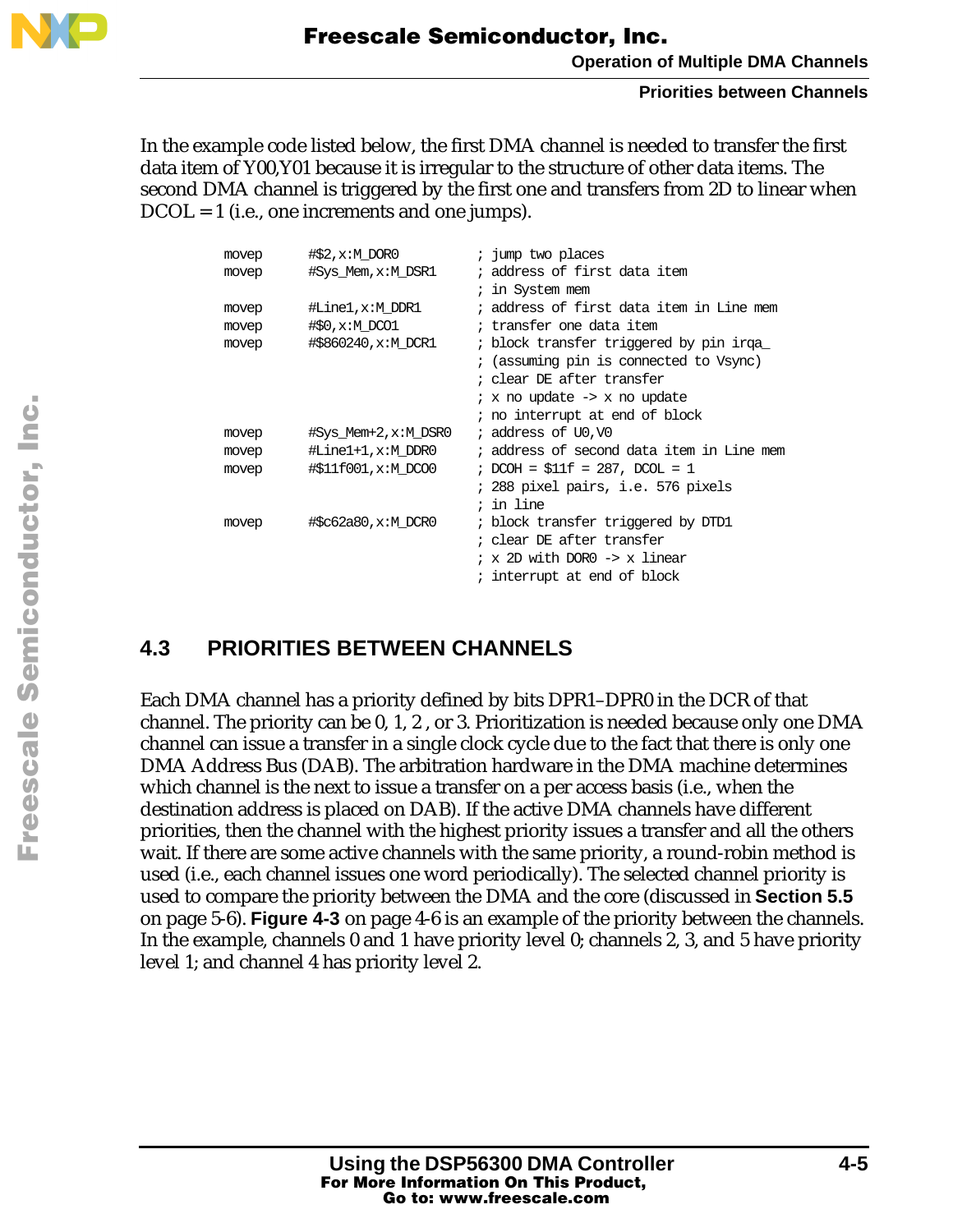In the example code listed below, the first DMA channel is needed to transfer the first data item of Y00,Y01 because it is irregular to the structure of other data items. The second DMA channel is triggered by the first one and transfers from 2D to linear when DCOL = 1 (i.e., one increments and one jumps).

```
movep    #$2,x:M_DOR0         ; jump two places
movep    #Sys_Mem,x:M_DSR1    ; address of first data item
                              ; in System mem
movep    #Line1,x:M_DDR1      ; address of first data item in Line mem
movep    #$0,x:M_DCO1         ; transfer one data item
movep    #$860240,x:M_DCR1    ; block transfer triggered by pin irqa_
                              ; (assuming pin is connected to Vsync)
                              ; clear DE after transfer
                              ; x no update -> x no update
                              ; no interrupt at end of block
movep    #Sys_Mem+2,x:M_DSR0  ; address of U0,V0
movep    #Line1+1,x:M_DDR0    ; address of second data item in Line mem
movep    #$11f001,x:M_DCO0    ; DCOH = $11f = 287, DCOL = 1
                              ; 288 pixel pairs, i.e. 576 pixels
                              ; in line
movep    #$c62a80,x:M_DCR0    ; block transfer triggered by DTD1
                              ; clear DE after transfer
                              ; x 2D with DOR0 -> x linear
                              ; interrupt at end of block
```

## 4.3 PRIORITIES BETWEEN CHANNELS

Each DMA channel has a priority defined by bits DPR1–DPR0 in the DCR of that channel. The priority can be 0, 1, 2 , or 3. Prioritization is needed because only one DMA channel can issue a transfer in a single clock cycle due to the fact that there is only one DMA Address Bus (DAB). The arbitration hardware in the DMA machine determines which channel is the next to issue a transfer on a per access basis (i.e., when the destination address is placed on DAB). If the active DMA channels have different priorities, then the channel with the highest priority issues a transfer and all the others wait. If there are some active channels with the same priority, a round-robin method is used (i.e., each channel issues one word periodically). The selected channel priority is used to compare the priority between the DMA and the core (discussed in **Section 5.5** on page 5-6). **Figure 4-3** on page 4-6 is an example of the priority between the channels. In the example, channels 0 and 1 have priority level 0; channels 2, 3, and 5 have priority level 1; and channel 4 has priority level 2.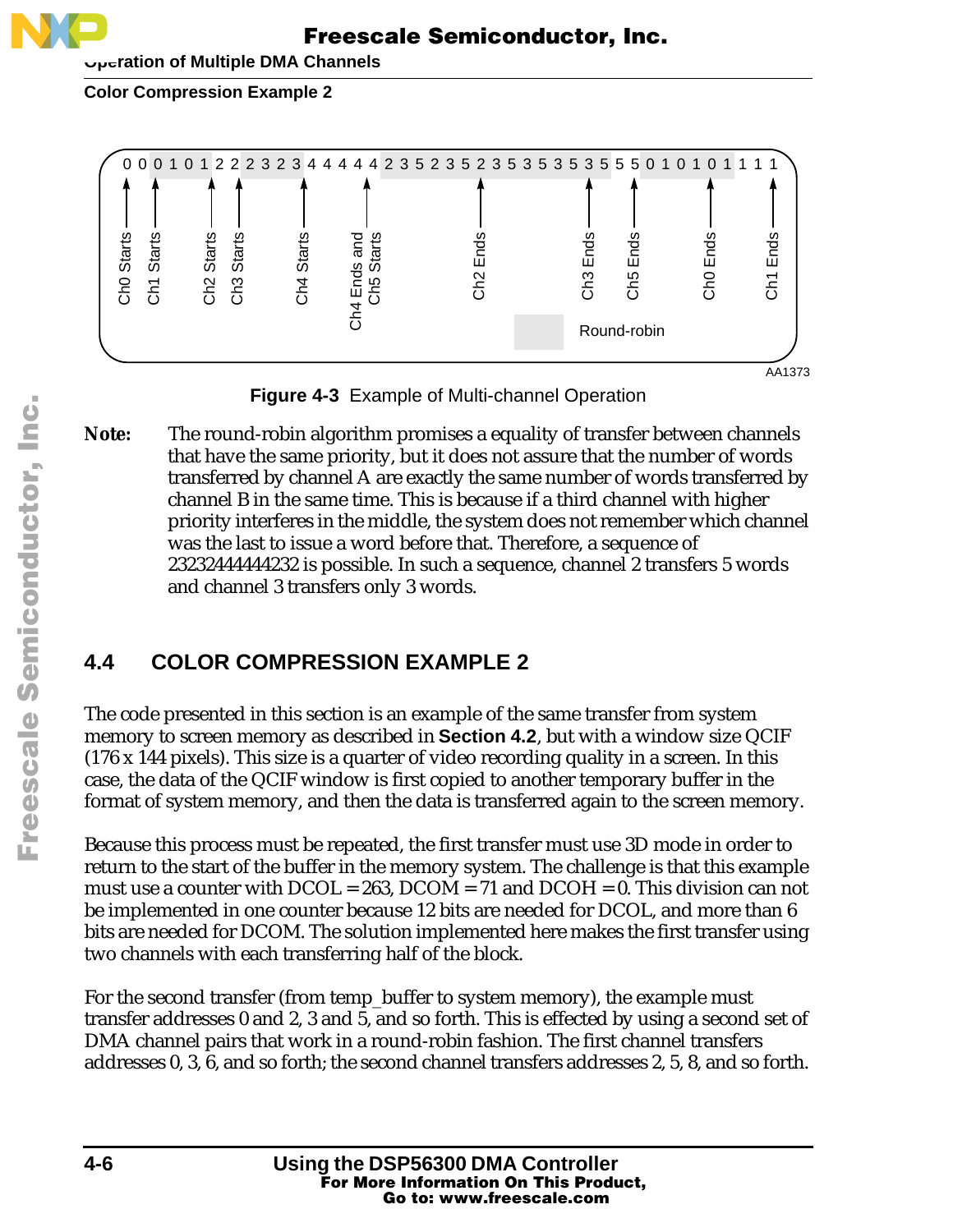Color Compression Example 2

```
0 0 0 1 0 1 2 2 2 3 2 3 4 4 4 4 4 2 3 5 2 3 5 2 3 5 3 5 3 5 3 5 5 5 0 1 0 1 0 1 1 1 1
```

Ch0 Starts, Ch1 Starts, Ch2 Starts, Ch3 Starts, Ch4 Starts, Ch4 Ends and Ch5 Starts, Ch2 Ends, Ch3 Ends, Ch5 Ends, Ch0 Ends, Ch1 Ends

Round-robin

AA1373

**Figure 4-3** Example of Multi-channel Operation

**Note:** The round-robin algorithm promises a equality of transfer between channels that have the same priority, but it does not assure that the number of words transferred by channel A are exactly the same number of words transferred by channel B in the same time. This is because if a third channel with higher priority interferes in the middle, the system does not remember which channel was the last to issue a word before that. Therefore, a sequence of 23232444444232 is possible. In such a sequence, channel 2 transfers 5 words and channel 3 transfers only 3 words.

## 4.4 COLOR COMPRESSION EXAMPLE 2

The code presented in this section is an example of the same transfer from system memory to screen memory as described in **Section 4.2**, but with a window size QCIF (176 x 144 pixels). This size is a quarter of video recording quality in a screen. In this case, the data of the QCIF window is first copied to another temporary buffer in the format of system memory, and then the data is transferred again to the screen memory.

Because this process must be repeated, the first transfer must use 3D mode in order to return to the start of the buffer in the memory system. The challenge is that this example must use a counter with DCOL = 263, DCOM = 71 and DCOH = 0. This division can not be implemented in one counter because 12 bits are needed for DCOL, and more than 6 bits are needed for DCOM. The solution implemented here makes the first transfer using two channels with each transferring half of the block.

For the second transfer (from temp_buffer to system memory), the example must transfer addresses 0 and 2, 3 and 5, and so forth. This is effected by using a second set of DMA channel pairs that work in a round-robin fashion. The first channel transfers addresses 0, 3, 6, and so forth; the second channel transfers addresses 2, 5, 8, and so forth.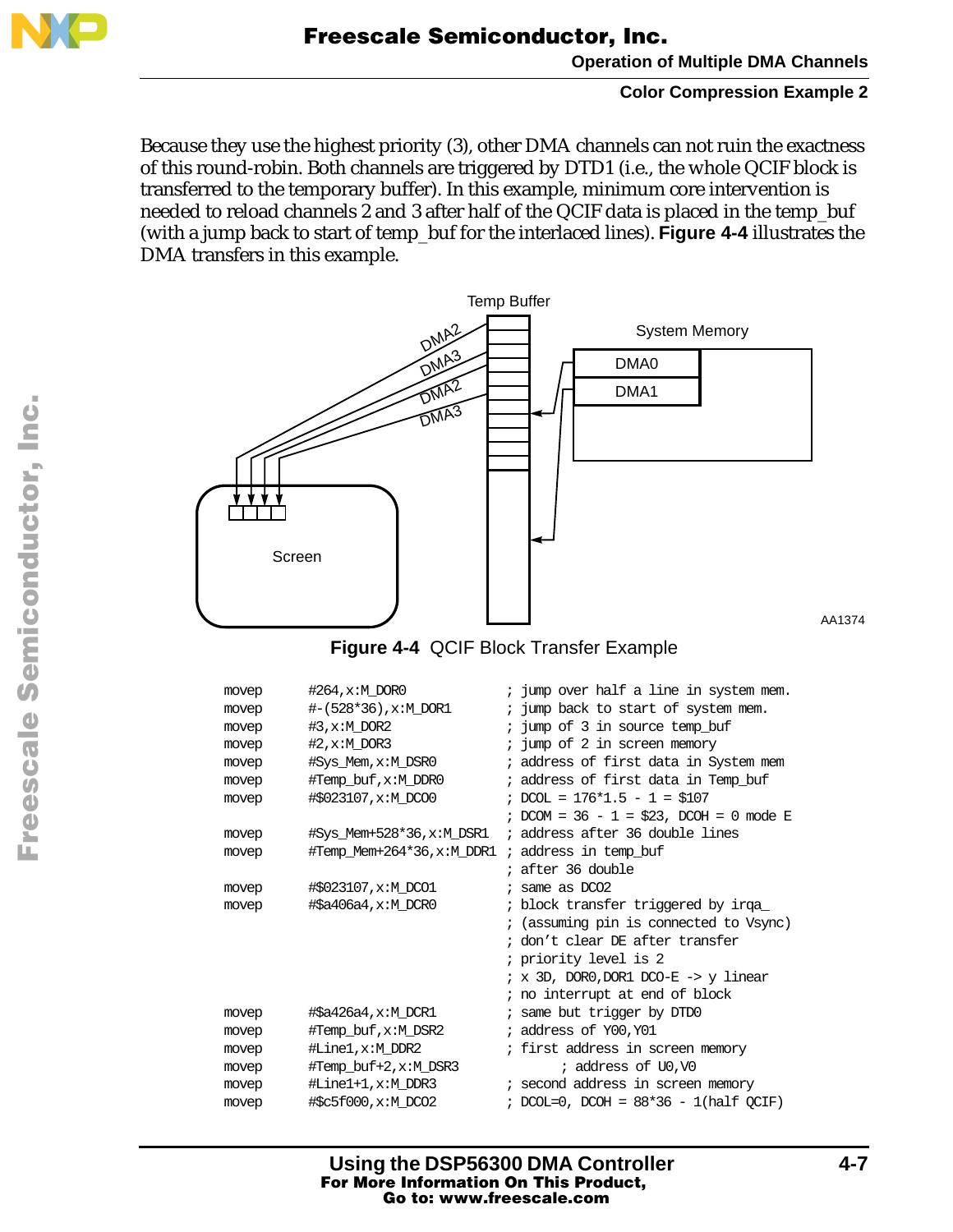Because they use the highest priority (3), other DMA channels can not ruin the exactness of this round-robin. Both channels are triggered by DTD1 (i.e., the whole QCIF block is transferred to the temporary buffer). In this example, minimum core intervention is needed to reload channels 2 and 3 after half of the QCIF data is placed in the temp_buf (with a jump back to start of temp_buf for the interlaced lines). **Figure 4-4** illustrates the DMA transfers in this example.

**Figure 4-4** QCIF Block Transfer Example

```
movep    #264,x:M_DOR0              ; jump over half a line in system mem.
movep    #-(528*36),x:M_DOR1        ; jump back to start of system mem.
movep    #3,x:M_DOR2                ; jump of 3 in source temp_buf
movep    #2,x:M_DOR3                ; jump of 2 in screen memory
movep    #Sys_Mem,x:M_DSR0          ; address of first data in System mem
movep    #Temp_buf,x:M_DDR0         ; address of first data in Temp_buf
movep    #$023107,x:M_DCO0          ; DCOL = 176*1.5 - 1 = $107
                                    ; DCOM = 36 - 1 = $23, DCOH = 0 mode E
movep    #Sys_Mem+528*36,x:M_DSR1   ; address after 36 double lines
movep    #Temp_Mem+264*36,x:M_DDR1  ; address in temp_buf
                                    ; after 36 double
movep    #$023107,x:M_DCO1          ; same as DCO2
movep    #$a406a4,x:M_DCR0          ; block transfer triggered by irqa_
                                    ; (assuming pin is connected to Vsync)
                                    ; don't clear DE after transfer
                                    ; priority level is 2
                                    ; x 3D, DOR0,DOR1 DCO-E -> y linear
                                    ; no interrupt at end of block
movep    #$a426a4,x:M_DCR1          ; same but trigger by DTD0
movep    #Temp_buf,x:M_DSR2         ; address of Y00,Y01
movep    #Line1,x:M_DDR2            ; first address in screen memory
movep    #Temp_buf+2,x:M_DSR3               ; address of U0,V0
movep    #Line1+1,x:M_DDR3          ; second address in screen memory
movep    #$c5f000,x:M_DCO2          ; DCOL=0, DCOH = 88*36 - 1(half QCIF)
```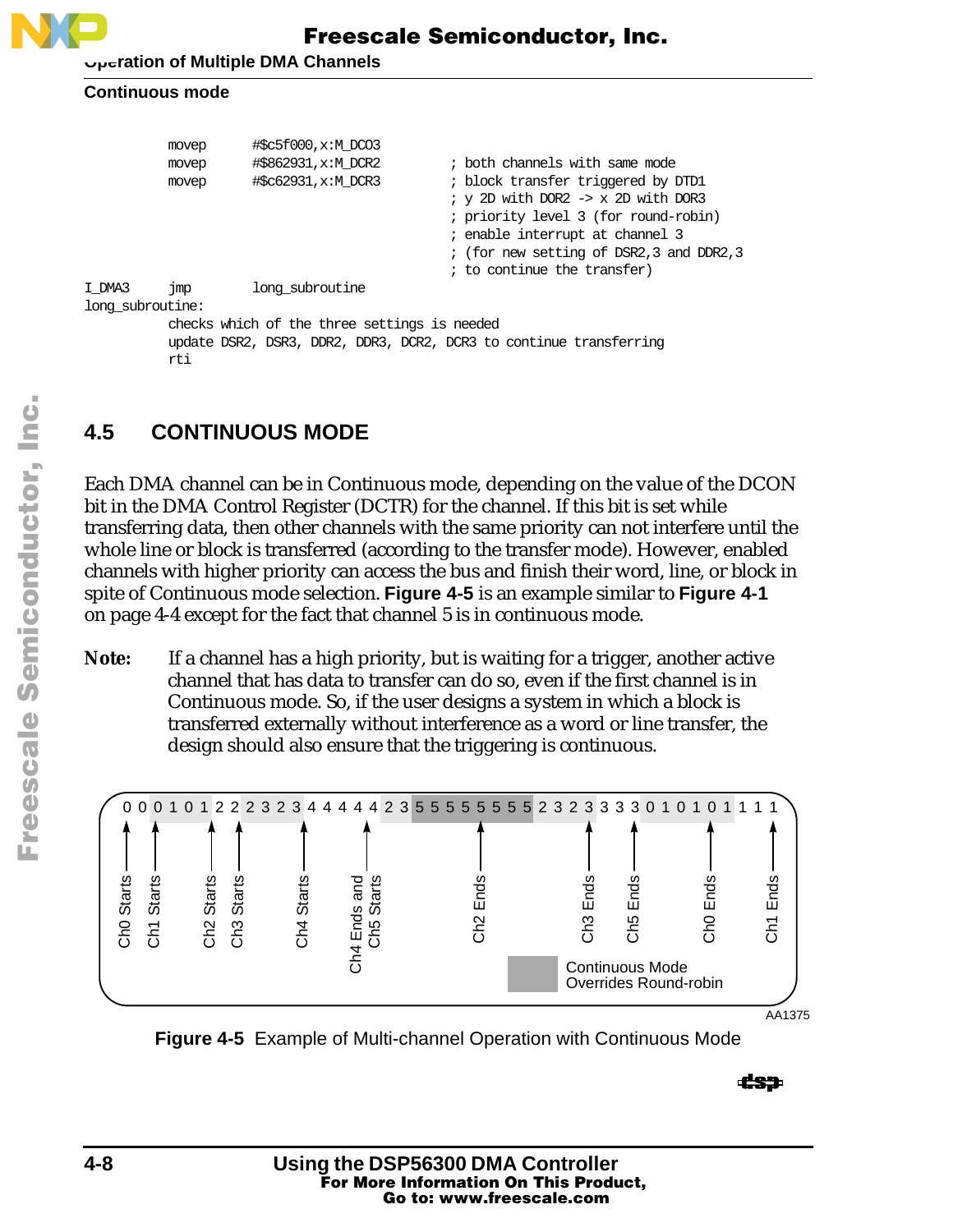**Continuous mode**

```
         movep     #$c5f000,x:M_DCO3
         movep     #$862931,x:M_DCR2         ; both channels with same mode
         movep     #$c62931,x:M_DCR3         ; block transfer triggered by DTD1
                                             ; y 2D with DOR2 -> x 2D with DOR3
                                             ; priority level 3 (for round-robin)
                                             ; enable interrupt at channel 3
                                             ; (for new setting of DSR2,3 and DDR2,3
                                             ; to continue the transfer)
I_DMA3   jmp       long_subroutine
long_subroutine:
         checks which of the three settings is needed
         update DSR2, DSR3, DDR2, DDR3, DCR2, DCR3 to continue transferring
         rti
```

## 4.5 CONTINUOUS MODE

Each DMA channel can be in Continuous mode, depending on the value of the DCON bit in the DMA Control Register (DCTR) for the channel. If this bit is set while transferring data, then other channels with the same priority can not interfere until the whole line or block is transferred (according to the transfer mode). However, enabled channels with higher priority can access the bus and finish their word, line, or block in spite of Continuous mode selection. **Figure 4-5** is an example similar to **Figure 4-1** on page 4-4 except for the fact that channel 5 is in continuous mode.

**Note:** If a channel has a high priority, but is waiting for a trigger, another active channel that has data to transfer can do so, even if the first channel is in Continuous mode. So, if the user designs a system in which a block is transferred externally without interference as a word or line transfer, the design should also ensure that the triggering is continuous.

0 0 0 1 0 1 2 2 2 3 2 3 4 4 4 4 4 2 3 5 5 5 5 5 5 5 5 2 3 2 3 3 3 3 0 1 0 1 0 1 1 1 1

Ch0 Starts, Ch1 Starts, Ch2 Starts, Ch3 Starts, Ch4 Starts, Ch4 Ends and Ch5 Starts, Ch2 Ends, Ch3 Ends, Ch5 Ends, Ch0 Ends, Ch1 Ends

Continuous Mode Overrides Round-robin

AA1375

**Figure 4-5** Example of Multi-channel Operation with Continuous Mode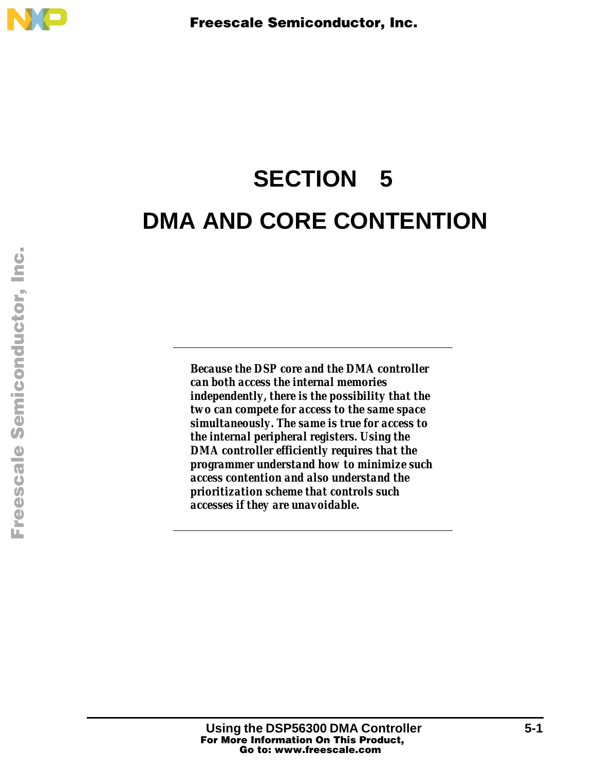# SECTION 5

# DMA AND CORE CONTENTION

*Because the DSP core and the DMA controller can both access the internal memories independently, there is the possibility that the two can compete for access to the same space simultaneously. The same is true for access to the internal peripheral registers. Using the DMA controller efficiently requires that the programmer understand how to minimize such access contention and also understand the prioritization scheme that controls such accesses if they are unavoidable.*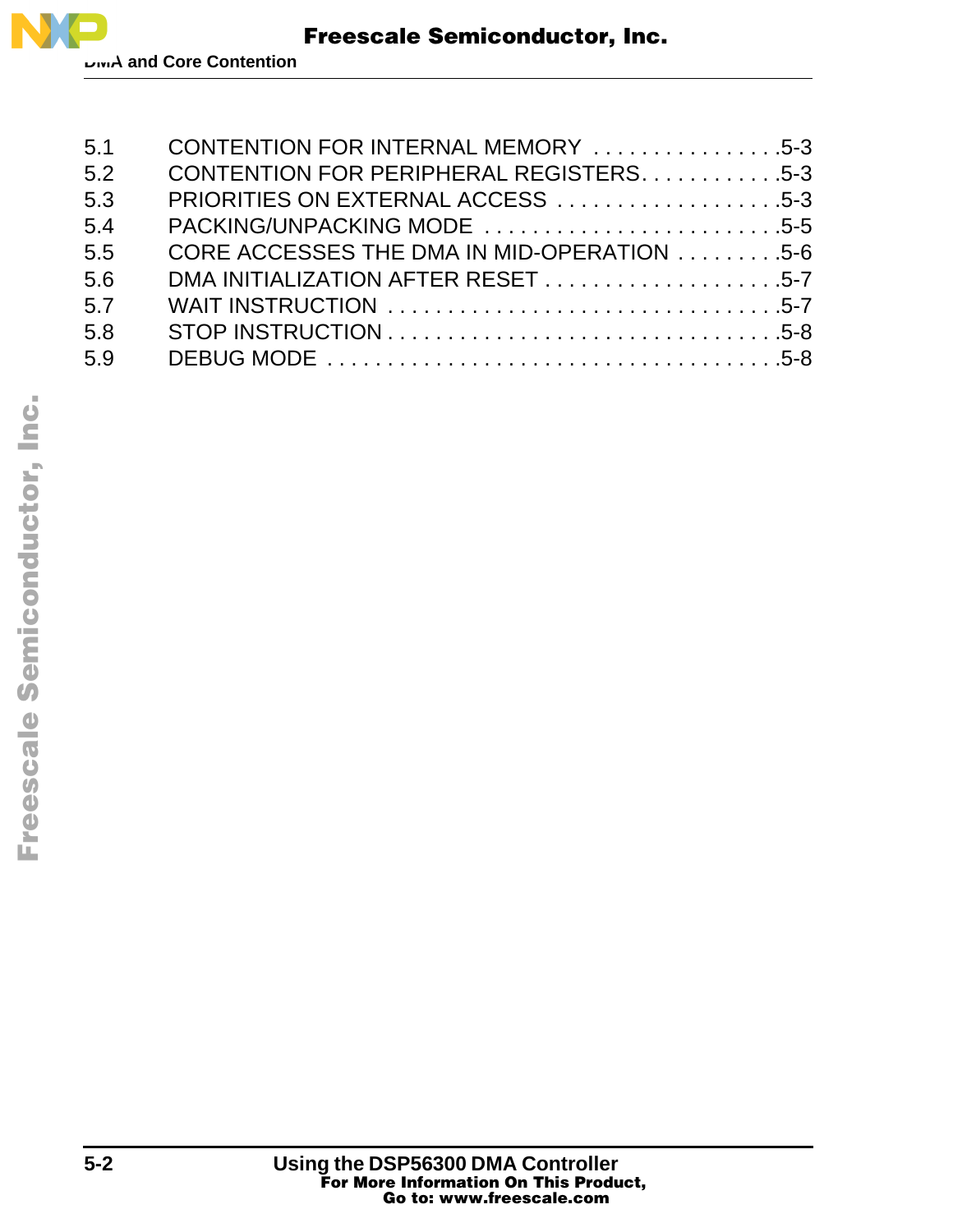| | | |
|---|---|---|
| 5.1 | CONTENTION FOR INTERNAL MEMORY | 5-3 |
| 5.2 | CONTENTION FOR PERIPHERAL REGISTERS | 5-3 |
| 5.3 | PRIORITIES ON EXTERNAL ACCESS | 5-3 |
| 5.4 | PACKING/UNPACKING MODE | 5-5 |
| 5.5 | CORE ACCESSES THE DMA IN MID-OPERATION | 5-6 |
| 5.6 | DMA INITIALIZATION AFTER RESET | 5-7 |
| 5.7 | WAIT INSTRUCTION | 5-7 |
| 5.8 | STOP INSTRUCTION | 5-8 |
| 5.9 | DEBUG MODE | 5-8 |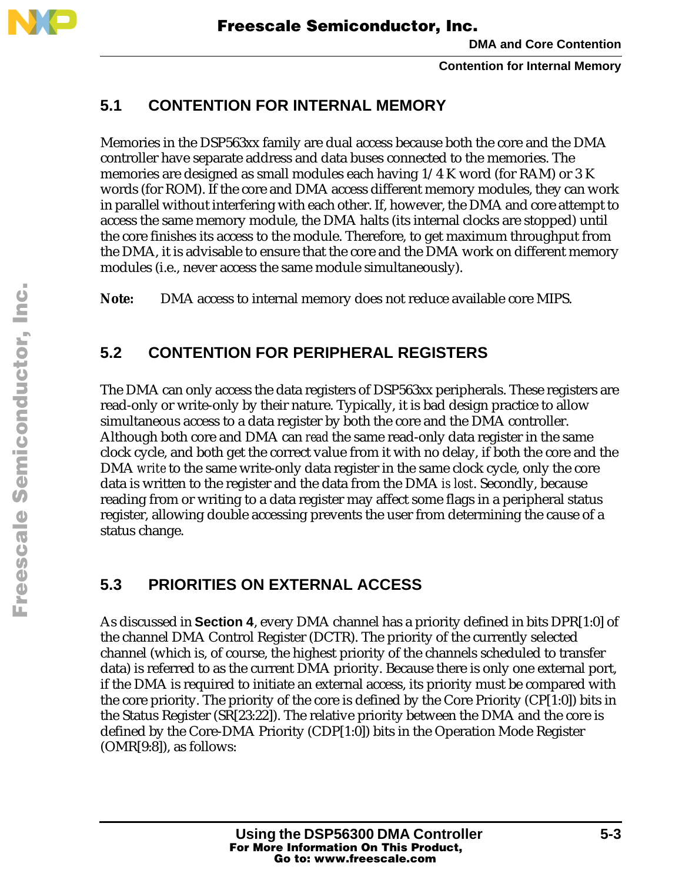## 5.1 CONTENTION FOR INTERNAL MEMORY

Memories in the DSP563xx family are dual access because both the core and the DMA controller have separate address and data buses connected to the memories. The memories are designed as small modules each having 1/4 K word (for RAM) or 3 K words (for ROM). If the core and DMA access different memory modules, they can work in parallel without interfering with each other. If, however, the DMA and core attempt to access the same memory module, the DMA halts (its internal clocks are stopped) until the core finishes its access to the module. Therefore, to get maximum throughput from the DMA, it is advisable to ensure that the core and the DMA work on different memory modules (i.e., never access the same module simultaneously).

**Note:** DMA access to internal memory does not reduce available core MIPS.

## 5.2 CONTENTION FOR PERIPHERAL REGISTERS

The DMA can only access the data registers of DSP563xx peripherals. These registers are read-only or write-only by their nature. Typically, it is bad design practice to allow simultaneous access to a data register by both the core and the DMA controller. Although both core and DMA can *read* the same read-only data register in the same clock cycle, and both get the correct value from it with no delay, if both the core and the DMA *write* to the same write-only data register in the same clock cycle, only the core data is written to the register and the data from the DMA *is lost*. Secondly, because reading from or writing to a data register may affect some flags in a peripheral status register, allowing double accessing prevents the user from determining the cause of a status change.

## 5.3 PRIORITIES ON EXTERNAL ACCESS

As discussed in **Section 4**, every DMA channel has a priority defined in bits DPR[1:0] of the channel DMA Control Register (DCTR). The priority of the currently selected channel (which is, of course, the highest priority of the channels scheduled to transfer data) is referred to as the current DMA priority. Because there is only one external port, if the DMA is required to initiate an external access, its priority must be compared with the core priority. The priority of the core is defined by the Core Priority (CP[1:0]) bits in the Status Register (SR[23:22]). The relative priority between the DMA and the core is defined by the Core-DMA Priority (CDP[1:0]) bits in the Operation Mode Register (OMR[9:8]), as follows: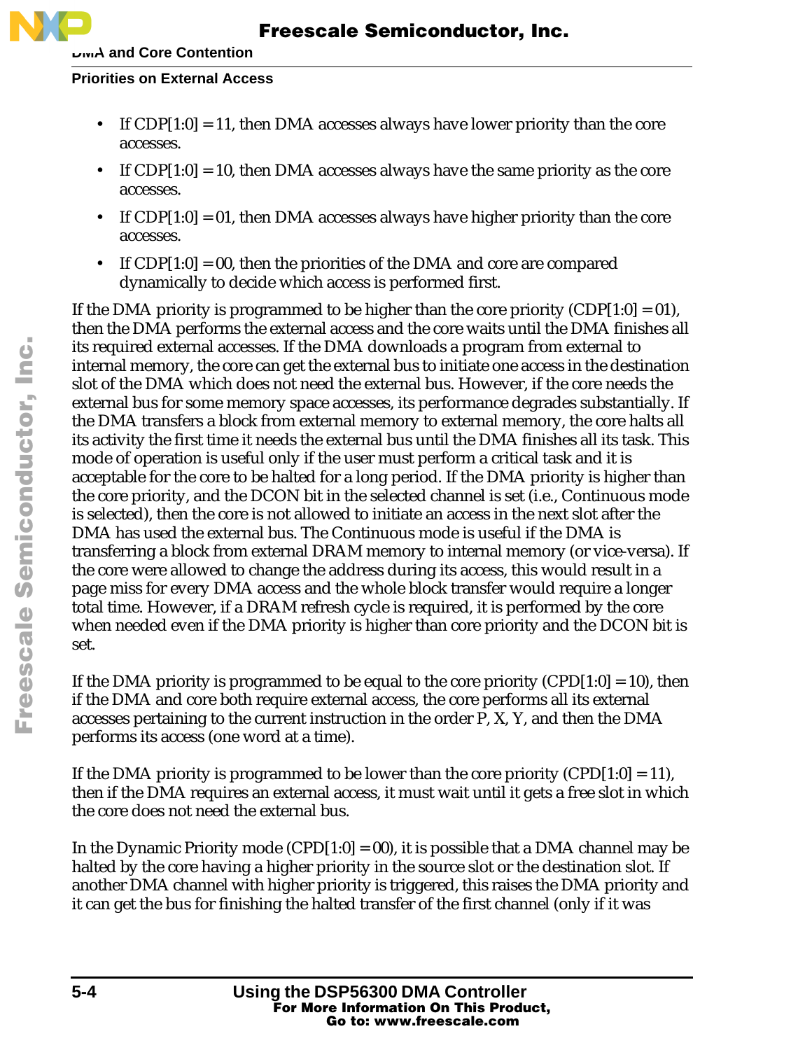- If CDP[1:0] = 11, then DMA accesses always have lower priority than the core accesses.
- If CDP[1:0] = 10, then DMA accesses always have the same priority as the core accesses.
- If CDP[1:0] = 01, then DMA accesses always have higher priority than the core accesses.
- If CDP[1:0] = 00, then the priorities of the DMA and core are compared dynamically to decide which access is performed first.

If the DMA priority is programmed to be higher than the core priority (CDP[1:0] = 01), then the DMA performs the external access and the core waits until the DMA finishes all its required external accesses. If the DMA downloads a program from external to internal memory, the core can get the external bus to initiate one access in the destination slot of the DMA which does not need the external bus. However, if the core needs the external bus for some memory space accesses, its performance degrades substantially. If the DMA transfers a block from external memory to external memory, the core halts all its activity the first time it needs the external bus until the DMA finishes all its task. This mode of operation is useful only if the user must perform a critical task and it is acceptable for the core to be halted for a long period. If the DMA priority is higher than the core priority, and the DCON bit in the selected channel is set (i.e., Continuous mode is selected), then the core is not allowed to initiate an access in the next slot after the DMA has used the external bus. The Continuous mode is useful if the DMA is transferring a block from external DRAM memory to internal memory (or vice-versa). If the core were allowed to change the address during its access, this would result in a page miss for every DMA access and the whole block transfer would require a longer total time. However, if a DRAM refresh cycle is required, it is performed by the core when needed even if the DMA priority is higher than core priority and the DCON bit is set.

If the DMA priority is programmed to be equal to the core priority (CPD[1:0] = 10), then if the DMA and core both require external access, the core performs all its external accesses pertaining to the current instruction in the order P, X, Y, and then the DMA performs its access (one word at a time).

If the DMA priority is programmed to be lower than the core priority (CPD[1:0] = 11), then if the DMA requires an external access, it must wait until it gets a free slot in which the core does not need the external bus.

In the Dynamic Priority mode (CPD[1:0] = 00), it is possible that a DMA channel may be halted by the core having a higher priority in the source slot or the destination slot. If another DMA channel with higher priority is triggered, this raises the DMA priority and it can get the bus for finishing the halted transfer of the first channel (only if it was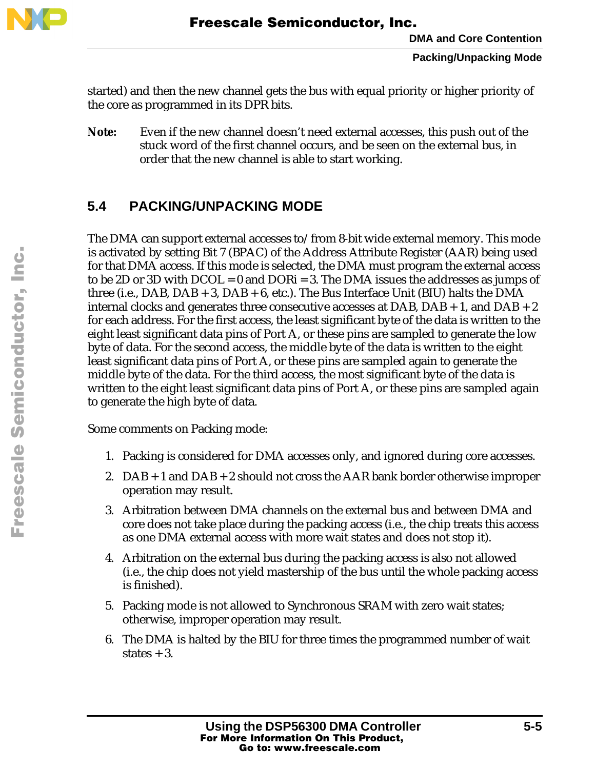started) and then the new channel gets the bus with equal priority or higher priority of the core as programmed in its DPR bits.

**Note:** Even if the new channel doesn't need external accesses, this push out of the stuck word of the first channel occurs, and be seen on the external bus, in order that the new channel is able to start working.

## 5.4 PACKING/UNPACKING MODE

The DMA can support external accesses to/from 8-bit wide external memory. This mode is activated by setting Bit 7 (BPAC) of the Address Attribute Register (AAR) being used for that DMA access. If this mode is selected, the DMA must program the external access to be 2D or 3D with DCOL = 0 and DORi = 3. The DMA issues the addresses as jumps of three (i.e., DAB, DAB + 3, DAB + 6, etc.). The Bus Interface Unit (BIU) halts the DMA internal clocks and generates three consecutive accesses at DAB, DAB + 1, and DAB + 2 for each address. For the first access, the least significant byte of the data is written to the eight least significant data pins of Port A, or these pins are sampled to generate the low byte of data. For the second access, the middle byte of the data is written to the eight least significant data pins of Port A, or these pins are sampled again to generate the middle byte of the data. For the third access, the most significant byte of the data is written to the eight least significant data pins of Port A, or these pins are sampled again to generate the high byte of data.

Some comments on Packing mode:

1. Packing is considered for DMA accesses only, and ignored during core accesses.
2. DAB + 1 and DAB + 2 should not cross the AAR bank border otherwise improper operation may result.
3. Arbitration between DMA channels on the external bus and between DMA and core does not take place during the packing access (i.e., the chip treats this access as one DMA external access with more wait states and does not stop it).
4. Arbitration on the external bus during the packing access is also not allowed (i.e., the chip does not yield mastership of the bus until the whole packing access is finished).
5. Packing mode is not allowed to Synchronous SRAM with zero wait states; otherwise, improper operation may result.
6. The DMA is halted by the BIU for three times the programmed number of wait states + 3.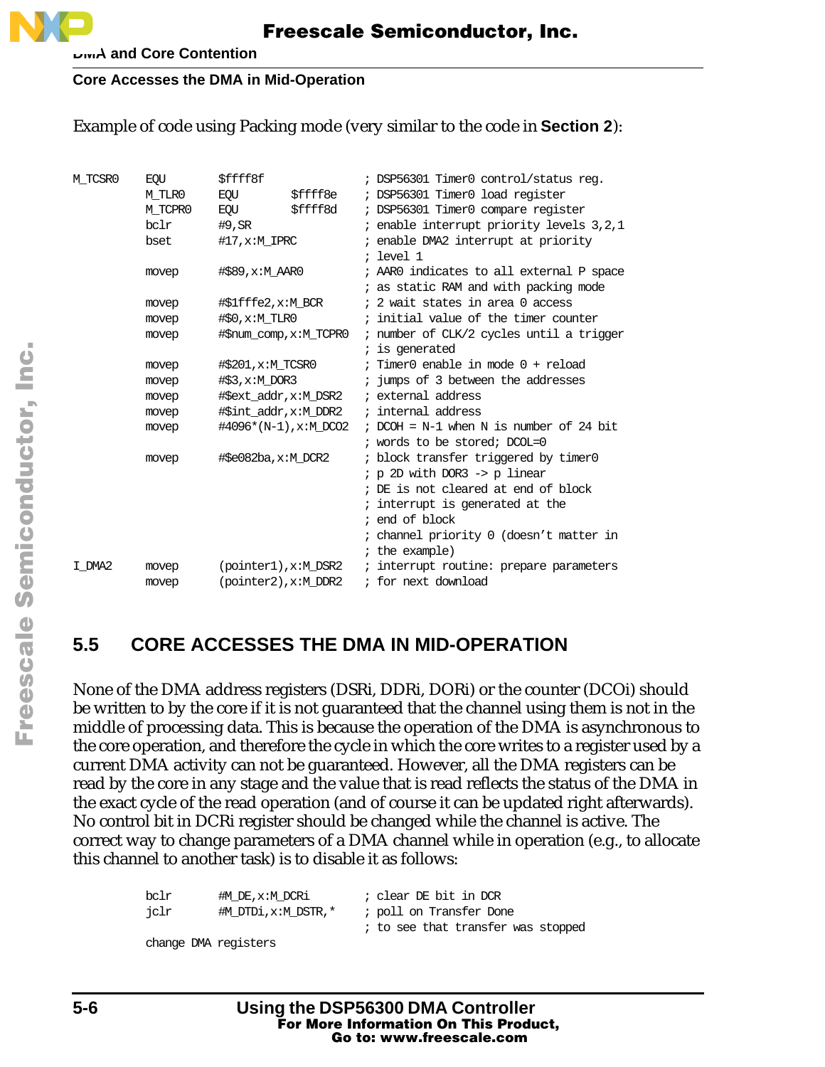Example of code using Packing mode (very similar to the code in **Section 2**):

```
M_TCSR0    EQU        $ffff8f               ; DSP56301 Timer0 control/status reg.
           M_TLR0     EQU        $ffff8e    ; DSP56301 Timer0 load register
           M_TCPR0    EQU        $ffff8d    ; DSP56301 Timer0 compare register
           bclr       #9,SR                 ; enable interrupt priority levels 3,2,1
           bset       #17,x:M_IPRC          ; enable DMA2 interrupt at priority
                                            ; level 1
           movep      #$89,x:M_AAR0         ; AAR0 indicates to all external P space
                                            ; as static RAM and with packing mode
           movep      #$1fffe2,x:M_BCR      ; 2 wait states in area 0 access
           movep      #$0,x:M_TLR0          ; initial value of the timer counter
           movep      #$num_comp,x:M_TCPR0  ; number of CLK/2 cycles until a trigger
                                            ; is generated
           movep      #$201,x:M_TCSR0       ; Timer0 enable in mode 0 + reload
           movep      #$3,x:M_DOR3          ; jumps of 3 between the addresses
           movep      #$ext_addr,x:M_DSR2   ; external address
           movep      #$int_addr,x:M_DDR2   ; internal address
           movep      #4096*(N-1),x:M_DCO2  ; DCOH = N-1 when N is number of 24 bit
                                            ; words to be stored; DCOL=0
           movep      #$e082ba,x:M_DCR2     ; block transfer triggered by timer0
                                            ; p 2D with DOR3 -> p linear
                                            ; DE is not cleared at end of block
                                            ; interrupt is generated at the
                                            ; end of block
                                            ; channel priority 0 (doesn't matter in
                                            ; the example)
I_DMA2     movep      (pointer1),x:M_DSR2   ; interrupt routine: prepare parameters
           movep      (pointer2),x:M_DDR2   ; for next download
```

## 5.5 CORE ACCESSES THE DMA IN MID-OPERATION

None of the DMA address registers (DSRi, DDRi, DORi) or the counter (DCOi) should be written to by the core if it is not guaranteed that the channel using them is not in the middle of processing data. This is because the operation of the DMA is asynchronous to the core operation, and therefore the cycle in which the core writes to a register used by a current DMA activity can not be guaranteed. However, all the DMA registers can be read by the core in any stage and the value that is read reflects the status of the DMA in the exact cycle of the read operation (and of course it can be updated right afterwards). No control bit in DCRi register should be changed while the channel is active. The correct way to change parameters of a DMA channel while in operation (e.g., to allocate this channel to another task) is to disable it as follows:

```
           bclr       #M_DE,x:M_DCRi        ; clear DE bit in DCR
           jclr       #M_DTDi,x:M_DSTR,*    ; poll on Transfer Done
                                            ; to see that transfer was stopped
           change DMA registers
```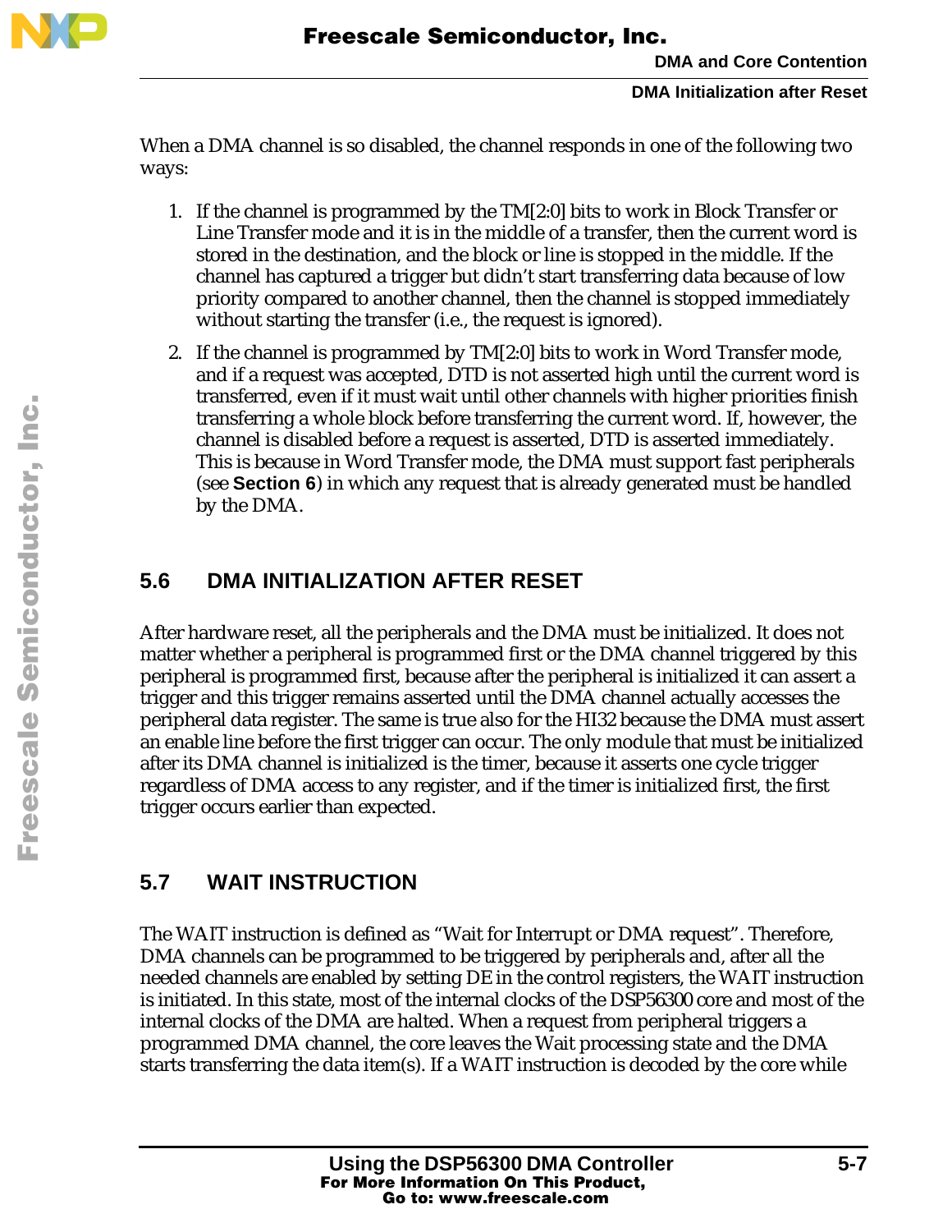When a DMA channel is so disabled, the channel responds in one of the following two ways:

1. If the channel is programmed by the TM[2:0] bits to work in Block Transfer or Line Transfer mode and it is in the middle of a transfer, then the current word is stored in the destination, and the block or line is stopped in the middle. If the channel has captured a trigger but didn't start transferring data because of low priority compared to another channel, then the channel is stopped immediately without starting the transfer (i.e., the request is ignored).
2. If the channel is programmed by TM[2:0] bits to work in Word Transfer mode, and if a request was accepted, DTD is not asserted high until the current word is transferred, even if it must wait until other channels with higher priorities finish transferring a whole block before transferring the current word. If, however, the channel is disabled before a request is asserted, DTD is asserted immediately. This is because in Word Transfer mode, the DMA must support fast peripherals (see **Section 6**) in which any request that is already generated must be handled by the DMA.

## 5.6 DMA INITIALIZATION AFTER RESET

After hardware reset, all the peripherals and the DMA must be initialized. It does not matter whether a peripheral is programmed first or the DMA channel triggered by this peripheral is programmed first, because after the peripheral is initialized it can assert a trigger and this trigger remains asserted until the DMA channel actually accesses the peripheral data register. The same is true also for the HI32 because the DMA must assert an enable line before the first trigger can occur. The only module that must be initialized after its DMA channel is initialized is the timer, because it asserts one cycle trigger regardless of DMA access to any register, and if the timer is initialized first, the first trigger occurs earlier than expected.

## 5.7 WAIT INSTRUCTION

The WAIT instruction is defined as "Wait for Interrupt or DMA request". Therefore, DMA channels can be programmed to be triggered by peripherals and, after all the needed channels are enabled by setting DE in the control registers, the WAIT instruction is initiated. In this state, most of the internal clocks of the DSP56300 core and most of the internal clocks of the DMA are halted. When a request from peripheral triggers a programmed DMA channel, the core leaves the Wait processing state and the DMA starts transferring the data item(s). If a WAIT instruction is decoded by the core while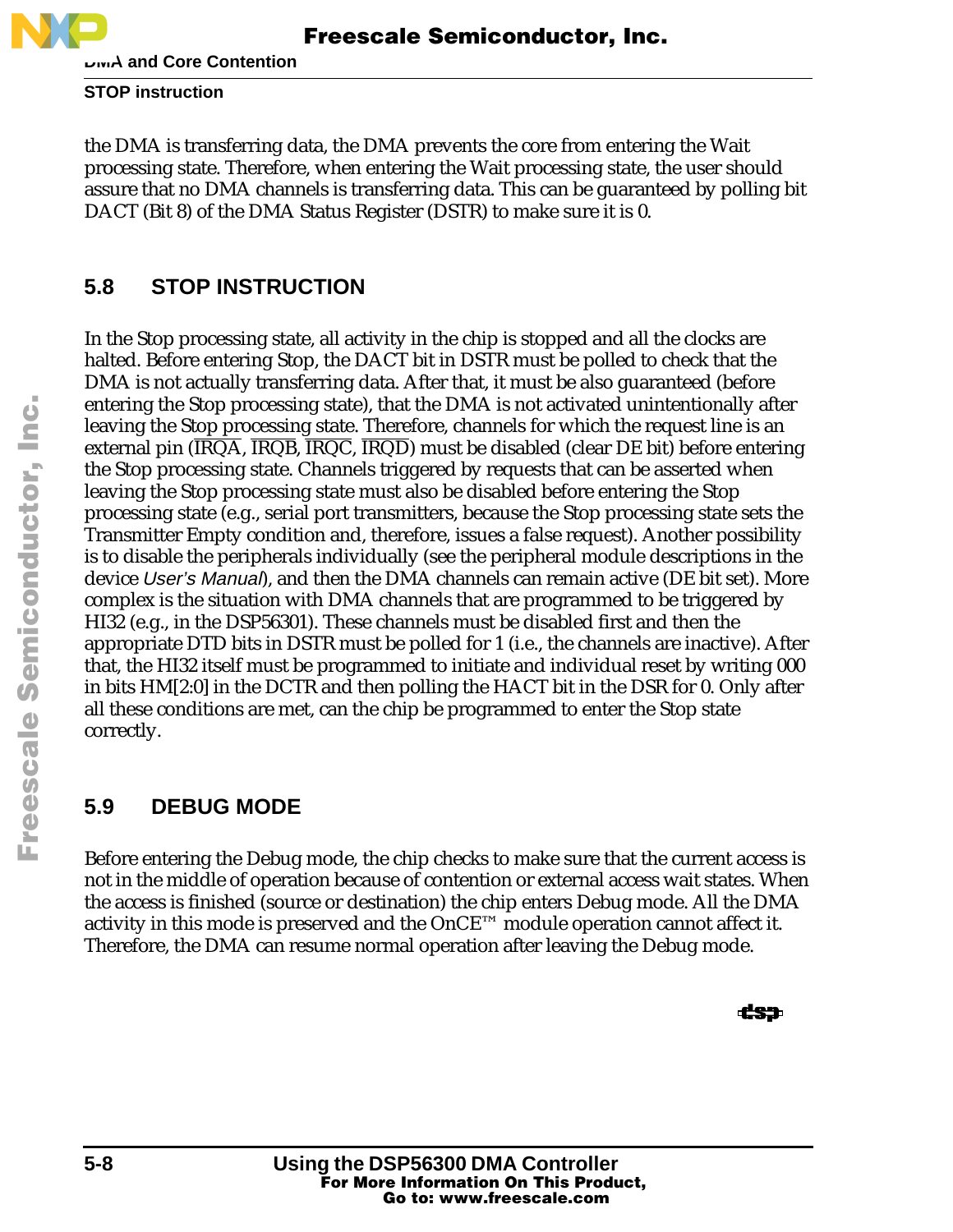the DMA is transferring data, the DMA prevents the core from entering the Wait processing state. Therefore, when entering the Wait processing state, the user should assure that no DMA channels is transferring data. This can be guaranteed by polling bit DACT (Bit 8) of the DMA Status Register (DSTR) to make sure it is 0.

## 5.8 STOP INSTRUCTION

In the Stop processing state, all activity in the chip is stopped and all the clocks are halted. Before entering Stop, the DACT bit in DSTR must be polled to check that the DMA is not actually transferring data. After that, it must be also guaranteed (before entering the Stop processing state), that the DMA is not activated unintentionally after leaving the Stop processing state. Therefore, channels for which the request line is an external pin ($\overline{\text{IRQA}}$, $\overline{\text{IRQB}}$, $\overline{\text{IRQC}}$, $\overline{\text{IRQD}}$) must be disabled (clear DE bit) before entering the Stop processing state. Channels triggered by requests that can be asserted when leaving the Stop processing state must also be disabled before entering the Stop processing state (e.g., serial port transmitters, because the Stop processing state sets the Transmitter Empty condition and, therefore, issues a false request). Another possibility is to disable the peripherals individually (see the peripheral module descriptions in the device *User's Manual*), and then the DMA channels can remain active (DE bit set). More complex is the situation with DMA channels that are programmed to be triggered by HI32 (e.g., in the DSP56301). These channels must be disabled first and then the appropriate DTD bits in DSTR must be polled for 1 (i.e., the channels are inactive). After that, the HI32 itself must be programmed to initiate and individual reset by writing 000 in bits HM[2:0] in the DCTR and then polling the HACT bit in the DSR for 0. Only after all these conditions are met, can the chip be programmed to enter the Stop state correctly.

## 5.9 DEBUG MODE

Before entering the Debug mode, the chip checks to make sure that the current access is not in the middle of operation because of contention or external access wait states. When the access is finished (source or destination) the chip enters Debug mode. All the DMA activity in this mode is preserved and the OnCE™ module operation cannot affect it. Therefore, the DMA can resume normal operation after leaving the Debug mode.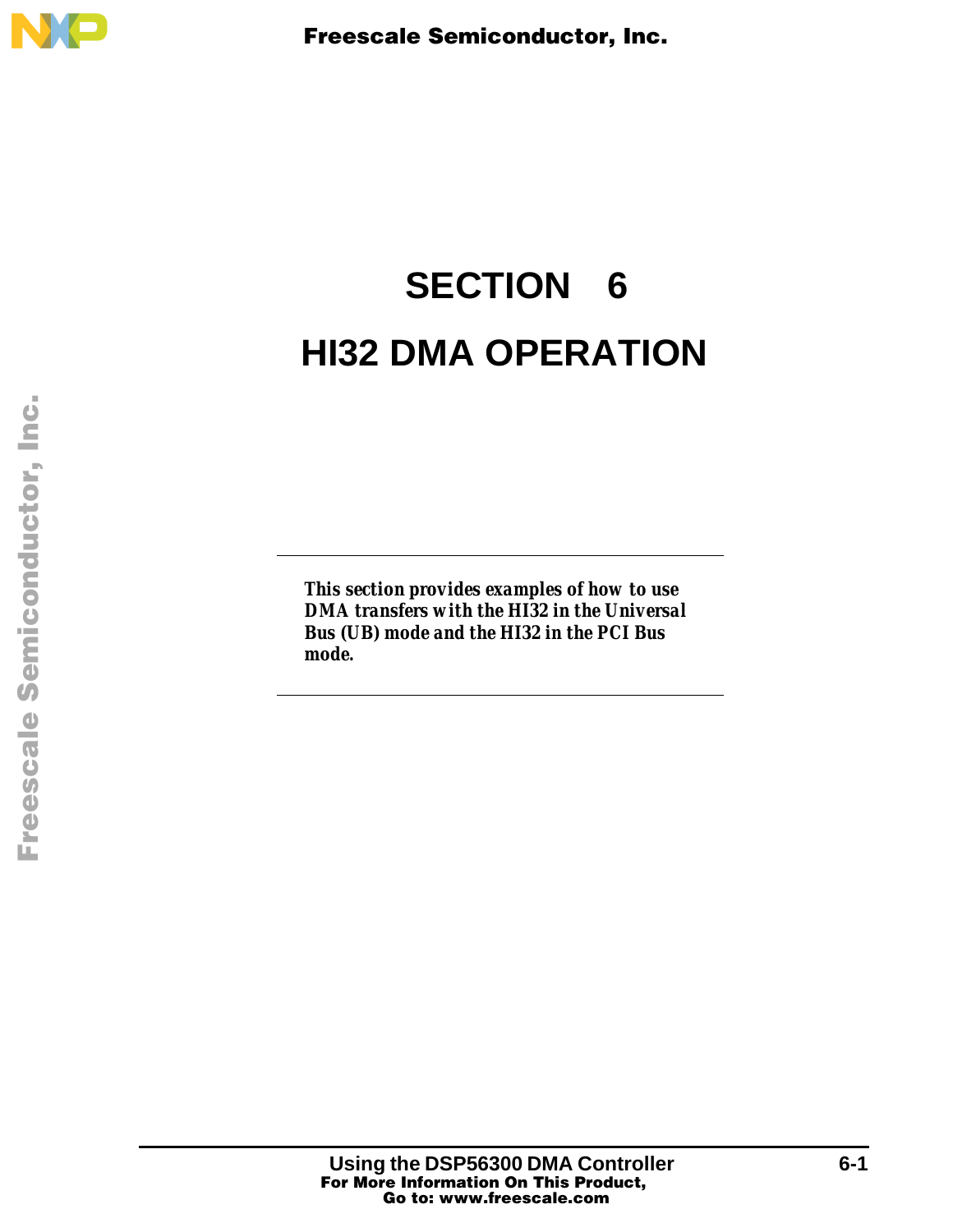# SECTION 6

# HI32 DMA OPERATION

---

***This section provides examples of how to use DMA transfers with the HI32 in the Universal Bus (UB) mode and the HI32 in the PCI Bus mode.***

---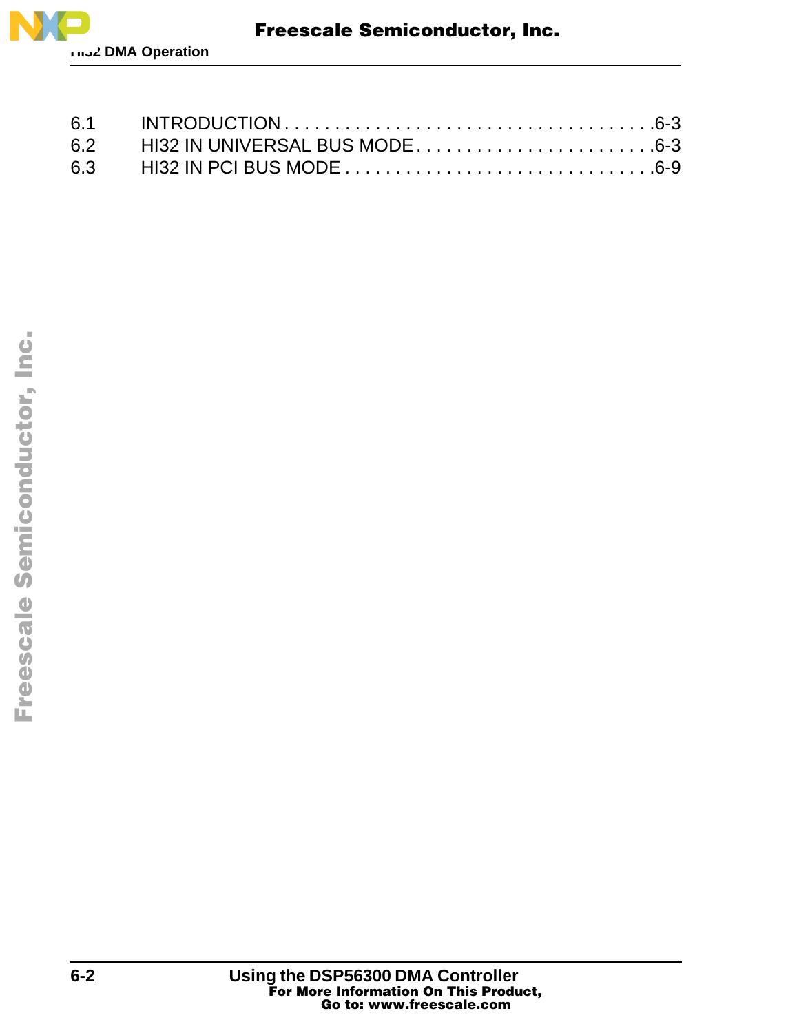6.1 INTRODUCTION . . . . . . . . . . . . . . . . . . . . . . . . . . . . . . . . . . . . .6-3
6.2 HI32 IN UNIVERSAL BUS MODE. . . . . . . . . . . . . . . . . . . . . . . .6-3
6.3 HI32 IN PCI BUS MODE . . . . . . . . . . . . . . . . . . . . . . . . . . . . . .6-9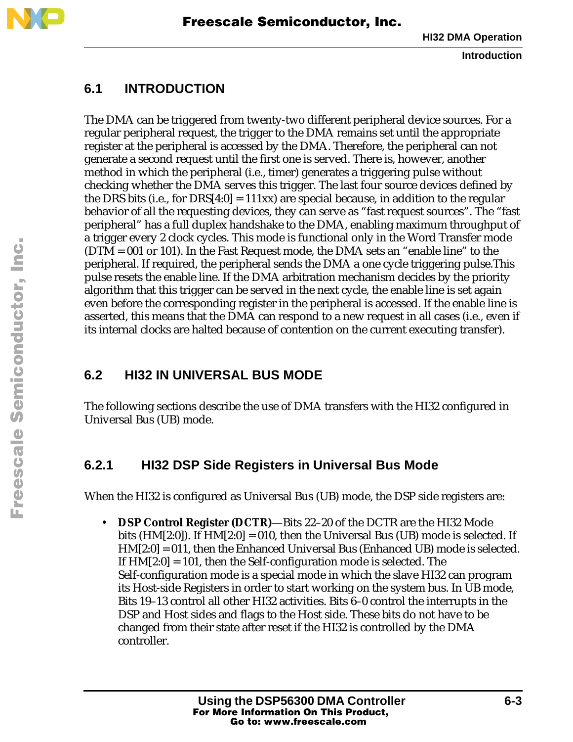## 6.1 INTRODUCTION

The DMA can be triggered from twenty-two different peripheral device sources. For a regular peripheral request, the trigger to the DMA remains set until the appropriate register at the peripheral is accessed by the DMA. Therefore, the peripheral can not generate a second request until the first one is served. There is, however, another method in which the peripheral (i.e., timer) generates a triggering pulse without checking whether the DMA serves this trigger. The last four source devices defined by the DRS bits (i.e., for DRS[4:0] = 111xx) are special because, in addition to the regular behavior of all the requesting devices, they can serve as "fast request sources". The "fast peripheral" has a full duplex handshake to the DMA, enabling maximum throughput of a trigger every 2 clock cycles. This mode is functional only in the Word Transfer mode (DTM = 001 or 101). In the Fast Request mode, the DMA sets an "enable line" to the peripheral. If required, the peripheral sends the DMA a one cycle triggering pulse.This pulse resets the enable line. If the DMA arbitration mechanism decides by the priority algorithm that this trigger can be served in the next cycle, the enable line is set again even before the corresponding register in the peripheral is accessed. If the enable line is asserted, this means that the DMA can respond to a new request in all cases (i.e., even if its internal clocks are halted because of contention on the current executing transfer).

## 6.2 HI32 IN UNIVERSAL BUS MODE

The following sections describe the use of DMA transfers with the HI32 configured in Universal Bus (UB) mode.

### 6.2.1 HI32 DSP Side Registers in Universal Bus Mode

When the HI32 is configured as Universal Bus (UB) mode, the DSP side registers are:

- **DSP Control Register (DCTR)**—Bits 22–20 of the DCTR are the HI32 Mode bits (HM[2:0]). If HM[2:0] = 010, then the Universal Bus (UB) mode is selected. If HM[2:0] = 011, then the Enhanced Universal Bus (Enhanced UB) mode is selected. If HM[2:0] = 101, then the Self-configuration mode is selected. The Self-configuration mode is a special mode in which the slave HI32 can program its Host-side Registers in order to start working on the system bus. In UB mode, Bits 19–13 control all other HI32 activities. Bits 6–0 control the interrupts in the DSP and Host sides and flags to the Host side. These bits do not have to be changed from their state after reset if the HI32 is controlled by the DMA controller.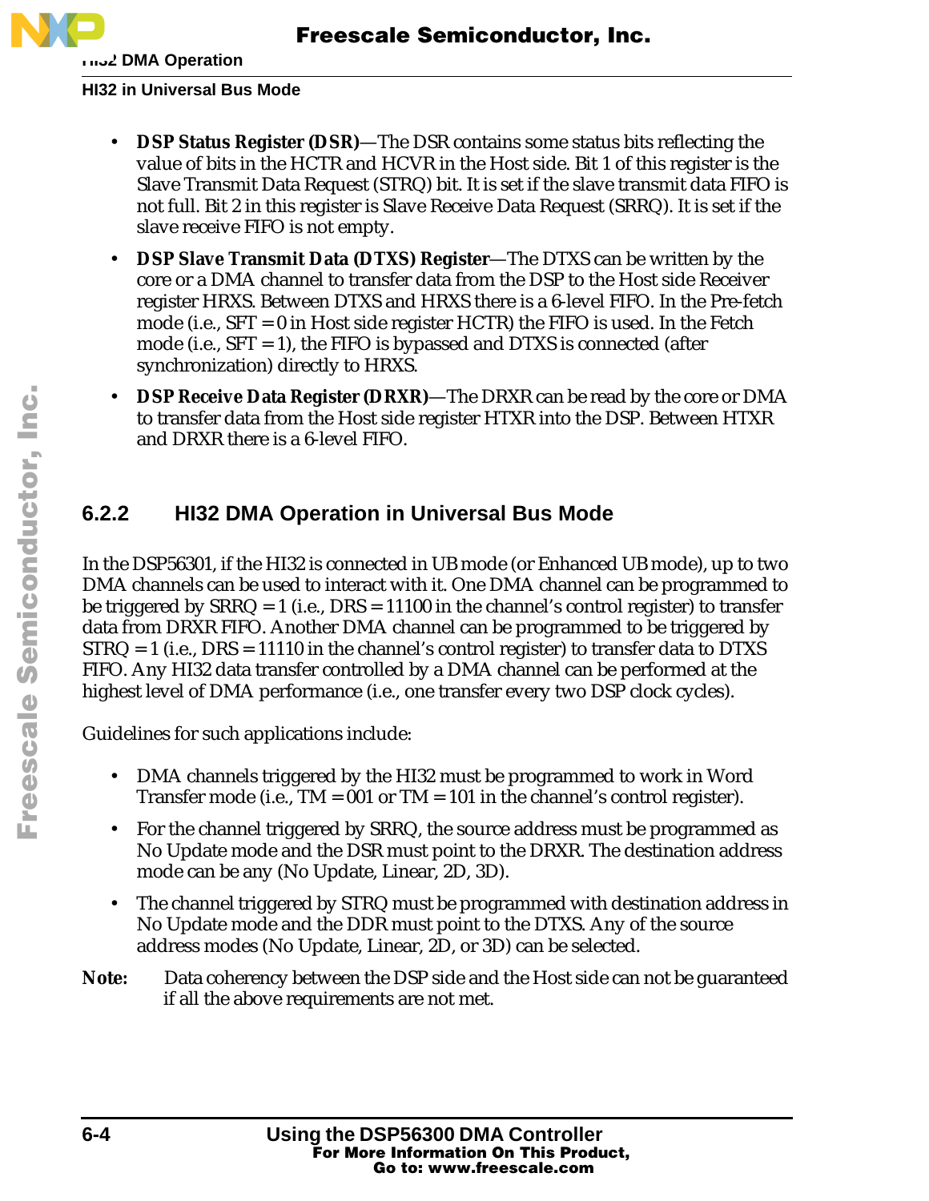- **DSP Status Register (DSR)**—The DSR contains some status bits reflecting the value of bits in the HCTR and HCVR in the Host side. Bit 1 of this register is the Slave Transmit Data Request (STRQ) bit. It is set if the slave transmit data FIFO is not full. Bit 2 in this register is Slave Receive Data Request (SRRQ). It is set if the slave receive FIFO is not empty.
- **DSP Slave Transmit Data (DTXS) Register**—The DTXS can be written by the core or a DMA channel to transfer data from the DSP to the Host side Receiver register HRXS. Between DTXS and HRXS there is a 6-level FIFO. In the Pre-fetch mode (i.e., SFT = 0 in Host side register HCTR) the FIFO is used. In the Fetch mode (i.e., SFT = 1), the FIFO is bypassed and DTXS is connected (after synchronization) directly to HRXS.
- **DSP Receive Data Register (DRXR)**—The DRXR can be read by the core or DMA to transfer data from the Host side register HTXR into the DSP. Between HTXR and DRXR there is a 6-level FIFO.

### 6.2.2 HI32 DMA Operation in Universal Bus Mode

In the DSP56301, if the HI32 is connected in UB mode (or Enhanced UB mode), up to two DMA channels can be used to interact with it. One DMA channel can be programmed to be triggered by SRRQ = 1 (i.e., DRS = 11100 in the channel's control register) to transfer data from DRXR FIFO. Another DMA channel can be programmed to be triggered by STRQ = 1 (i.e., DRS = 11110 in the channel's control register) to transfer data to DTXS FIFO. Any HI32 data transfer controlled by a DMA channel can be performed at the highest level of DMA performance (i.e., one transfer every two DSP clock cycles).

Guidelines for such applications include:

- DMA channels triggered by the HI32 must be programmed to work in Word Transfer mode (i.e., TM = 001 or TM = 101 in the channel's control register).
- For the channel triggered by SRRQ, the source address must be programmed as No Update mode and the DSR must point to the DRXR. The destination address mode can be any (No Update, Linear, 2D, 3D).
- The channel triggered by STRQ must be programmed with destination address in No Update mode and the DDR must point to the DTXS. Any of the source address modes (No Update, Linear, 2D, or 3D) can be selected.

**Note:** Data coherency between the DSP side and the Host side can not be guaranteed if all the above requirements are not met.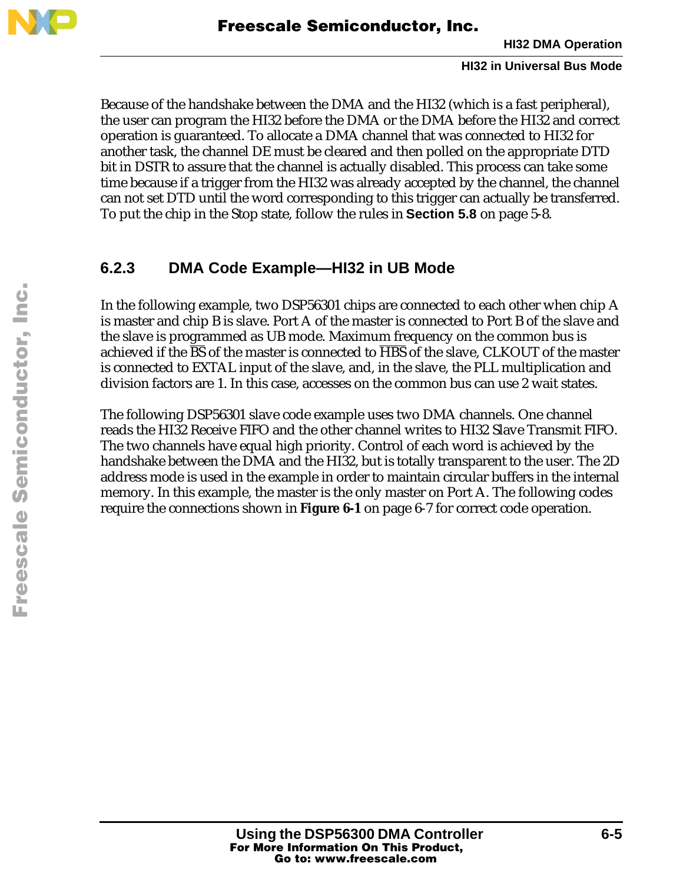Because of the handshake between the DMA and the HI32 (which is a fast peripheral), the user can program the HI32 before the DMA or the DMA before the HI32 and correct operation is guaranteed. To allocate a DMA channel that was connected to HI32 for another task, the channel DE must be cleared and then polled on the appropriate DTD bit in DSTR to assure that the channel is actually disabled. This process can take some time because if a trigger from the HI32 was already accepted by the channel, the channel can not set DTD until the word corresponding to this trigger can actually be transferred. To put the chip in the Stop state, follow the rules in **Section 5.8** on page 5-8.

### 6.2.3 DMA Code Example—HI32 in UB Mode

In the following example, two DSP56301 chips are connected to each other when chip A is master and chip B is slave. Port A of the master is connected to Port B of the slave and the slave is programmed as UB mode. Maximum frequency on the common bus is achieved if the $\overline{\text{BS}}$ of the master is connected to $\overline{\text{HBS}}$ of the slave, CLKOUT of the master is connected to EXTAL input of the slave, and, in the slave, the PLL multiplication and division factors are 1. In this case, accesses on the common bus can use 2 wait states.

The following DSP56301 slave code example uses two DMA channels. One channel reads the HI32 Receive FIFO and the other channel writes to HI32 Slave Transmit FIFO. The two channels have equal high priority. Control of each word is achieved by the handshake between the DMA and the HI32, but is totally transparent to the user. The 2D address mode is used in the example in order to maintain circular buffers in the internal memory. In this example, the master is the only master on Port A. The following codes require the connections shown in **Figure 6-1** on page 6-7 for correct code operation.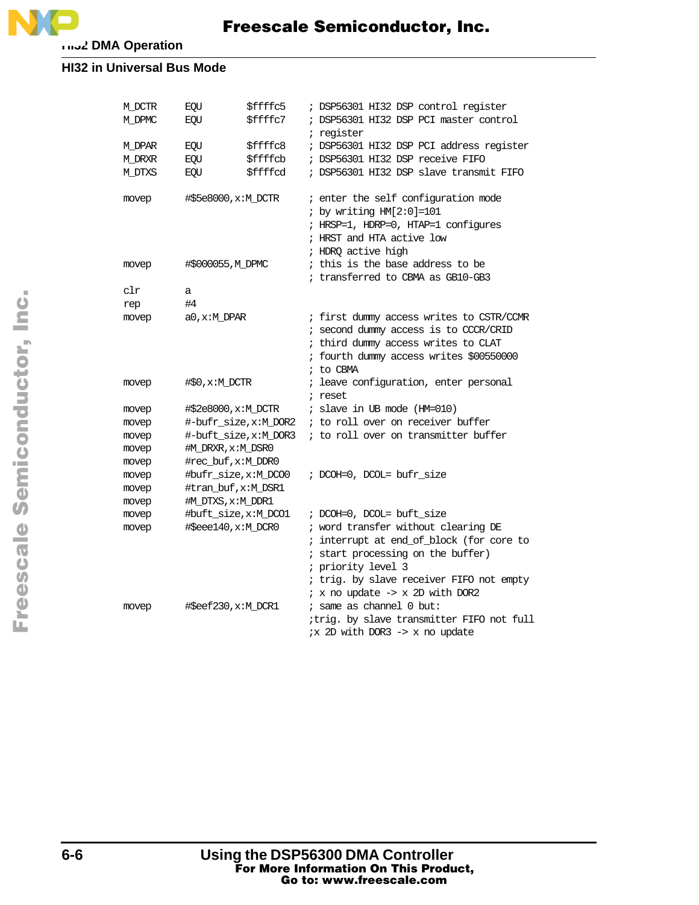## HI32 in Universal Bus Mode

```
M_DCTR    EQU       $ffffc5          ; DSP56301 HI32 DSP control register
M_DPMC    EQU       $ffffc7          ; DSP56301 HI32 DSP PCI master control
                                     ; register
M_DPAR    EQU       $ffffc8          ; DSP56301 HI32 DSP PCI address register
M_DRXR    EQU       $ffffcb          ; DSP56301 HI32 DSP receive FIFO
M_DTXS    EQU       $ffffcd          ; DSP56301 HI32 DSP slave transmit FIFO

movep     #$5e8000,x:M_DCTR          ; enter the self configuration mode
                                     ; by writing HM[2:0]=101
                                     ; HRSP=1, HDRP=0, HTAP=1 configures
                                     ; HRST and HTA active low
                                     ; HDRQ active high
movep     #$000055,M_DPMC            ; this is the base address to be
                                     ; transferred to CBMA as GB10-GB3
clr       a
rep       #4
movep     a0,x:M_DPAR                ; first dummy access writes to CSTR/CCMR
                                     ; second dummy access is to CCCR/CRID
                                     ; third dummy access writes to CLAT
                                     ; fourth dummy access writes $00550000
                                     ; to CBMA
movep     #$0,x:M_DCTR               ; leave configuration, enter personal
                                     ; reset
movep     #$2e8000,x:M_DCTR          ; slave in UB mode (HM=010)
movep     #-bufr_size,x:M_DOR2       ; to roll over on receiver buffer
movep     #-buft_size,x:M_DOR3       ; to roll over on transmitter buffer
movep     #M_DRXR,x:M_DSR0
movep     #rec_buf,x:M_DDR0
movep     #bufr_size,x:M_DCO0        ; DCOH=0, DCOL= bufr_size
movep     #tran_buf,x:M_DSR1
movep     #M_DTXS,x:M_DDR1
movep     #buft_size,x:M_DCO1        ; DCOH=0, DCOL= buft_size
movep     #$eee140,x:M_DCR0          ; word transfer without clearing DE
                                     ; interrupt at end_of_block (for core to
                                     ; start processing on the buffer)
                                     ; priority level 3
                                     ; trig. by slave receiver FIFO not empty
                                     ; x no update -> x 2D with DOR2
movep     #$eef230,x:M_DCR1          ; same as channel 0 but:
                                     ;trig. by slave transmitter FIFO not full
                                     ;x 2D with DOR3 -> x no update
```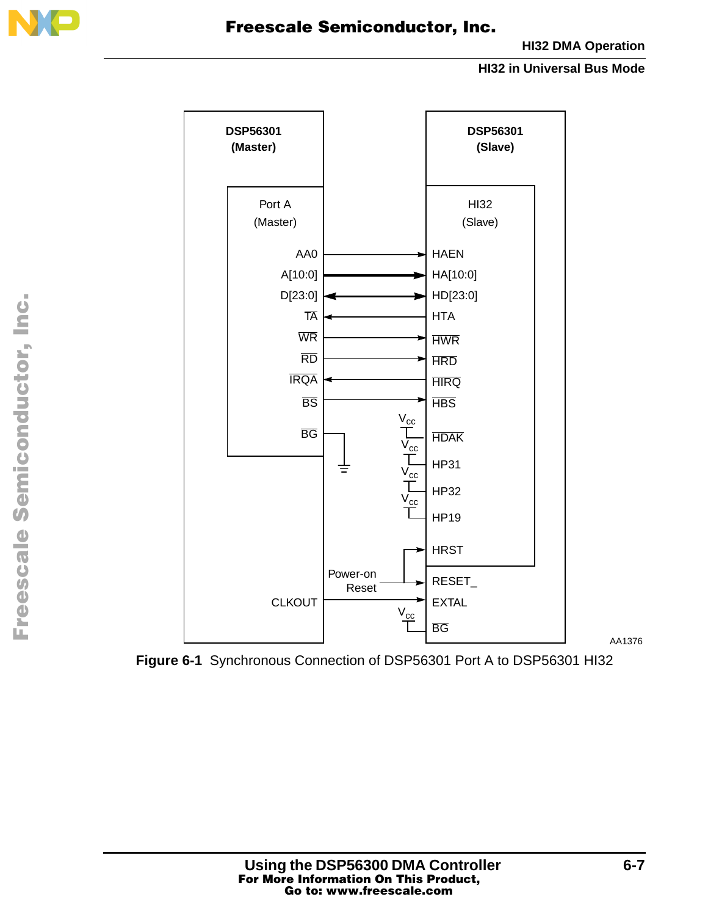Figure 6-1 Synchronous Connection of DSP56301 Port A to DSP56301 HI32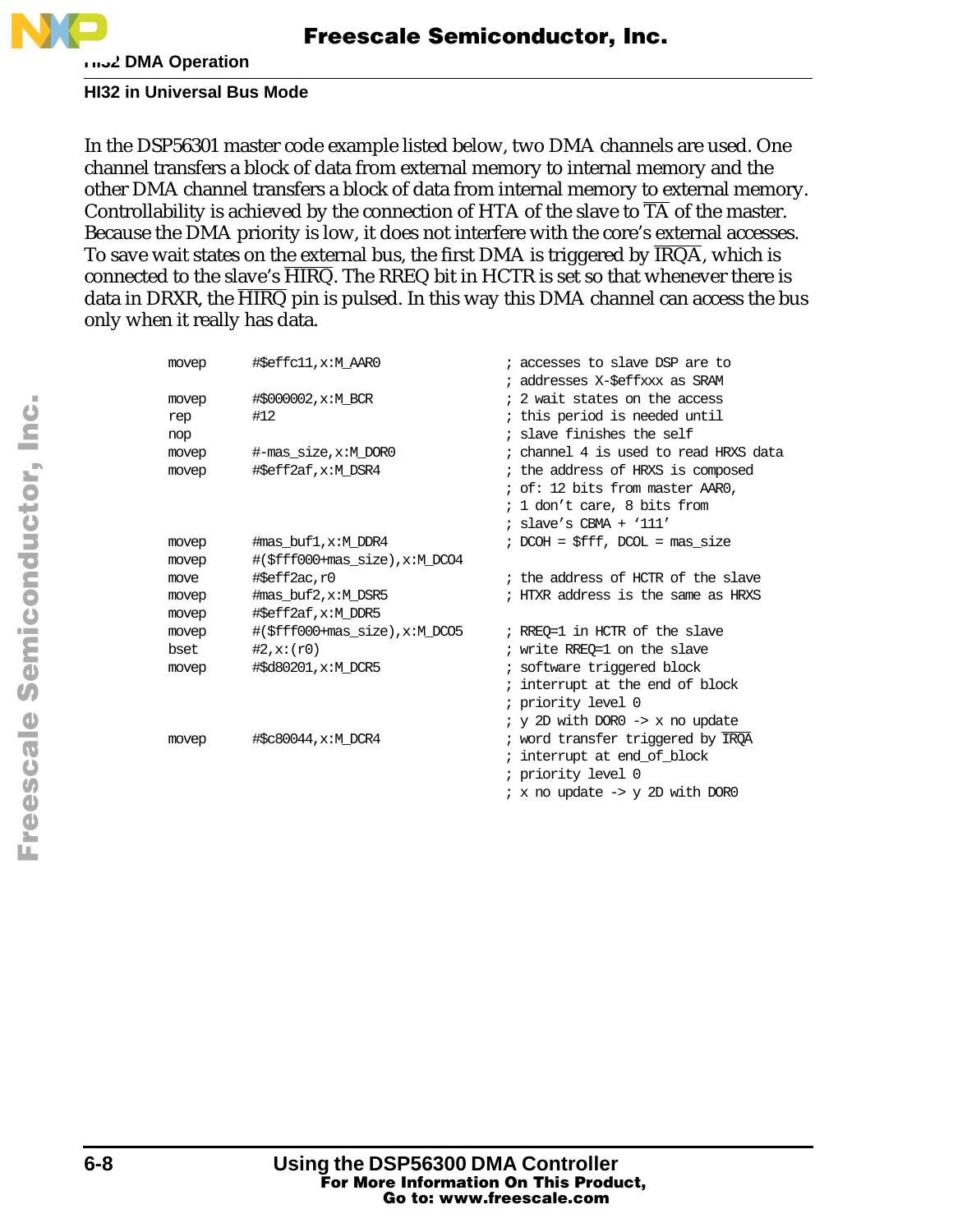## HI32 in Universal Bus Mode

In the DSP56301 master code example listed below, two DMA channels are used. One channel transfers a block of data from external memory to internal memory and the other DMA channel transfers a block of data from internal memory to external memory. Controllability is achieved by the connection of HTA of the slave to TA of the master. Because the DMA priority is low, it does not interfere with the core's external accesses. To save wait states on the external bus, the first DMA is triggered by IRQA, which is connected to the slave's HIRQ. The RREQ bit in HCTR is set so that whenever there is data in DRXR, the HIRQ pin is pulsed. In this way this DMA channel can access the bus only when it really has data.

```
movep   #$effc11,x:M_AAR0               ; accesses to slave DSP are to
                                        ; addresses X-$effxxx as SRAM
movep   #$000002,x:M_BCR                ; 2 wait states on the access
rep     #12                             ; this period is needed until
nop                                     ; slave finishes the self
movep   #-mas_size,x:M_DOR0             ; channel 4 is used to read HRXS data
movep   #$eff2af,x:M_DSR4               ; the address of HRXS is composed
                                        ; of: 12 bits from master AAR0,
                                        ; 1 don't care, 8 bits from
                                        ; slave's CBMA + '111'
movep   #mas_buf1,x:M_DDR4              ; DCOH = $fff, DCOL = mas_size
movep   #($fff000+mas_size),x:M_DCO4
move    #$eff2ac,r0                     ; the address of HCTR of the slave
movep   #mas_buf2,x:M_DSR5              ; HTXR address is the same as HRXS
movep   #$eff2af,x:M_DDR5
movep   #($fff000+mas_size),x:M_DCO5    ; RREQ=1 in HCTR of the slave
bset    #2,x:(r0)                       ; write RREQ=1 on the slave
movep   #$d80201,x:M_DCR5               ; software triggered block
                                        ; interrupt at the end of block
                                        ; priority level 0
                                        ; y 2D with DOR0 -> x no update
movep   #$c80044,x:M_DCR4               ; word transfer triggered by IRQA
                                        ; interrupt at end_of_block
                                        ; priority level 0
                                        ; x no update -> y 2D with DOR0
```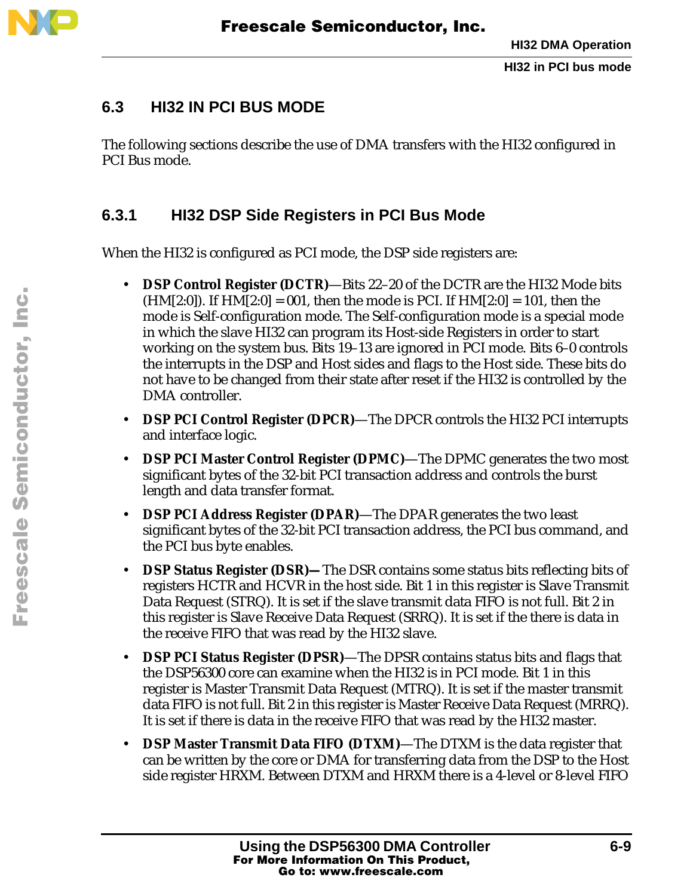## 6.3 HI32 IN PCI BUS MODE

The following sections describe the use of DMA transfers with the HI32 configured in PCI Bus mode.

### 6.3.1 HI32 DSP Side Registers in PCI Bus Mode

When the HI32 is configured as PCI mode, the DSP side registers are:

- **DSP Control Register (DCTR)**—Bits 22–20 of the DCTR are the HI32 Mode bits (HM[2:0]). If HM[2:0] = 001, then the mode is PCI. If HM[2:0] = 101, then the mode is Self-configuration mode. The Self-configuration mode is a special mode in which the slave HI32 can program its Host-side Registers in order to start working on the system bus. Bits 19–13 are ignored in PCI mode. Bits 6–0 controls the interrupts in the DSP and Host sides and flags to the Host side. These bits do not have to be changed from their state after reset if the HI32 is controlled by the DMA controller.
- **DSP PCI Control Register (DPCR)**—The DPCR controls the HI32 PCI interrupts and interface logic.
- **DSP PCI Master Control Register (DPMC)**—The DPMC generates the two most significant bytes of the 32-bit PCI transaction address and controls the burst length and data transfer format.
- **DSP PCI Address Register (DPAR)**—The DPAR generates the two least significant bytes of the 32-bit PCI transaction address, the PCI bus command, and the PCI bus byte enables.
- **DSP Status Register (DSR)—** The DSR contains some status bits reflecting bits of registers HCTR and HCVR in the host side. Bit 1 in this register is Slave Transmit Data Request (STRQ). It is set if the slave transmit data FIFO is not full. Bit 2 in this register is Slave Receive Data Request (SRRQ). It is set if the there is data in the receive FIFO that was read by the HI32 slave.
- **DSP PCI Status Register (DPSR)**—The DPSR contains status bits and flags that the DSP56300 core can examine when the HI32 is in PCI mode. Bit 1 in this register is Master Transmit Data Request (MTRQ). It is set if the master transmit data FIFO is not full. Bit 2 in this register is Master Receive Data Request (MRRQ). It is set if there is data in the receive FIFO that was read by the HI32 master.
- **DSP Master Transmit Data FIFO (DTXM)**—The DTXM is the data register that can be written by the core or DMA for transferring data from the DSP to the Host side register HRXM. Between DTXM and HRXM there is a 4-level or 8-level FIFO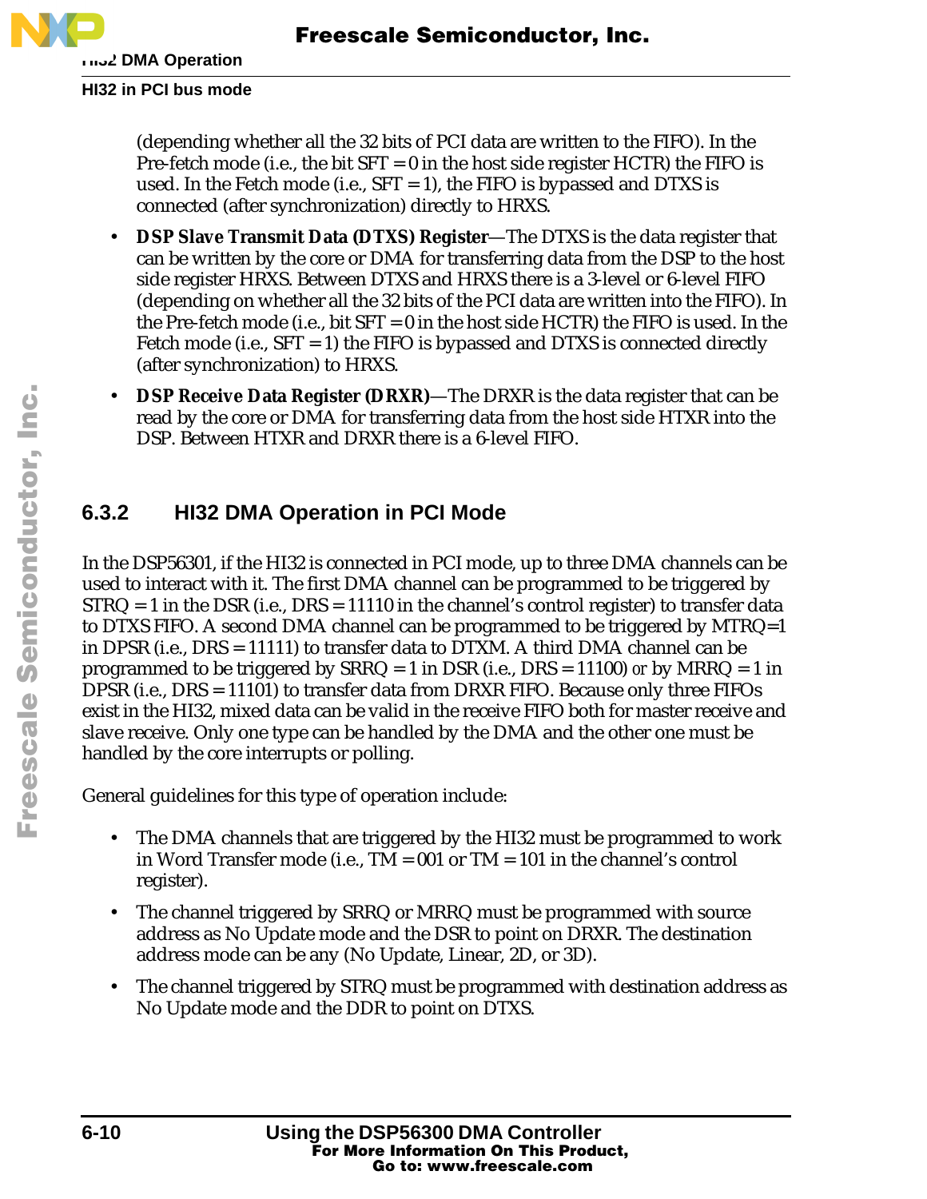(depending whether all the 32 bits of PCI data are written to the FIFO). In the Pre-fetch mode (i.e., the bit SFT = 0 in the host side register HCTR) the FIFO is used. In the Fetch mode (i.e., SFT = 1), the FIFO is bypassed and DTXS is connected (after synchronization) directly to HRXS.

- **DSP Slave Transmit Data (DTXS) Register**—The DTXS is the data register that can be written by the core or DMA for transferring data from the DSP to the host side register HRXS. Between DTXS and HRXS there is a 3-level or 6-level FIFO (depending on whether all the 32 bits of the PCI data are written into the FIFO). In the Pre-fetch mode (i.e., bit SFT = 0 in the host side HCTR) the FIFO is used. In the Fetch mode (i.e., SFT = 1) the FIFO is bypassed and DTXS is connected directly (after synchronization) to HRXS.
- **DSP Receive Data Register (DRXR)**—The DRXR is the data register that can be read by the core or DMA for transferring data from the host side HTXR into the DSP. Between HTXR and DRXR there is a 6-level FIFO.

## 6.3.2 HI32 DMA Operation in PCI Mode

In the DSP56301, if the HI32 is connected in PCI mode, up to three DMA channels can be used to interact with it. The first DMA channel can be programmed to be triggered by STRQ = 1 in the DSR (i.e., DRS = 11110 in the channel's control register) to transfer data to DTXS FIFO. A second DMA channel can be programmed to be triggered by MTRQ=1 in DPSR (i.e., DRS = 11111) to transfer data to DTXM. A third DMA channel can be programmed to be triggered by SRRQ = 1 in DSR (i.e., DRS = 11100) or by MRRQ = 1 in DPSR (i.e., DRS = 11101) to transfer data from DRXR FIFO. Because only three FIFOs exist in the HI32, mixed data can be valid in the receive FIFO both for master receive and slave receive. Only one type can be handled by the DMA and the other one must be handled by the core interrupts or polling.

General guidelines for this type of operation include:

- The DMA channels that are triggered by the HI32 must be programmed to work in Word Transfer mode (i.e., TM = 001 or TM = 101 in the channel's control register).
- The channel triggered by SRRQ or MRRQ must be programmed with source address as No Update mode and the DSR to point on DRXR. The destination address mode can be any (No Update, Linear, 2D, or 3D).
- The channel triggered by STRQ must be programmed with destination address as No Update mode and the DDR to point on DTXS.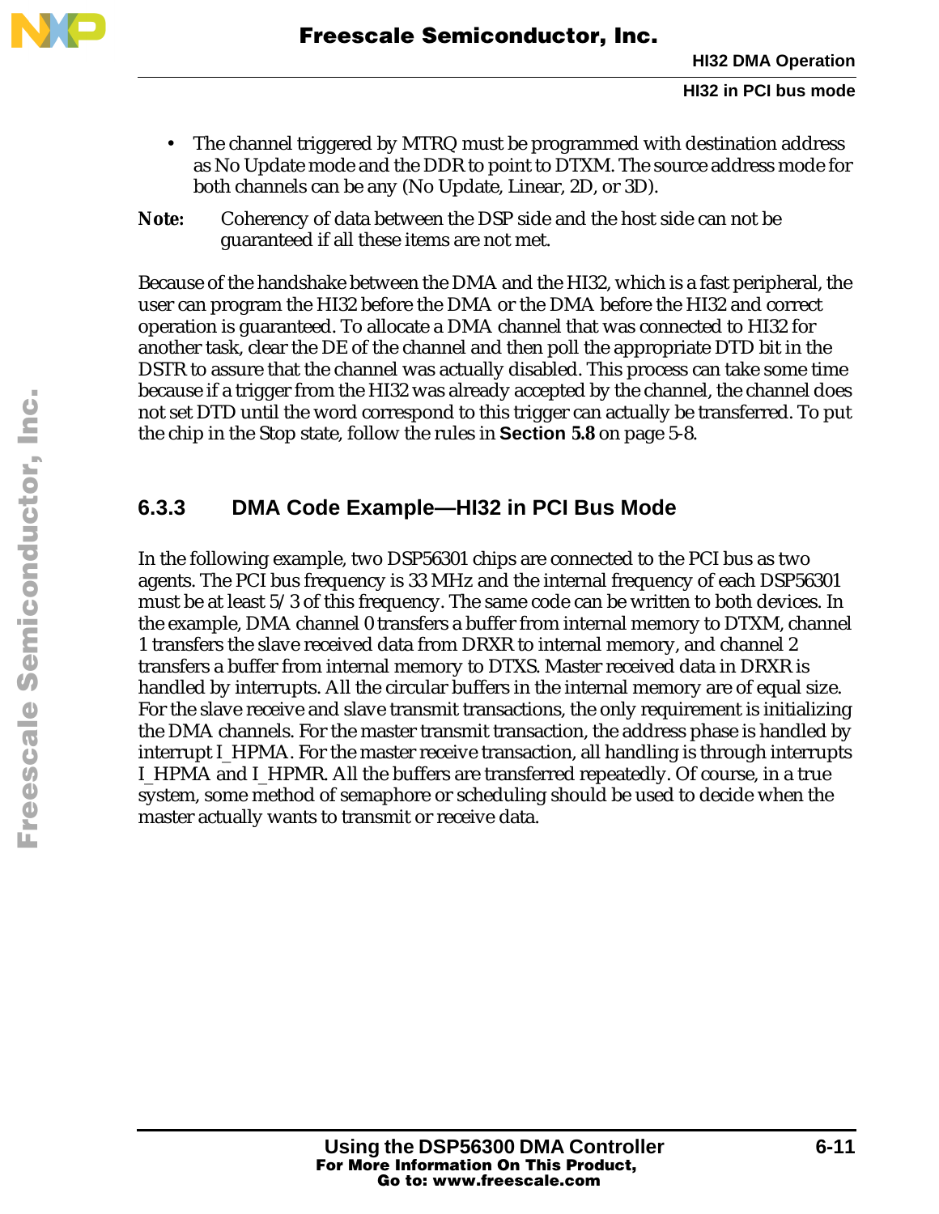- The channel triggered by MTRQ must be programmed with destination address as No Update mode and the DDR to point to DTXM. The source address mode for both channels can be any (No Update, Linear, 2D, or 3D).

**Note:** Coherency of data between the DSP side and the host side can not be guaranteed if all these items are not met.

Because of the handshake between the DMA and the HI32, which is a fast peripheral, the user can program the HI32 before the DMA or the DMA before the HI32 and correct operation is guaranteed. To allocate a DMA channel that was connected to HI32 for another task, clear the DE of the channel and then poll the appropriate DTD bit in the DSTR to assure that the channel was actually disabled. This process can take some time because if a trigger from the HI32 was already accepted by the channel, the channel does not set DTD until the word correspond to this trigger can actually be transferred. To put the chip in the Stop state, follow the rules in **Section 5.8** on page 5-8.

### 6.3.3 DMA Code Example—HI32 in PCI Bus Mode

In the following example, two DSP56301 chips are connected to the PCI bus as two agents. The PCI bus frequency is 33 MHz and the internal frequency of each DSP56301 must be at least 5/3 of this frequency. The same code can be written to both devices. In the example, DMA channel 0 transfers a buffer from internal memory to DTXM, channel 1 transfers the slave received data from DRXR to internal memory, and channel 2 transfers a buffer from internal memory to DTXS. Master received data in DRXR is handled by interrupts. All the circular buffers in the internal memory are of equal size. For the slave receive and slave transmit transactions, the only requirement is initializing the DMA channels. For the master transmit transaction, the address phase is handled by interrupt I_HPMA. For the master receive transaction, all handling is through interrupts I_HPMA and I_HPMR. All the buffers are transferred repeatedly. Of course, in a true system, some method of semaphore or scheduling should be used to decide when the master actually wants to transmit or receive data.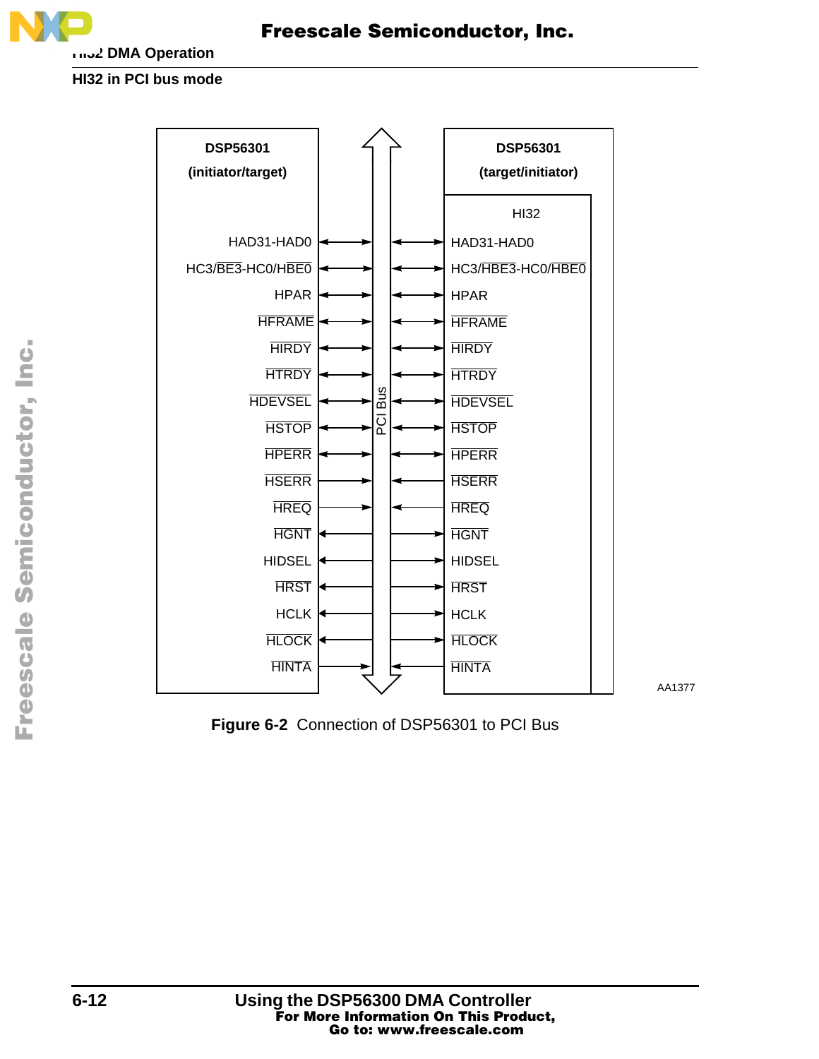**HI32 in PCI bus mode**

| DSP56301 (initiator/target) | Direction | PCI Bus | Direction | DSP56301 (target/initiator) HI32 |
|---|---|---|---|---|
| HAD31-HAD0 | ↔ | | ↔ | HAD31-HAD0 |
| HC3/$\overline{\text{BE3}}$-HC0/$\overline{\text{HBE0}}$ | ↔ | | ↔ | HC3/$\overline{\text{HBE3}}$-HC0/$\overline{\text{HBE0}}$ |
| HPAR | ↔ | | ↔ | HPAR |
| $\overline{\text{HFRAME}}$ | ↔ | | ↔ | $\overline{\text{HFRAME}}$ |
| $\overline{\text{HIRDY}}$ | ↔ | | ↔ | $\overline{\text{HIRDY}}$ |
| $\overline{\text{HTRDY}}$ | ↔ | | ↔ | $\overline{\text{HTRDY}}$ |
| $\overline{\text{HDEVSEL}}$ | ↔ | | ↔ | $\overline{\text{HDEVSEL}}$ |
| $\overline{\text{HSTOP}}$ | ↔ | | ↔ | $\overline{\text{HSTOP}}$ |
| $\overline{\text{HPERR}}$ | ↔ | | ↔ | $\overline{\text{HPERR}}$ |
| $\overline{\text{HSERR}}$ | → | | ← | $\overline{\text{HSERR}}$ |
| $\overline{\text{HREQ}}$ | → | | ← | $\overline{\text{HREQ}}$ |
| $\overline{\text{HGNT}}$ | ← | | → | $\overline{\text{HGNT}}$ |
| HIDSEL | ← | | → | HIDSEL |
| $\overline{\text{HRST}}$ | ← | | → | $\overline{\text{HRST}}$ |
| HCLK | ← | | → | HCLK |
| $\overline{\text{HLOCK}}$ | ← | | → | $\overline{\text{HLOCK}}$ |
| $\overline{\text{HINTA}}$ | → | | ← | $\overline{\text{HINTA}}$ |

AA1377

**Figure 6-2** Connection of DSP56301 to PCI Bus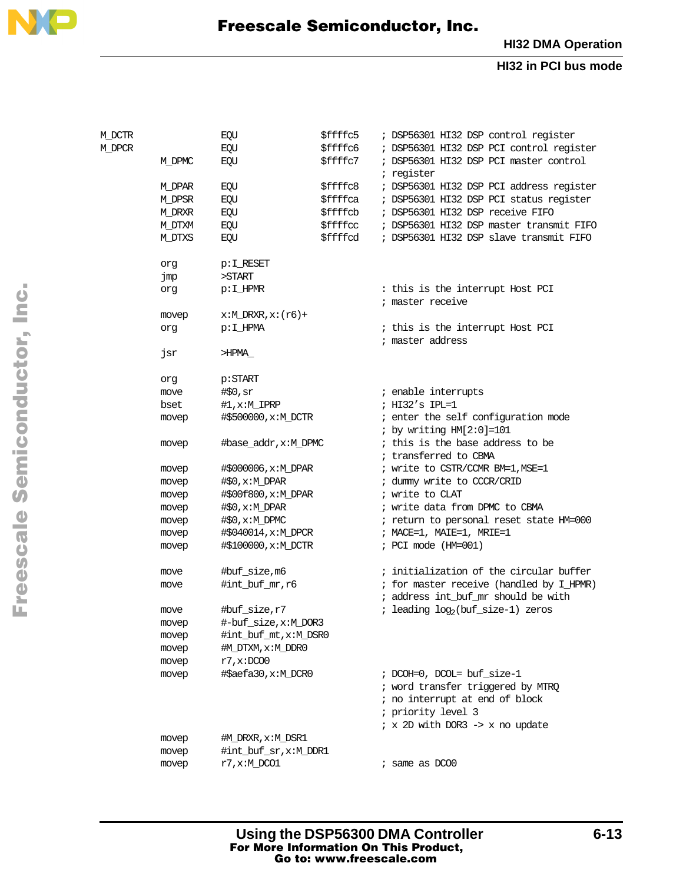```
M_DCTR          EQU         $ffffc5     ; DSP56301 HI32 DSP control register
M_DPCR          EQU         $ffffc6     ; DSP56301 HI32 DSP PCI control register
        M_DPMC  EQU         $ffffc7     ; DSP56301 HI32 DSP PCI master control
                                        ; register
        M_DPAR  EQU         $ffffc8     ; DSP56301 HI32 DSP PCI address register
        M_DPSR  EQU         $ffffca     ; DSP56301 HI32 DSP PCI status register
        M_DRXR  EQU         $ffffcb     ; DSP56301 HI32 DSP receive FIFO
        M_DTXM  EQU         $ffffcc     ; DSP56301 HI32 DSP master transmit FIFO
        M_DTXS  EQU         $ffffcd     ; DSP56301 HI32 DSP slave transmit FIFO

        org     p:I_RESET
        jmp     >START
        org     p:I_HPMR                : this is the interrupt Host PCI
                                        ; master receive
        movep   x:M_DRXR,x:(r6)+
        org     p:I_HPMA                ; this is the interrupt Host PCI
                                        ; master address
        jsr     >HPMA_

        org     p:START
        move    #$0,sr                  ; enable interrupts
        bset    #1,x:M_IPRP             ; HI32's IPL=1
        movep   #$500000,x:M_DCTR       ; enter the self configuration mode
                                        ; by writing HM[2:0]=101
        movep   #base_addr,x:M_DPMC     ; this is the base address to be
                                        ; transferred to CBMA
        movep   #$000006,x:M_DPAR       ; write to CSTR/CCMR BM=1,MSE=1
        movep   #$0,x:M_DPAR            ; dummy write to CCCR/CRID
        movep   #$00f800,x:M_DPAR       ; write to CLAT
        movep   #$0,x:M_DPAR            ; write data from DPMC to CBMA
        movep   #$0,x:M_DPMC            ; return to personal reset state HM=000
        movep   #$040014,x:M_DPCR       ; MACE=1, MAIE=1, MRIE=1
        movep   #$100000,x:M_DCTR       ; PCI mode (HM=001)

        move    #buf_size,m6            ; initialization of the circular buffer
        move    #int_buf_mr,r6          ; for master receive (handled by I_HPMR)
                                        ; address int_buf_mr should be with
        move    #buf_size,r7            ; leading log2(buf_size-1) zeros
        movep   #-buf_size,x:M_DOR3
        movep   #int_buf_mt,x:M_DSR0
        movep   #M_DTXM,x:M_DDR0
        movep   r7,x:DCO0
        movep   #$aefa30,x:M_DCR0       ; DCOH=0, DCOL= buf_size-1
                                        ; word transfer triggered by MTRQ
                                        ; no interrupt at end of block
                                        ; priority level 3
                                        ; x 2D with DOR3 -> x no update
        movep   #M_DRXR,x:M_DSR1
        movep   #int_buf_sr,x:M_DDR1
        movep   r7,x:M_DCO1             ; same as DCO0
```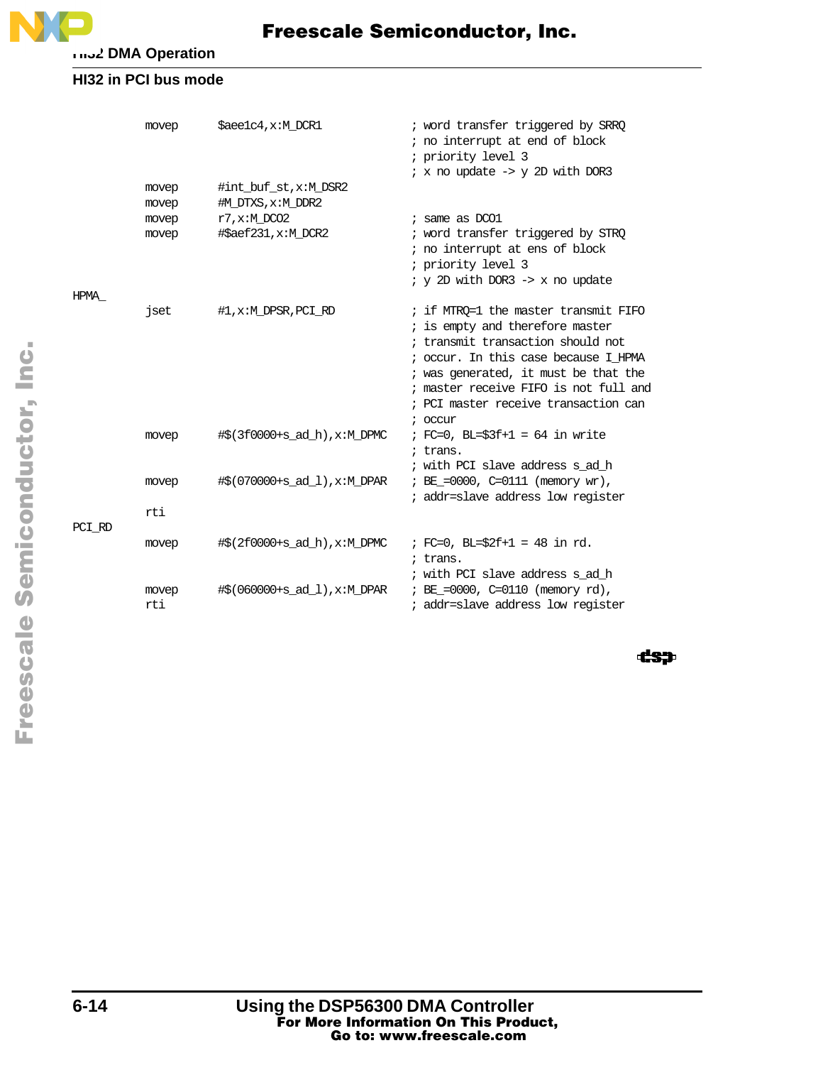**HI32 in PCI bus mode**

```
        movep   $aee1c4,x:M_DCR1              ; word transfer triggered by SRRQ
                                              ; no interrupt at end of block
                                              ; priority level 3
                                              ; x no update -> y 2D with DOR3
        movep   #int_buf_st,x:M_DSR2
        movep   #M_DTXS,x:M_DDR2
        movep   r7,x:M_DCO2                   ; same as DCO1
        movep   #$aef231,x:M_DCR2             ; word transfer triggered by STRQ
                                              ; no interrupt at ens of block
                                              ; priority level 3
                                              ; y 2D with DOR3 -> x no update
HPMA_
        jset    #1,x:M_DPSR,PCI_RD            ; if MTRQ=1 the master transmit FIFO
                                              ; is empty and therefore master
                                              ; transmit transaction should not
                                              ; occur. In this case because I_HPMA
                                              ; was generated, it must be that the
                                              ; master receive FIFO is not full and
                                              ; PCI master receive transaction can
                                              ; occur
        movep   #$(3f0000+s_ad_h),x:M_DPMC    ; FC=0, BL=$3f+1 = 64 in write
                                              ; trans.
                                              ; with PCI slave address s_ad_h
        movep   #$(070000+s_ad_l),x:M_DPAR    ; BE_=0000, C=0111 (memory wr),
                                              ; addr=slave address low register
        rti
PCI_RD
        movep   #$(2f0000+s_ad_h),x:M_DPMC    ; FC=0, BL=$2f+1 = 48 in rd.
                                              ; trans.
                                              ; with PCI slave address s_ad_h
        movep   #$(060000+s_ad_l),x:M_DPAR    ; BE_=0000, C=0110 (memory rd),
        rti                                   ; addr=slave address low register
```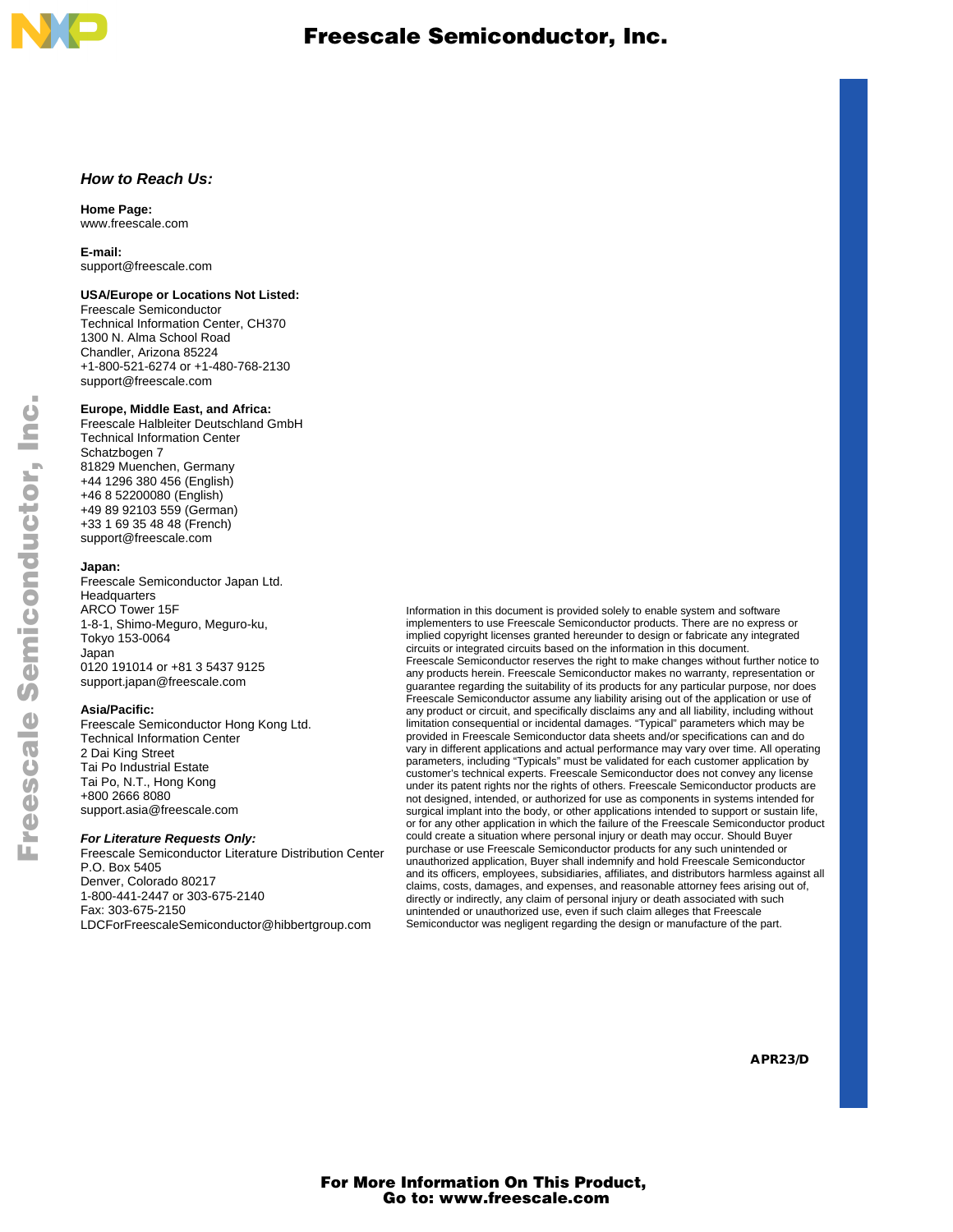*How to Reach Us:*

**Home Page:**
www.freescale.com

**E-mail:**
support@freescale.com

**USA/Europe or Locations Not Listed:**
Freescale Semiconductor
Technical Information Center, CH370
1300 N. Alma School Road
Chandler, Arizona 85224
+1-800-521-6274 or +1-480-768-2130
support@freescale.com

**Europe, Middle East, and Africa:**
Freescale Halbleiter Deutschland GmbH
Technical Information Center
Schatzbogen 7
81829 Muenchen, Germany
+44 1296 380 456 (English)
+46 8 52200080 (English)
+49 89 92103 559 (German)
+33 1 69 35 48 48 (French)
support@freescale.com

**Japan:**
Freescale Semiconductor Japan Ltd.
Headquarters
ARCO Tower 15F
1-8-1, Shimo-Meguro, Meguro-ku,
Tokyo 153-0064
Japan
0120 191014 or +81 3 5437 9125
support.japan@freescale.com

**Asia/Pacific:**
Freescale Semiconductor Hong Kong Ltd.
Technical Information Center
2 Dai King Street
Tai Po Industrial Estate
Tai Po, N.T., Hong Kong
+800 2666 8080
support.asia@freescale.com

***For Literature Requests Only:***
Freescale Semiconductor Literature Distribution Center
P.O. Box 5405
Denver, Colorado 80217
1-800-441-2447 or 303-675-2140
Fax: 303-675-2150
LDCForFreescaleSemiconductor@hibbertgroup.com

Information in this document is provided solely to enable system and software implementers to use Freescale Semiconductor products. There are no express or implied copyright licenses granted hereunder to design or fabricate any integrated circuits or integrated circuits based on the information in this document.
Freescale Semiconductor reserves the right to make changes without further notice to any products herein. Freescale Semiconductor makes no warranty, representation or guarantee regarding the suitability of its products for any particular purpose, nor does Freescale Semiconductor assume any liability arising out of the application or use of any product or circuit, and specifically disclaims any and all liability, including without limitation consequential or incidental damages. "Typical" parameters which may be provided in Freescale Semiconductor data sheets and/or specifications can and do vary in different applications and actual performance may vary over time. All operating parameters, including "Typicals" must be validated for each customer application by customer's technical experts. Freescale Semiconductor does not convey any license under its patent rights nor the rights of others. Freescale Semiconductor products are not designed, intended, or authorized for use as components in systems intended for surgical implant into the body, or other applications intended to support or sustain life, or for any other application in which the failure of the Freescale Semiconductor product could create a situation where personal injury or death may occur. Should Buyer purchase or use Freescale Semiconductor products for any such unintended or unauthorized application, Buyer shall indemnify and hold Freescale Semiconductor and its officers, employees, subsidiaries, affiliates, and distributors harmless against all claims, costs, damages, and expenses, and reasonable attorney fees arising out of, directly or indirectly, any claim of personal injury or death associated with such unintended or unauthorized use, even if such claim alleges that Freescale Semiconductor was negligent regarding the design or manufacture of the part.

**APR23/D**